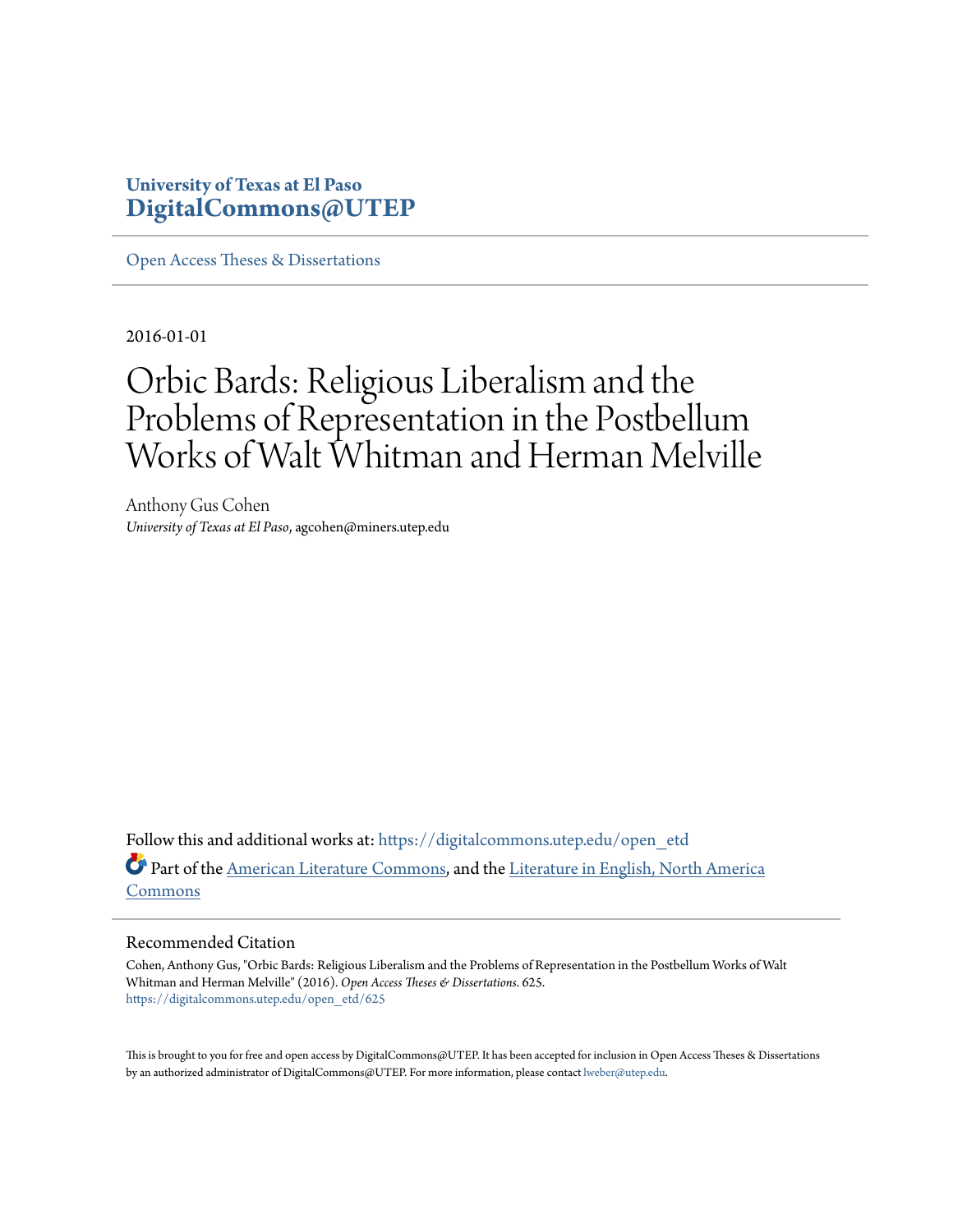University of Texas at El Paso
**DigitalCommons@UTEP**

Open Access Theses & Dissertations

2016-01-01

# Orbic Bards: Religious Liberalism and the Problems of Representation in the Postbellum Works of Walt Whitman and Herman Melville

Anthony Gus Cohen
*University of Texas at El Paso*, agcohen@miners.utep.edu

Follow this and additional works at: https://digitalcommons.utep.edu/open_etd

Part of the American Literature Commons, and the Literature in English, North America Commons

## Recommended Citation

Cohen, Anthony Gus, "Orbic Bards: Religious Liberalism and the Problems of Representation in the Postbellum Works of Walt Whitman and Herman Melville" (2016). *Open Access Theses & Dissertations*. 625.
https://digitalcommons.utep.edu/open_etd/625

This is brought to you for free and open access by DigitalCommons@UTEP. It has been accepted for inclusion in Open Access Theses & Dissertations by an authorized administrator of DigitalCommons@UTEP. For more information, please contact lweber@utep.edu.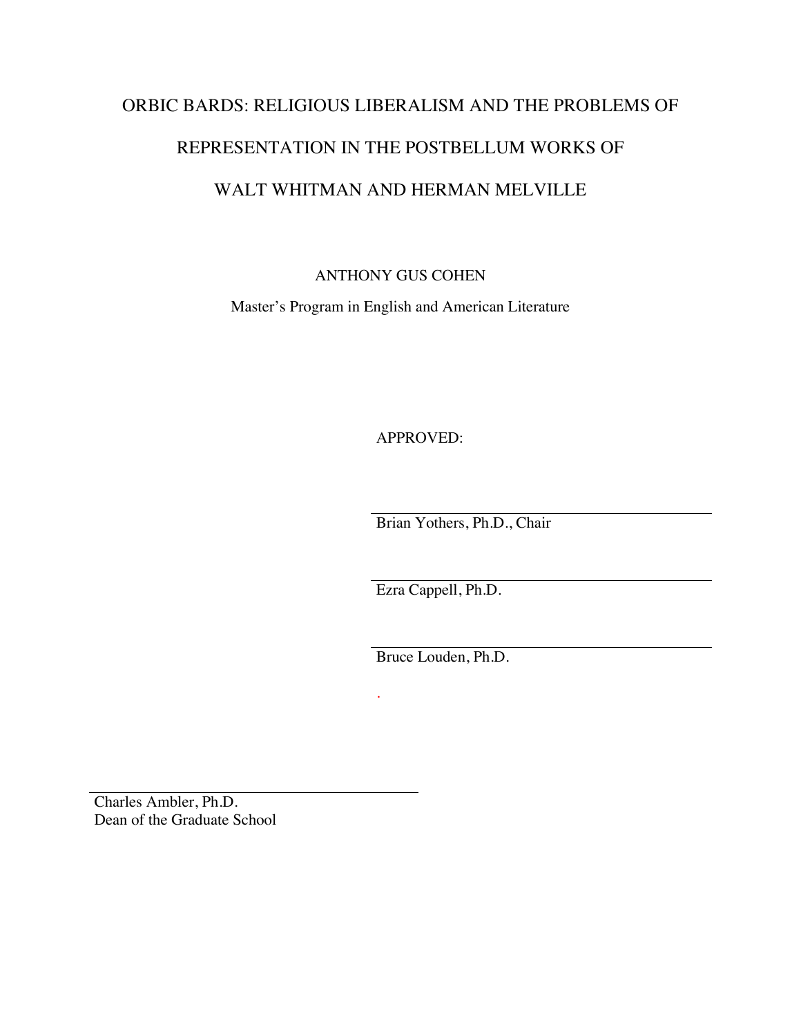# ORBIC BARDS: RELIGIOUS LIBERALISM AND THE PROBLEMS OF REPRESENTATION IN THE POSTBELLUM WORKS OF WALT WHITMAN AND HERMAN MELVILLE

ANTHONY GUS COHEN

Master's Program in English and American Literature

APPROVED:

Brian Yothers, Ph.D., Chair

Ezra Cappell, Ph.D.

Bruce Louden, Ph.D.

Charles Ambler, Ph.D.
Dean of the Graduate School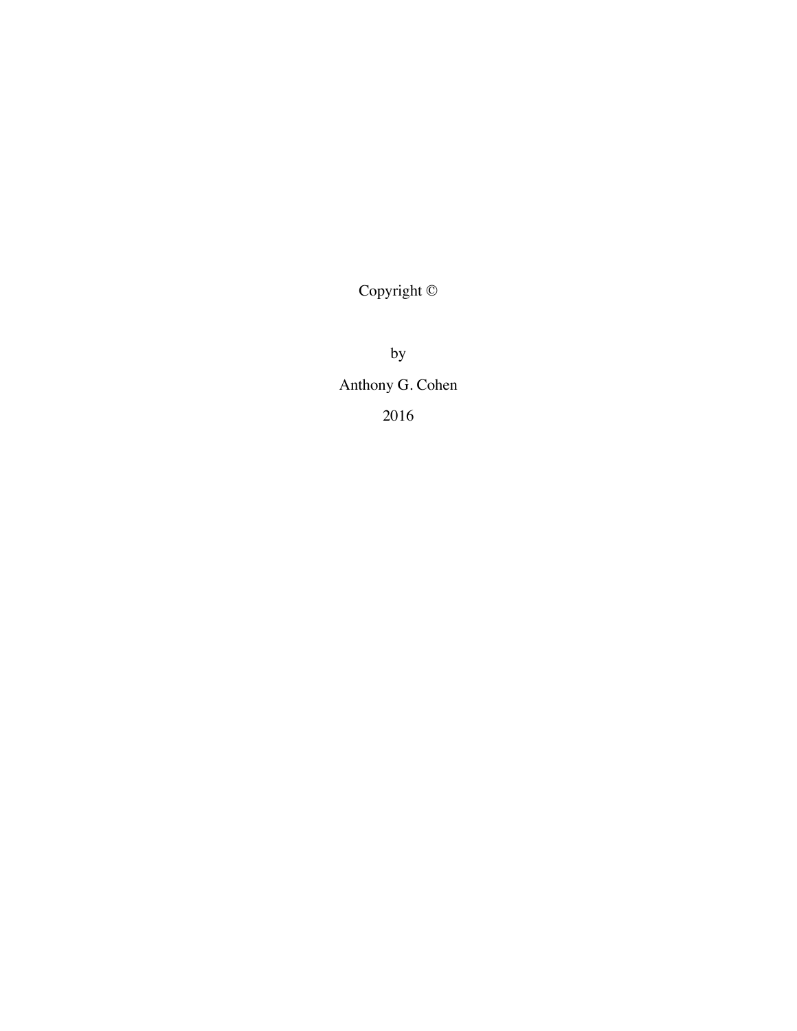Copyright ©

by

Anthony G. Cohen

2016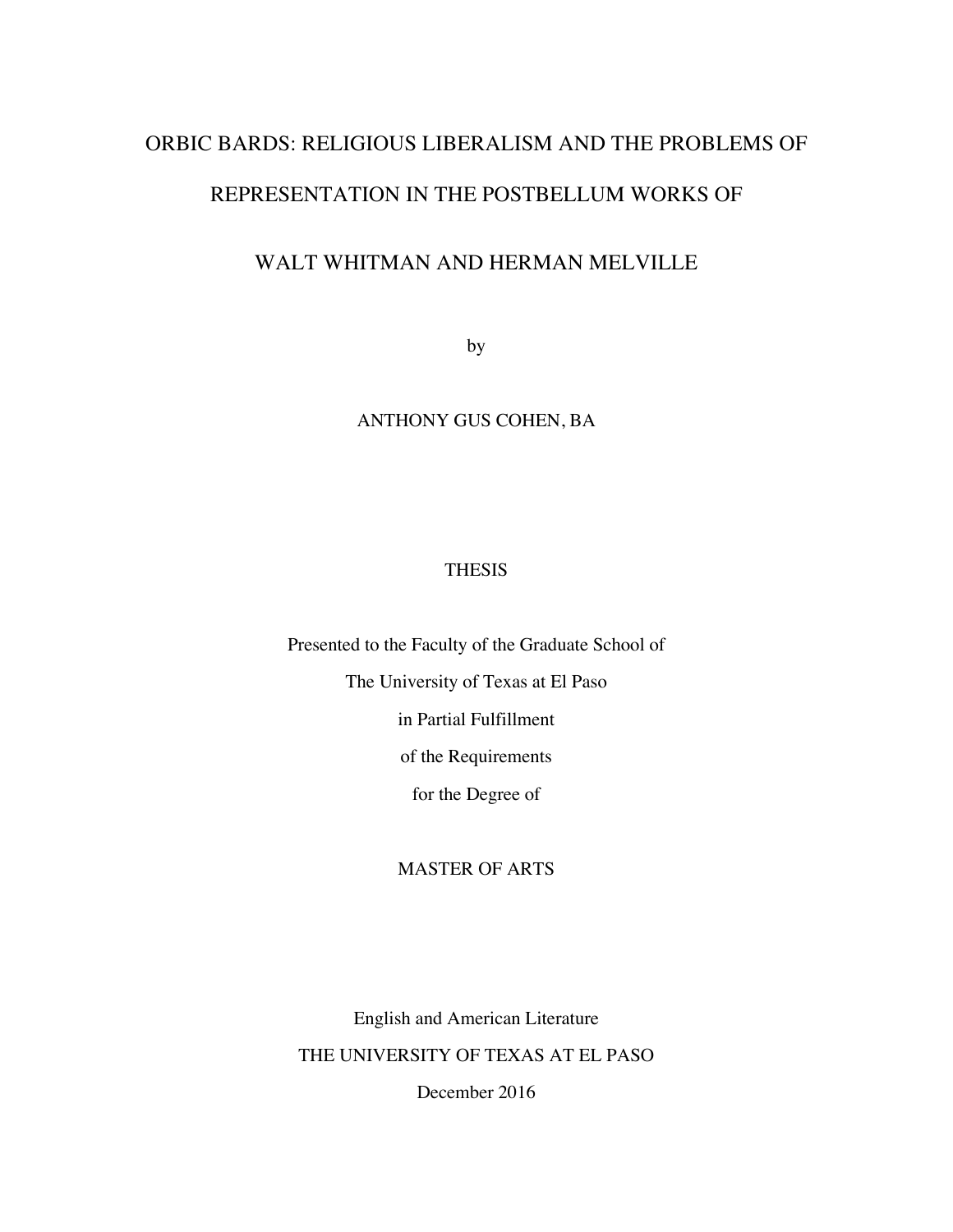# ORBIC BARDS: RELIGIOUS LIBERALISM AND THE PROBLEMS OF REPRESENTATION IN THE POSTBELLUM WORKS OF WALT WHITMAN AND HERMAN MELVILLE

by

ANTHONY GUS COHEN, BA

THESIS

Presented to the Faculty of the Graduate School of

The University of Texas at El Paso

in Partial Fulfillment

of the Requirements

for the Degree of

MASTER OF ARTS

English and American Literature

THE UNIVERSITY OF TEXAS AT EL PASO

December 2016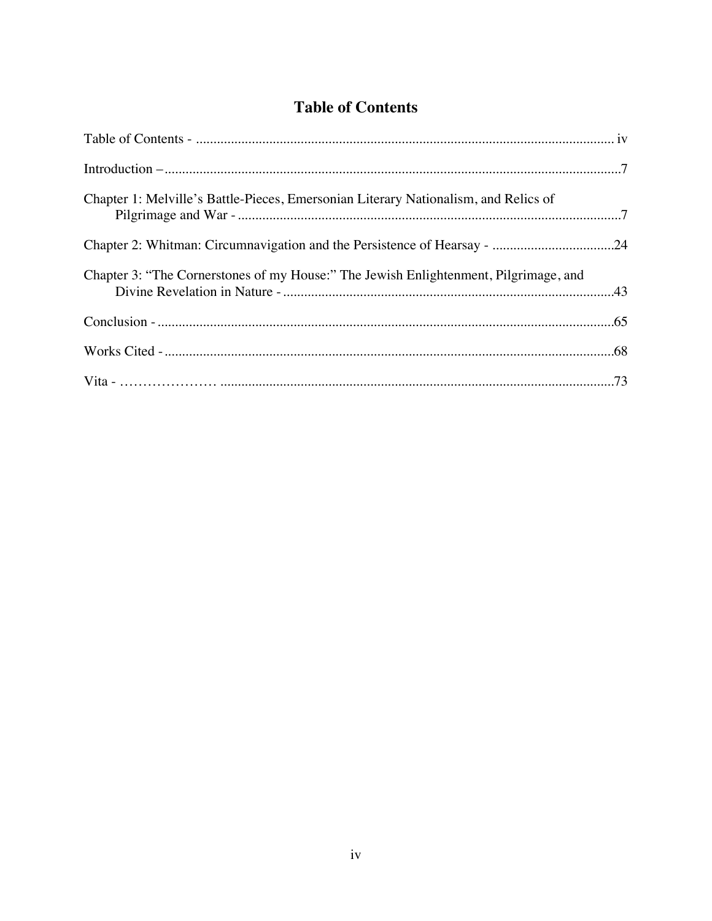# Table of Contents

Table of Contents - ........................................................................................................................ iv

Introduction –...................................................................................................................................7

Chapter 1: Melville's Battle-Pieces, Emersonian Literary Nationalism, and Relics of Pilgrimage and War - ..............................................................................................................7

Chapter 2: Whitman: Circumnavigation and the Persistence of Hearsay - ...................................24

Chapter 3: "The Cornerstones of my House:" The Jewish Enlightenment, Pilgrimage, and Divine Revelation in Nature - ...............................................................................................43

Conclusion - ...................................................................................................................................65

Works Cited - .................................................................................................................................68

Vita - ………………… .................................................................................................................73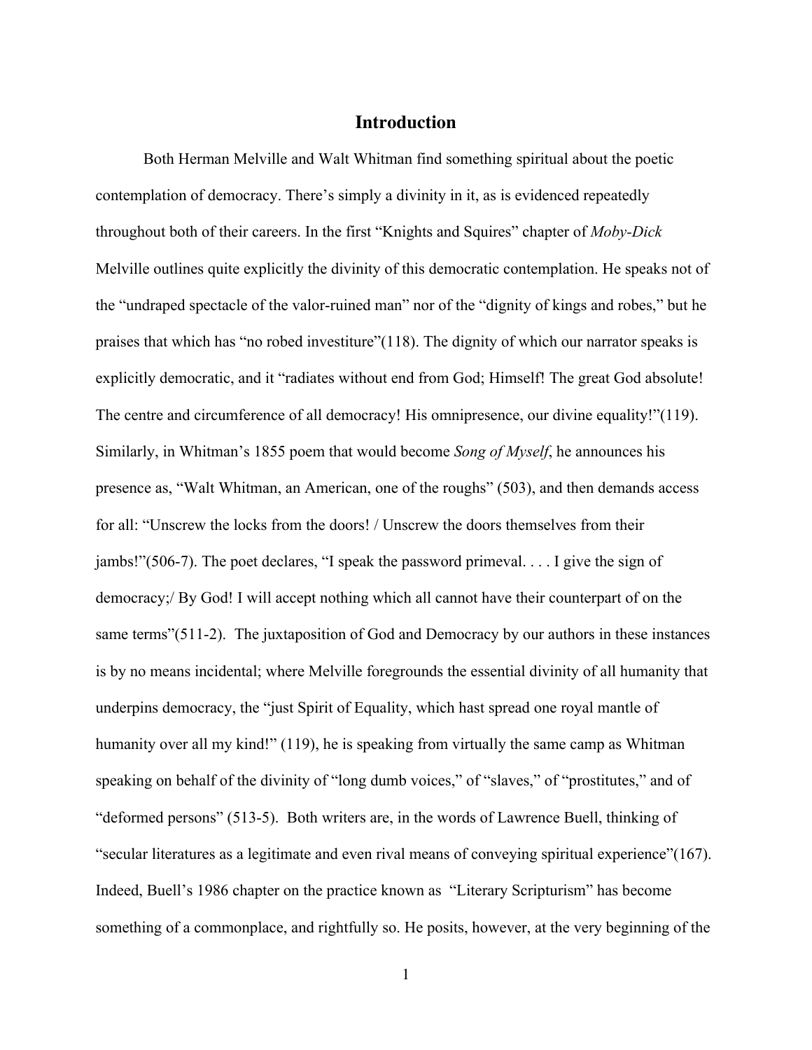## Introduction

Both Herman Melville and Walt Whitman find something spiritual about the poetic contemplation of democracy. There's simply a divinity in it, as is evidenced repeatedly throughout both of their careers. In the first "Knights and Squires" chapter of *Moby-Dick* Melville outlines quite explicitly the divinity of this democratic contemplation. He speaks not of the "undraped spectacle of the valor-ruined man" nor of the "dignity of kings and robes," but he praises that which has "no robed investiture"(118). The dignity of which our narrator speaks is explicitly democratic, and it "radiates without end from God; Himself! The great God absolute! The centre and circumference of all democracy! His omnipresence, our divine equality!"(119). Similarly, in Whitman's 1855 poem that would become *Song of Myself*, he announces his presence as, "Walt Whitman, an American, one of the roughs" (503), and then demands access for all: "Unscrew the locks from the doors! / Unscrew the doors themselves from their jambs!"(506-7). The poet declares, "I speak the password primeval. . . . I give the sign of democracy;/ By God! I will accept nothing which all cannot have their counterpart of on the same terms"(511-2). The juxtaposition of God and Democracy by our authors in these instances is by no means incidental; where Melville foregrounds the essential divinity of all humanity that underpins democracy, the "just Spirit of Equality, which hast spread one royal mantle of humanity over all my kind!" (119), he is speaking from virtually the same camp as Whitman speaking on behalf of the divinity of "long dumb voices," of "slaves," of "prostitutes," and of "deformed persons" (513-5). Both writers are, in the words of Lawrence Buell, thinking of "secular literatures as a legitimate and even rival means of conveying spiritual experience"(167). Indeed, Buell's 1986 chapter on the practice known as "Literary Scripturism" has become something of a commonplace, and rightfully so. He posits, however, at the very beginning of the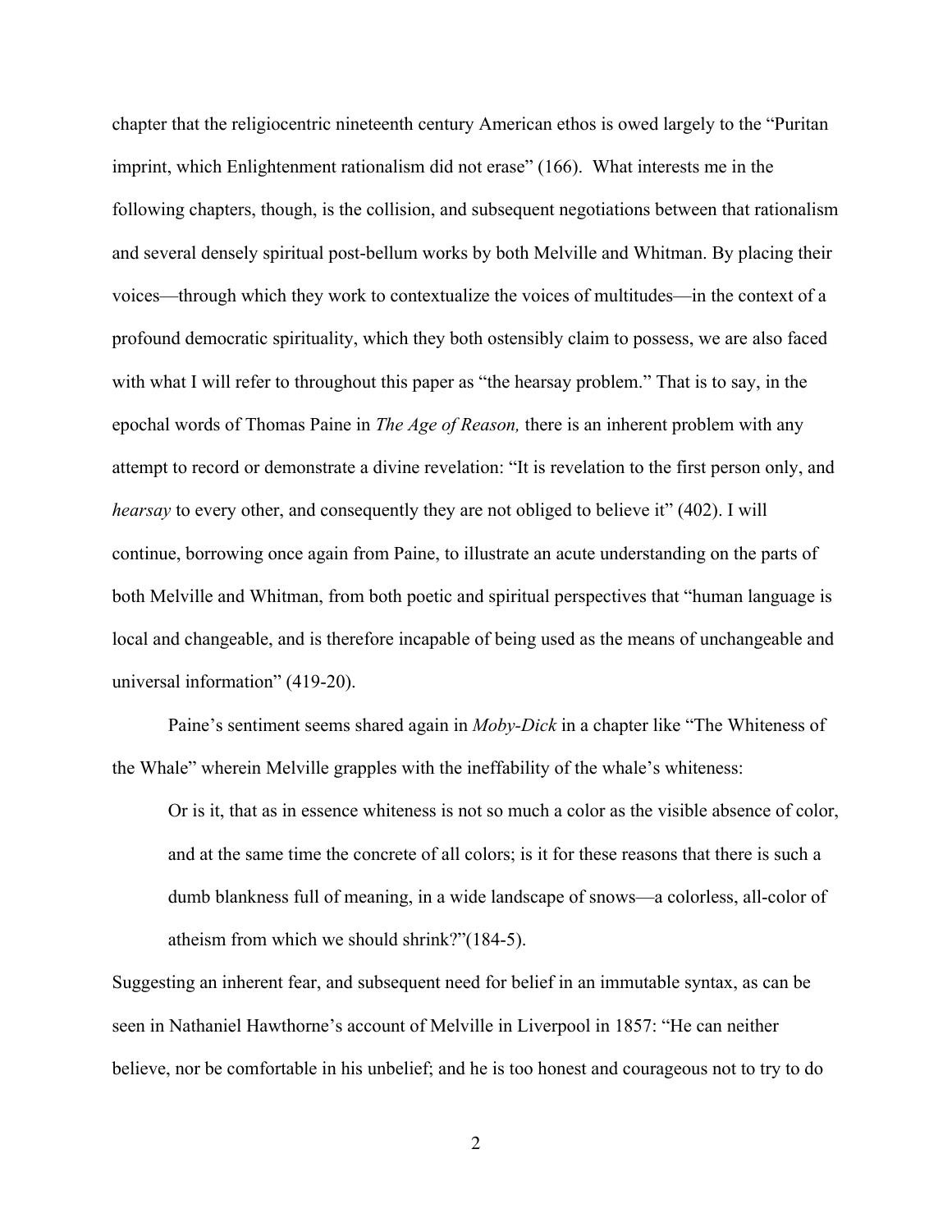chapter that the religiocentric nineteenth century American ethos is owed largely to the "Puritan imprint, which Enlightenment rationalism did not erase" (166). What interests me in the following chapters, though, is the collision, and subsequent negotiations between that rationalism and several densely spiritual post-bellum works by both Melville and Whitman. By placing their voices—through which they work to contextualize the voices of multitudes—in the context of a profound democratic spirituality, which they both ostensibly claim to possess, we are also faced with what I will refer to throughout this paper as "the hearsay problem." That is to say, in the epochal words of Thomas Paine in *The Age of Reason,* there is an inherent problem with any attempt to record or demonstrate a divine revelation: "It is revelation to the first person only, and *hearsay* to every other, and consequently they are not obliged to believe it" (402). I will continue, borrowing once again from Paine, to illustrate an acute understanding on the parts of both Melville and Whitman, from both poetic and spiritual perspectives that "human language is local and changeable, and is therefore incapable of being used as the means of unchangeable and universal information" (419-20).

Paine's sentiment seems shared again in *Moby-Dick* in a chapter like "The Whiteness of the Whale" wherein Melville grapples with the ineffability of the whale's whiteness:

> Or is it, that as in essence whiteness is not so much a color as the visible absence of color, and at the same time the concrete of all colors; is it for these reasons that there is such a dumb blankness full of meaning, in a wide landscape of snows—a colorless, all-color of atheism from which we should shrink?"(184-5).

Suggesting an inherent fear, and subsequent need for belief in an immutable syntax, as can be seen in Nathaniel Hawthorne's account of Melville in Liverpool in 1857: "He can neither believe, nor be comfortable in his unbelief; and he is too honest and courageous not to try to do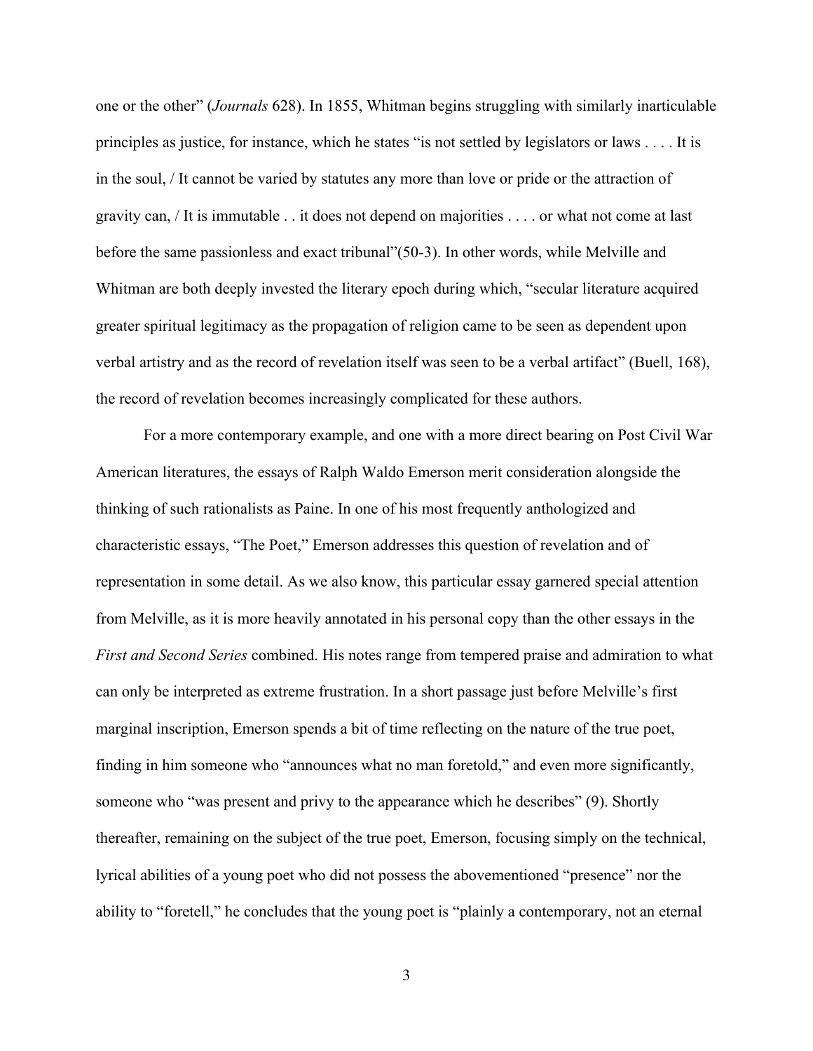one or the other" (*Journals* 628). In 1855, Whitman begins struggling with similarly inarticulable principles as justice, for instance, which he states "is not settled by legislators or laws . . . . It is in the soul, / It cannot be varied by statutes any more than love or pride or the attraction of gravity can, / It is immutable . . it does not depend on majorities . . . . or what not come at last before the same passionless and exact tribunal"(50-3). In other words, while Melville and Whitman are both deeply invested the literary epoch during which, "secular literature acquired greater spiritual legitimacy as the propagation of religion came to be seen as dependent upon verbal artistry and as the record of revelation itself was seen to be a verbal artifact" (Buell, 168), the record of revelation becomes increasingly complicated for these authors.

For a more contemporary example, and one with a more direct bearing on Post Civil War American literatures, the essays of Ralph Waldo Emerson merit consideration alongside the thinking of such rationalists as Paine. In one of his most frequently anthologized and characteristic essays, "The Poet," Emerson addresses this question of revelation and of representation in some detail. As we also know, this particular essay garnered special attention from Melville, as it is more heavily annotated in his personal copy than the other essays in the *First and Second Series* combined. His notes range from tempered praise and admiration to what can only be interpreted as extreme frustration. In a short passage just before Melville's first marginal inscription, Emerson spends a bit of time reflecting on the nature of the true poet, finding in him someone who "announces what no man foretold," and even more significantly, someone who "was present and privy to the appearance which he describes" (9). Shortly thereafter, remaining on the subject of the true poet, Emerson, focusing simply on the technical, lyrical abilities of a young poet who did not possess the abovementioned "presence" nor the ability to "foretell," he concludes that the young poet is "plainly a contemporary, not an eternal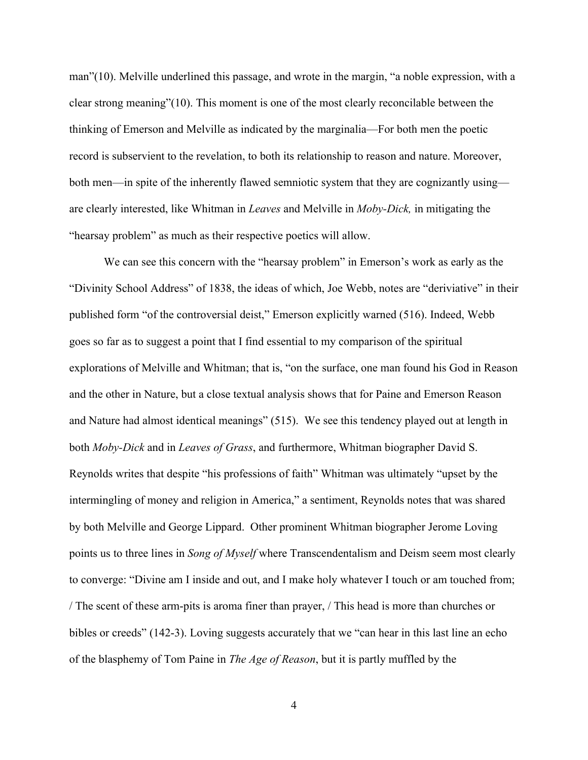man"(10). Melville underlined this passage, and wrote in the margin, "a noble expression, with a clear strong meaning"(10). This moment is one of the most clearly reconcilable between the thinking of Emerson and Melville as indicated by the marginalia—For both men the poetic record is subservient to the revelation, to both its relationship to reason and nature. Moreover, both men—in spite of the inherently flawed semniotic system that they are cognizantly using—are clearly interested, like Whitman in *Leaves* and Melville in *Moby-Dick,* in mitigating the "hearsay problem" as much as their respective poetics will allow.

We can see this concern with the "hearsay problem" in Emerson's work as early as the "Divinity School Address" of 1838, the ideas of which, Joe Webb, notes are "deriviative" in their published form "of the controversial deist," Emerson explicitly warned (516). Indeed, Webb goes so far as to suggest a point that I find essential to my comparison of the spiritual explorations of Melville and Whitman; that is, "on the surface, one man found his God in Reason and the other in Nature, but a close textual analysis shows that for Paine and Emerson Reason and Nature had almost identical meanings" (515). We see this tendency played out at length in both *Moby-Dick* and in *Leaves of Grass*, and furthermore, Whitman biographer David S. Reynolds writes that despite "his professions of faith" Whitman was ultimately "upset by the intermingling of money and religion in America," a sentiment, Reynolds notes that was shared by both Melville and George Lippard. Other prominent Whitman biographer Jerome Loving points us to three lines in *Song of Myself* where Transcendentalism and Deism seem most clearly to converge: "Divine am I inside and out, and I make holy whatever I touch or am touched from; / The scent of these arm-pits is aroma finer than prayer, / This head is more than churches or bibles or creeds" (142-3). Loving suggests accurately that we "can hear in this last line an echo of the blasphemy of Tom Paine in *The Age of Reason*, but it is partly muffled by the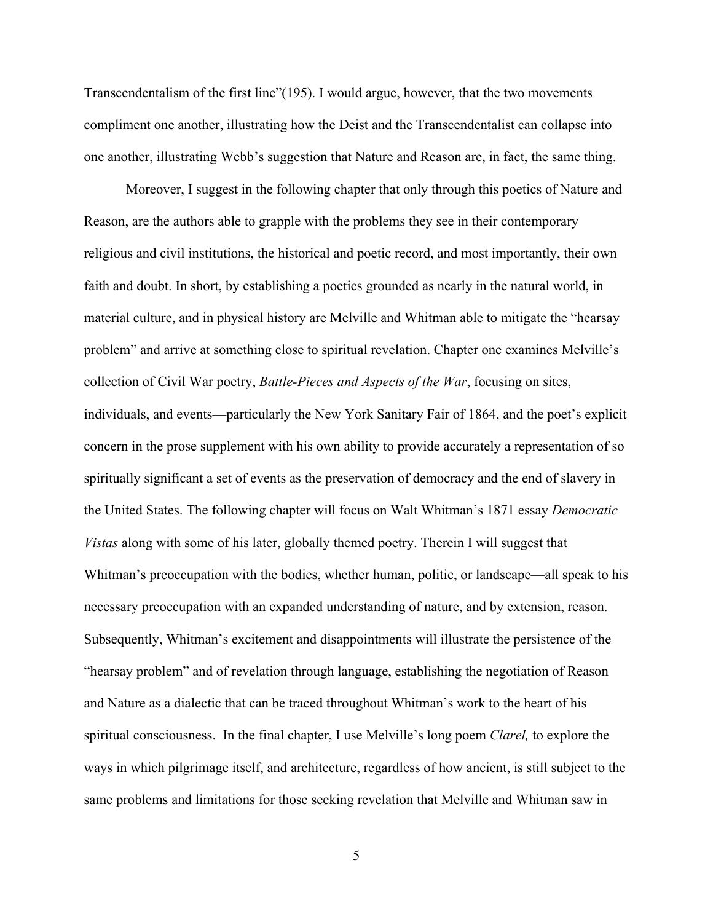Transcendentalism of the first line"(195). I would argue, however, that the two movements compliment one another, illustrating how the Deist and the Transcendentalist can collapse into one another, illustrating Webb's suggestion that Nature and Reason are, in fact, the same thing.

Moreover, I suggest in the following chapter that only through this poetics of Nature and Reason, are the authors able to grapple with the problems they see in their contemporary religious and civil institutions, the historical and poetic record, and most importantly, their own faith and doubt. In short, by establishing a poetics grounded as nearly in the natural world, in material culture, and in physical history are Melville and Whitman able to mitigate the "hearsay problem" and arrive at something close to spiritual revelation. Chapter one examines Melville's collection of Civil War poetry, *Battle-Pieces and Aspects of the War*, focusing on sites, individuals, and events—particularly the New York Sanitary Fair of 1864, and the poet's explicit concern in the prose supplement with his own ability to provide accurately a representation of so spiritually significant a set of events as the preservation of democracy and the end of slavery in the United States. The following chapter will focus on Walt Whitman's 1871 essay *Democratic Vistas* along with some of his later, globally themed poetry. Therein I will suggest that Whitman's preoccupation with the bodies, whether human, politic, or landscape—all speak to his necessary preoccupation with an expanded understanding of nature, and by extension, reason. Subsequently, Whitman's excitement and disappointments will illustrate the persistence of the "hearsay problem" and of revelation through language, establishing the negotiation of Reason and Nature as a dialectic that can be traced throughout Whitman's work to the heart of his spiritual consciousness. In the final chapter, I use Melville's long poem *Clarel,* to explore the ways in which pilgrimage itself, and architecture, regardless of how ancient, is still subject to the same problems and limitations for those seeking revelation that Melville and Whitman saw in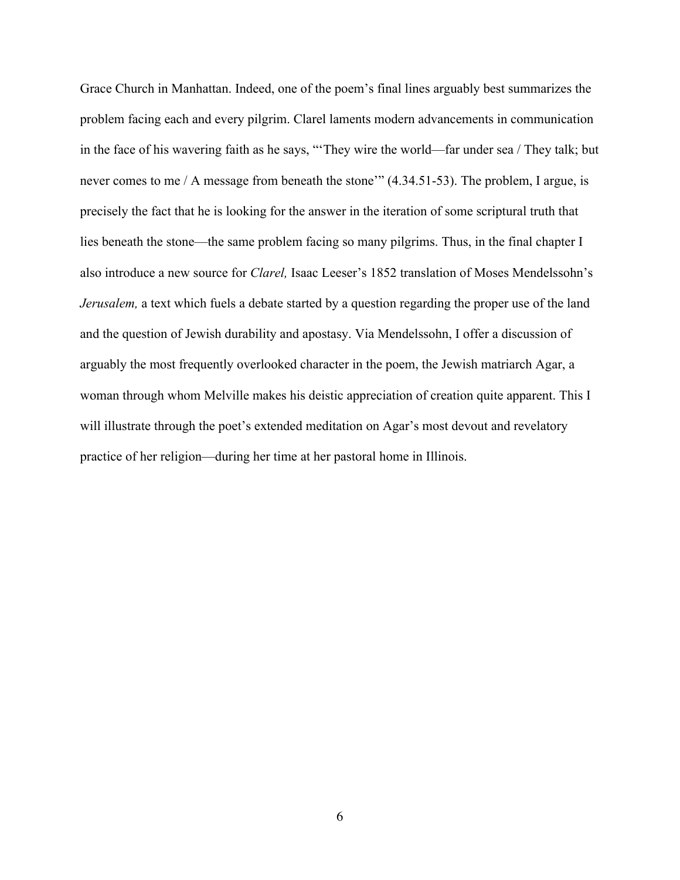Grace Church in Manhattan. Indeed, one of the poem's final lines arguably best summarizes the problem facing each and every pilgrim. Clarel laments modern advancements in communication in the face of his wavering faith as he says, "'They wire the world—far under sea / They talk; but never comes to me / A message from beneath the stone'" (4.34.51-53). The problem, I argue, is precisely the fact that he is looking for the answer in the iteration of some scriptural truth that lies beneath the stone—the same problem facing so many pilgrims. Thus, in the final chapter I also introduce a new source for *Clarel,* Isaac Leeser's 1852 translation of Moses Mendelssohn's *Jerusalem,* a text which fuels a debate started by a question regarding the proper use of the land and the question of Jewish durability and apostasy. Via Mendelssohn, I offer a discussion of arguably the most frequently overlooked character in the poem, the Jewish matriarch Agar, a woman through whom Melville makes his deistic appreciation of creation quite apparent. This I will illustrate through the poet's extended meditation on Agar's most devout and revelatory practice of her religion—during her time at her pastoral home in Illinois.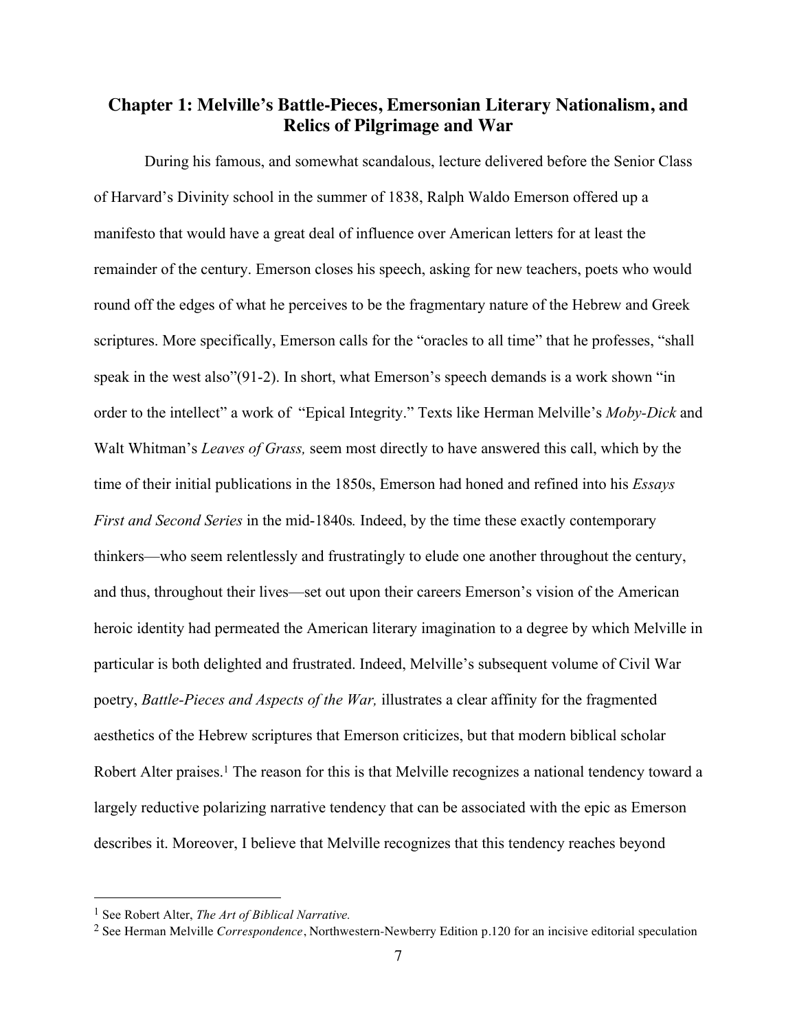## Chapter 1: Melville's Battle-Pieces, Emersonian Literary Nationalism, and Relics of Pilgrimage and War

During his famous, and somewhat scandalous, lecture delivered before the Senior Class of Harvard's Divinity school in the summer of 1838, Ralph Waldo Emerson offered up a manifesto that would have a great deal of influence over American letters for at least the remainder of the century. Emerson closes his speech, asking for new teachers, poets who would round off the edges of what he perceives to be the fragmentary nature of the Hebrew and Greek scriptures. More specifically, Emerson calls for the "oracles to all time" that he professes, "shall speak in the west also"(91-2). In short, what Emerson's speech demands is a work shown "in order to the intellect" a work of "Epical Integrity." Texts like Herman Melville's *Moby-Dick* and Walt Whitman's *Leaves of Grass,* seem most directly to have answered this call, which by the time of their initial publications in the 1850s, Emerson had honed and refined into his *Essays First and Second Series* in the mid-1840s*.* Indeed, by the time these exactly contemporary thinkers—who seem relentlessly and frustratingly to elude one another throughout the century, and thus, throughout their lives—set out upon their careers Emerson's vision of the American heroic identity had permeated the American literary imagination to a degree by which Melville in particular is both delighted and frustrated. Indeed, Melville's subsequent volume of Civil War poetry, *Battle-Pieces and Aspects of the War,* illustrates a clear affinity for the fragmented aesthetics of the Hebrew scriptures that Emerson criticizes, but that modern biblical scholar Robert Alter praises.[1] The reason for this is that Melville recognizes a national tendency toward a largely reductive polarizing narrative tendency that can be associated with the epic as Emerson describes it. Moreover, I believe that Melville recognizes that this tendency reaches beyond

---

[1] See Robert Alter, *The Art of Biblical Narrative.*

[2] See Herman Melville *Correspondence*, Northwestern-Newberry Edition p.120 for an incisive editorial speculation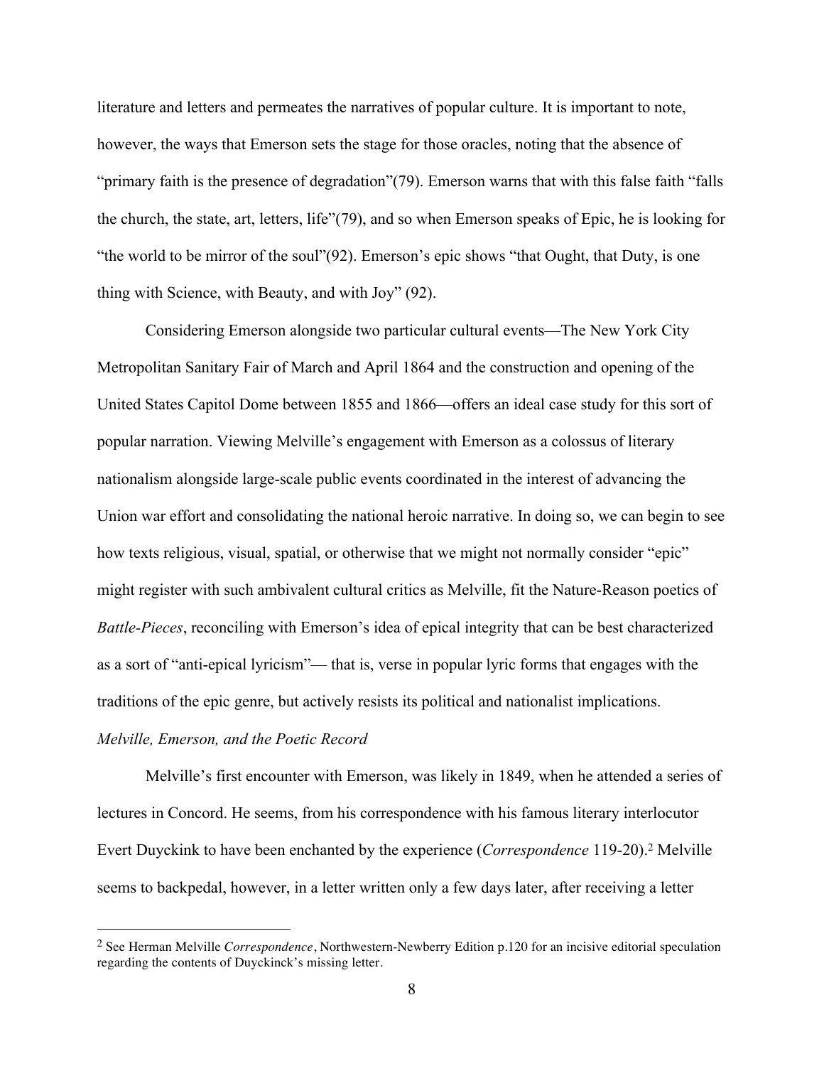literature and letters and permeates the narratives of popular culture. It is important to note, however, the ways that Emerson sets the stage for those oracles, noting that the absence of "primary faith is the presence of degradation"(79). Emerson warns that with this false faith "falls the church, the state, art, letters, life"(79), and so when Emerson speaks of Epic, he is looking for "the world to be mirror of the soul"(92). Emerson's epic shows "that Ought, that Duty, is one thing with Science, with Beauty, and with Joy" (92).

Considering Emerson alongside two particular cultural events—The New York City Metropolitan Sanitary Fair of March and April 1864 and the construction and opening of the United States Capitol Dome between 1855 and 1866—offers an ideal case study for this sort of popular narration. Viewing Melville's engagement with Emerson as a colossus of literary nationalism alongside large-scale public events coordinated in the interest of advancing the Union war effort and consolidating the national heroic narrative. In doing so, we can begin to see how texts religious, visual, spatial, or otherwise that we might not normally consider "epic" might register with such ambivalent cultural critics as Melville, fit the Nature-Reason poetics of *Battle-Pieces*, reconciling with Emerson's idea of epical integrity that can be best characterized as a sort of "anti-epical lyricism"— that is, verse in popular lyric forms that engages with the traditions of the epic genre, but actively resists its political and nationalist implications.

*Melville, Emerson, and the Poetic Record*

Melville's first encounter with Emerson, was likely in 1849, when he attended a series of lectures in Concord. He seems, from his correspondence with his famous literary interlocutor Evert Duyckink to have been enchanted by the experience (*Correspondence* 119-20).[2] Melville seems to backpedal, however, in a letter written only a few days later, after receiving a letter

[2] See Herman Melville *Correspondence*, Northwestern-Newberry Edition p.120 for an incisive editorial speculation regarding the contents of Duyckinck's missing letter.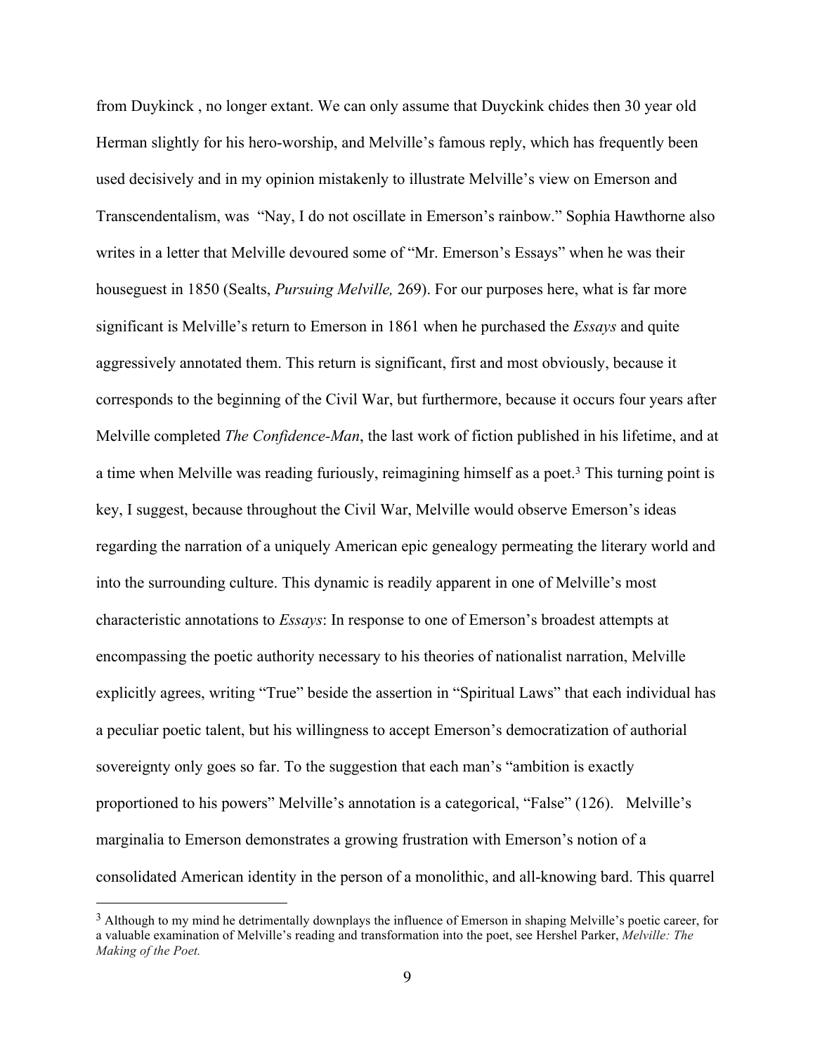from Duykinck , no longer extant. We can only assume that Duyckink chides then 30 year old Herman slightly for his hero-worship, and Melville's famous reply, which has frequently been used decisively and in my opinion mistakenly to illustrate Melville's view on Emerson and Transcendentalism, was "Nay, I do not oscillate in Emerson's rainbow." Sophia Hawthorne also writes in a letter that Melville devoured some of "Mr. Emerson's Essays" when he was their houseguest in 1850 (Sealts, *Pursuing Melville,* 269). For our purposes here, what is far more significant is Melville's return to Emerson in 1861 when he purchased the *Essays* and quite aggressively annotated them. This return is significant, first and most obviously, because it corresponds to the beginning of the Civil War, but furthermore, because it occurs four years after Melville completed *The Confidence-Man*, the last work of fiction published in his lifetime, and at a time when Melville was reading furiously, reimagining himself as a poet.[3] This turning point is key, I suggest, because throughout the Civil War, Melville would observe Emerson's ideas regarding the narration of a uniquely American epic genealogy permeating the literary world and into the surrounding culture. This dynamic is readily apparent in one of Melville's most characteristic annotations to *Essays*: In response to one of Emerson's broadest attempts at encompassing the poetic authority necessary to his theories of nationalist narration, Melville explicitly agrees, writing "True" beside the assertion in "Spiritual Laws" that each individual has a peculiar poetic talent, but his willingness to accept Emerson's democratization of authorial sovereignty only goes so far. To the suggestion that each man's "ambition is exactly proportioned to his powers" Melville's annotation is a categorical, "False" (126). Melville's marginalia to Emerson demonstrates a growing frustration with Emerson's notion of a consolidated American identity in the person of a monolithic, and all-knowing bard. This quarrel

[3] Although to my mind he detrimentally downplays the influence of Emerson in shaping Melville's poetic career, for a valuable examination of Melville's reading and transformation into the poet, see Hershel Parker, *Melville: The Making of the Poet.*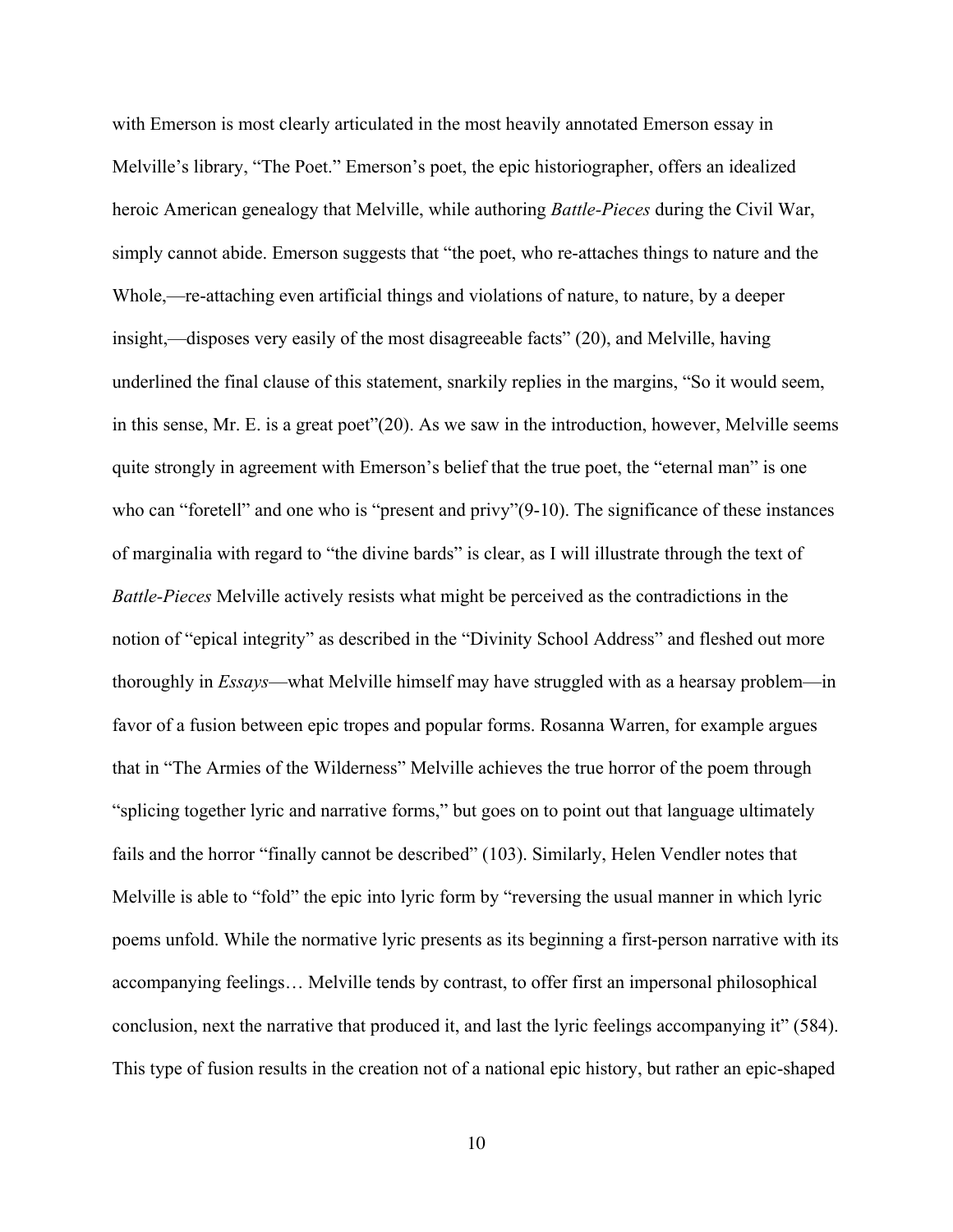with Emerson is most clearly articulated in the most heavily annotated Emerson essay in Melville's library, "The Poet." Emerson's poet, the epic historiographer, offers an idealized heroic American genealogy that Melville, while authoring *Battle-Pieces* during the Civil War, simply cannot abide. Emerson suggests that "the poet, who re-attaches things to nature and the Whole,—re-attaching even artificial things and violations of nature, to nature, by a deeper insight,—disposes very easily of the most disagreeable facts" (20), and Melville, having underlined the final clause of this statement, snarkily replies in the margins, "So it would seem, in this sense, Mr. E. is a great poet"(20). As we saw in the introduction, however, Melville seems quite strongly in agreement with Emerson's belief that the true poet, the "eternal man" is one who can "foretell" and one who is "present and privy"(9-10). The significance of these instances of marginalia with regard to "the divine bards" is clear, as I will illustrate through the text of *Battle-Pieces* Melville actively resists what might be perceived as the contradictions in the notion of "epical integrity" as described in the "Divinity School Address" and fleshed out more thoroughly in *Essays*—what Melville himself may have struggled with as a hearsay problem—in favor of a fusion between epic tropes and popular forms. Rosanna Warren, for example argues that in "The Armies of the Wilderness" Melville achieves the true horror of the poem through "splicing together lyric and narrative forms," but goes on to point out that language ultimately fails and the horror "finally cannot be described" (103). Similarly, Helen Vendler notes that Melville is able to "fold" the epic into lyric form by "reversing the usual manner in which lyric poems unfold. While the normative lyric presents as its beginning a first-person narrative with its accompanying feelings… Melville tends by contrast, to offer first an impersonal philosophical conclusion, next the narrative that produced it, and last the lyric feelings accompanying it" (584). This type of fusion results in the creation not of a national epic history, but rather an epic-shaped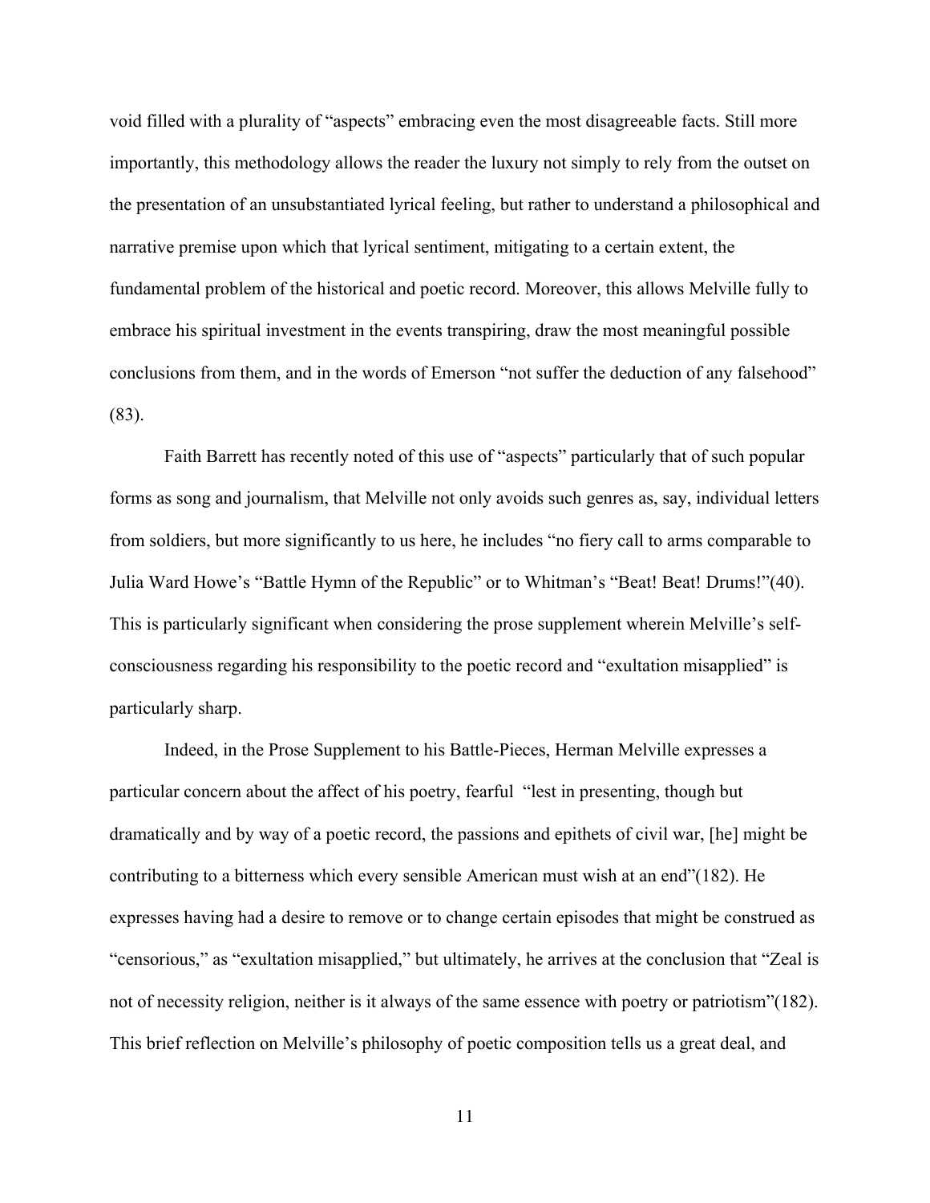void filled with a plurality of "aspects" embracing even the most disagreeable facts. Still more importantly, this methodology allows the reader the luxury not simply to rely from the outset on the presentation of an unsubstantiated lyrical feeling, but rather to understand a philosophical and narrative premise upon which that lyrical sentiment, mitigating to a certain extent, the fundamental problem of the historical and poetic record. Moreover, this allows Melville fully to embrace his spiritual investment in the events transpiring, draw the most meaningful possible conclusions from them, and in the words of Emerson "not suffer the deduction of any falsehood" (83).

Faith Barrett has recently noted of this use of "aspects" particularly that of such popular forms as song and journalism, that Melville not only avoids such genres as, say, individual letters from soldiers, but more significantly to us here, he includes "no fiery call to arms comparable to Julia Ward Howe's "Battle Hymn of the Republic" or to Whitman's "Beat! Beat! Drums!"(40). This is particularly significant when considering the prose supplement wherein Melville's self-consciousness regarding his responsibility to the poetic record and "exultation misapplied" is particularly sharp.

Indeed, in the Prose Supplement to his Battle-Pieces, Herman Melville expresses a particular concern about the affect of his poetry, fearful "lest in presenting, though but dramatically and by way of a poetic record, the passions and epithets of civil war, [he] might be contributing to a bitterness which every sensible American must wish at an end"(182). He expresses having had a desire to remove or to change certain episodes that might be construed as "censorious," as "exultation misapplied," but ultimately, he arrives at the conclusion that "Zeal is not of necessity religion, neither is it always of the same essence with poetry or patriotism"(182). This brief reflection on Melville's philosophy of poetic composition tells us a great deal, and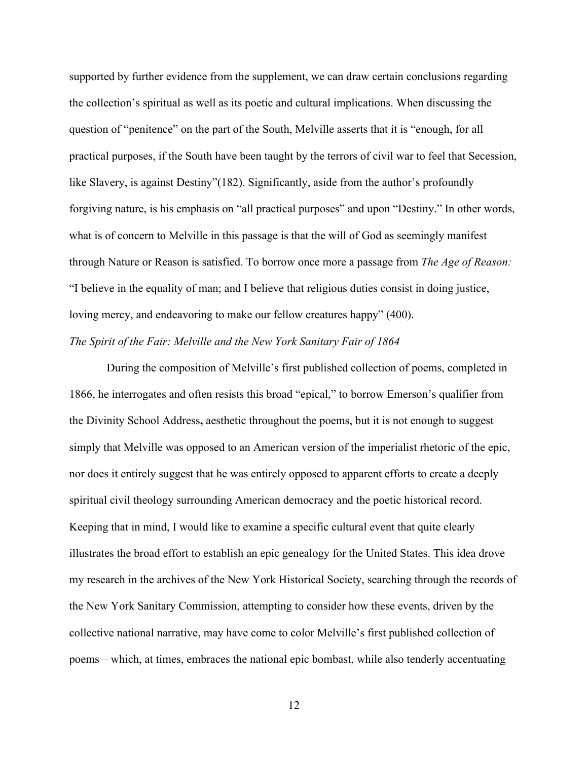supported by further evidence from the supplement, we can draw certain conclusions regarding the collection's spiritual as well as its poetic and cultural implications. When discussing the question of "penitence" on the part of the South, Melville asserts that it is "enough, for all practical purposes, if the South have been taught by the terrors of civil war to feel that Secession, like Slavery, is against Destiny"(182). Significantly, aside from the author's profoundly forgiving nature, is his emphasis on "all practical purposes" and upon "Destiny." In other words, what is of concern to Melville in this passage is that the will of God as seemingly manifest through Nature or Reason is satisfied. To borrow once more a passage from *The Age of Reason:* "I believe in the equality of man; and I believe that religious duties consist in doing justice, loving mercy, and endeavoring to make our fellow creatures happy" (400).

*The Spirit of the Fair: Melville and the New York Sanitary Fair of 1864*

During the composition of Melville's first published collection of poems, completed in 1866, he interrogates and often resists this broad "epical," to borrow Emerson's qualifier from the Divinity School Address**,** aesthetic throughout the poems, but it is not enough to suggest simply that Melville was opposed to an American version of the imperialist rhetoric of the epic, nor does it entirely suggest that he was entirely opposed to apparent efforts to create a deeply spiritual civil theology surrounding American democracy and the poetic historical record. Keeping that in mind, I would like to examine a specific cultural event that quite clearly illustrates the broad effort to establish an epic genealogy for the United States. This idea drove my research in the archives of the New York Historical Society, searching through the records of the New York Sanitary Commission, attempting to consider how these events, driven by the collective national narrative, may have come to color Melville's first published collection of poems—which, at times, embraces the national epic bombast, while also tenderly accentuating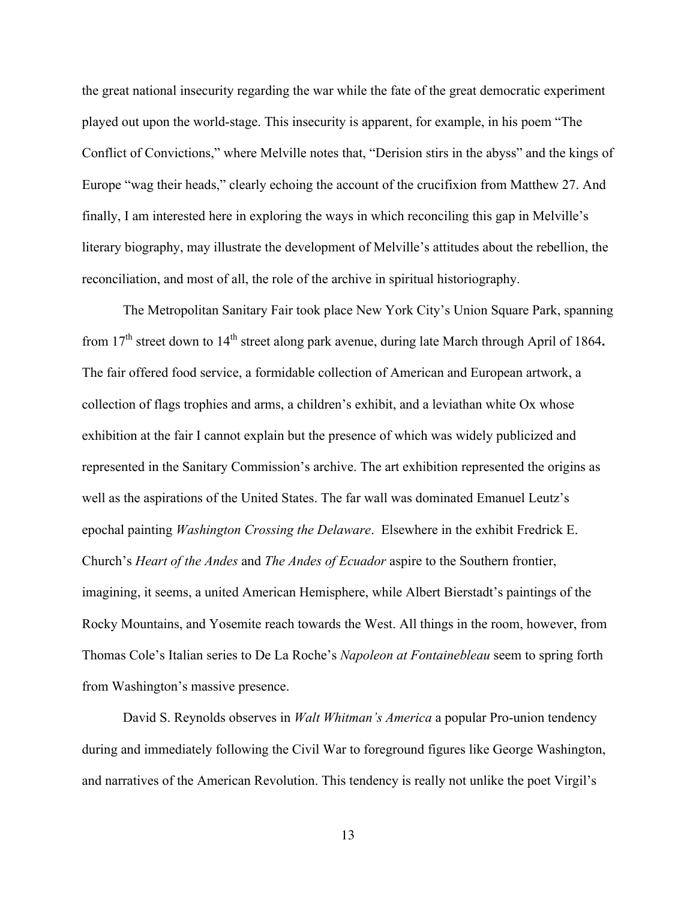the great national insecurity regarding the war while the fate of the great democratic experiment played out upon the world-stage. This insecurity is apparent, for example, in his poem "The Conflict of Convictions," where Melville notes that, "Derision stirs in the abyss" and the kings of Europe "wag their heads," clearly echoing the account of the crucifixion from Matthew 27. And finally, I am interested here in exploring the ways in which reconciling this gap in Melville's literary biography, may illustrate the development of Melville's attitudes about the rebellion, the reconciliation, and most of all, the role of the archive in spiritual historiography.

The Metropolitan Sanitary Fair took place New York City's Union Square Park, spanning from 17th street down to 14th street along park avenue, during late March through April of 1864**.** The fair offered food service, a formidable collection of American and European artwork, a collection of flags trophies and arms, a children's exhibit, and a leviathan white Ox whose exhibition at the fair I cannot explain but the presence of which was widely publicized and represented in the Sanitary Commission's archive. The art exhibition represented the origins as well as the aspirations of the United States. The far wall was dominated Emanuel Leutz's epochal painting *Washington Crossing the Delaware*. Elsewhere in the exhibit Fredrick E. Church's *Heart of the Andes* and *The Andes of Ecuador* aspire to the Southern frontier, imagining, it seems, a united American Hemisphere, while Albert Bierstadt's paintings of the Rocky Mountains, and Yosemite reach towards the West. All things in the room, however, from Thomas Cole's Italian series to De La Roche's *Napoleon at Fontainebleau* seem to spring forth from Washington's massive presence.

David S. Reynolds observes in *Walt Whitman's America* a popular Pro-union tendency during and immediately following the Civil War to foreground figures like George Washington, and narratives of the American Revolution. This tendency is really not unlike the poet Virgil's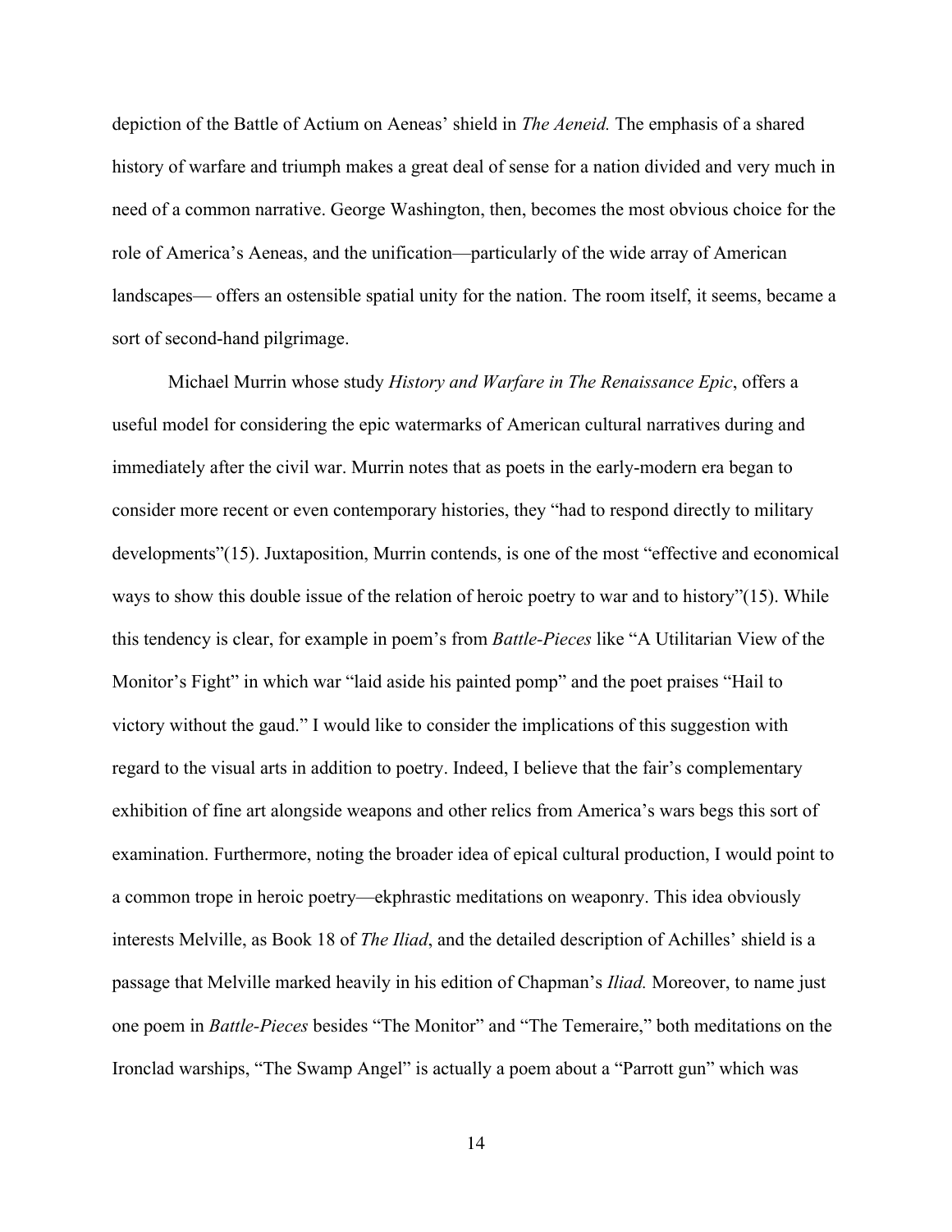depiction of the Battle of Actium on Aeneas' shield in *The Aeneid.* The emphasis of a shared history of warfare and triumph makes a great deal of sense for a nation divided and very much in need of a common narrative. George Washington, then, becomes the most obvious choice for the role of America's Aeneas, and the unification—particularly of the wide array of American landscapes— offers an ostensible spatial unity for the nation. The room itself, it seems, became a sort of second-hand pilgrimage.

Michael Murrin whose study *History and Warfare in The Renaissance Epic*, offers a useful model for considering the epic watermarks of American cultural narratives during and immediately after the civil war. Murrin notes that as poets in the early-modern era began to consider more recent or even contemporary histories, they "had to respond directly to military developments"(15). Juxtaposition, Murrin contends, is one of the most "effective and economical ways to show this double issue of the relation of heroic poetry to war and to history"(15). While this tendency is clear, for example in poem's from *Battle-Pieces* like "A Utilitarian View of the Monitor's Fight" in which war "laid aside his painted pomp" and the poet praises "Hail to victory without the gaud." I would like to consider the implications of this suggestion with regard to the visual arts in addition to poetry. Indeed, I believe that the fair's complementary exhibition of fine art alongside weapons and other relics from America's wars begs this sort of examination. Furthermore, noting the broader idea of epical cultural production, I would point to a common trope in heroic poetry—ekphrastic meditations on weaponry. This idea obviously interests Melville, as Book 18 of *The Iliad*, and the detailed description of Achilles' shield is a passage that Melville marked heavily in his edition of Chapman's *Iliad.* Moreover, to name just one poem in *Battle-Pieces* besides "The Monitor" and "The Temeraire," both meditations on the Ironclad warships, "The Swamp Angel" is actually a poem about a "Parrott gun" which was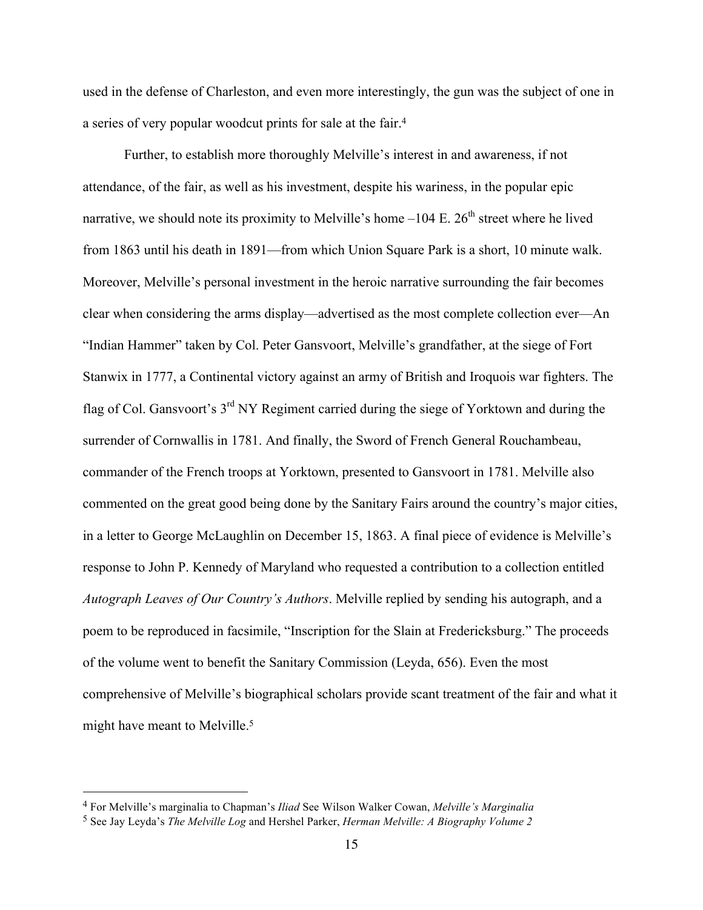used in the defense of Charleston, and even more interestingly, the gun was the subject of one in a series of very popular woodcut prints for sale at the fair.[4]

Further, to establish more thoroughly Melville's interest in and awareness, if not attendance, of the fair, as well as his investment, despite his wariness, in the popular epic narrative, we should note its proximity to Melville's home –104 E. 26th street where he lived from 1863 until his death in 1891—from which Union Square Park is a short, 10 minute walk. Moreover, Melville's personal investment in the heroic narrative surrounding the fair becomes clear when considering the arms display—advertised as the most complete collection ever—An "Indian Hammer" taken by Col. Peter Gansvoort, Melville's grandfather, at the siege of Fort Stanwix in 1777, a Continental victory against an army of British and Iroquois war fighters. The flag of Col. Gansvoort's 3rd NY Regiment carried during the siege of Yorktown and during the surrender of Cornwallis in 1781. And finally, the Sword of French General Rouchambeau, commander of the French troops at Yorktown, presented to Gansvoort in 1781. Melville also commented on the great good being done by the Sanitary Fairs around the country's major cities, in a letter to George McLaughlin on December 15, 1863. A final piece of evidence is Melville's response to John P. Kennedy of Maryland who requested a contribution to a collection entitled *Autograph Leaves of Our Country's Authors*. Melville replied by sending his autograph, and a poem to be reproduced in facsimile, "Inscription for the Slain at Fredericksburg." The proceeds of the volume went to benefit the Sanitary Commission (Leyda, 656). Even the most comprehensive of Melville's biographical scholars provide scant treatment of the fair and what it might have meant to Melville.[5]

---

[4] For Melville's marginalia to Chapman's *Iliad* See Wilson Walker Cowan, *Melville's Marginalia*

[5] See Jay Leyda's *The Melville Log* and Hershel Parker, *Herman Melville: A Biography Volume 2*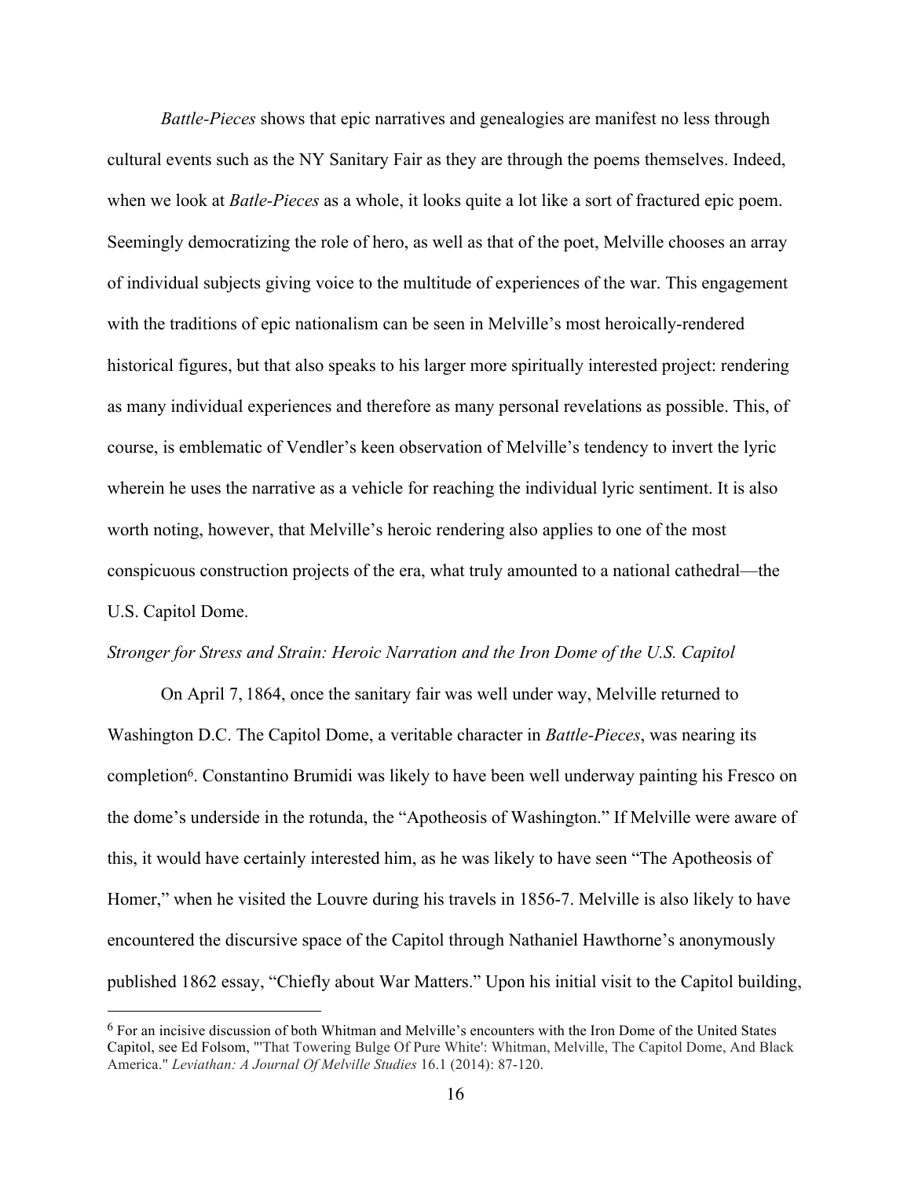*Battle-Pieces* shows that epic narratives and genealogies are manifest no less through cultural events such as the NY Sanitary Fair as they are through the poems themselves. Indeed, when we look at *Batle-Pieces* as a whole, it looks quite a lot like a sort of fractured epic poem. Seemingly democratizing the role of hero, as well as that of the poet, Melville chooses an array of individual subjects giving voice to the multitude of experiences of the war. This engagement with the traditions of epic nationalism can be seen in Melville's most heroically-rendered historical figures, but that also speaks to his larger more spiritually interested project: rendering as many individual experiences and therefore as many personal revelations as possible. This, of course, is emblematic of Vendler's keen observation of Melville's tendency to invert the lyric wherein he uses the narrative as a vehicle for reaching the individual lyric sentiment. It is also worth noting, however, that Melville's heroic rendering also applies to one of the most conspicuous construction projects of the era, what truly amounted to a national cathedral—the U.S. Capitol Dome.

*Stronger for Stress and Strain: Heroic Narration and the Iron Dome of the U.S. Capitol*

On April 7, 1864, once the sanitary fair was well under way, Melville returned to Washington D.C. The Capitol Dome, a veritable character in *Battle-Pieces*, was nearing its completion[6]. Constantino Brumidi was likely to have been well underway painting his Fresco on the dome's underside in the rotunda, the "Apotheosis of Washington." If Melville were aware of this, it would have certainly interested him, as he was likely to have seen "The Apotheosis of Homer," when he visited the Louvre during his travels in 1856-7. Melville is also likely to have encountered the discursive space of the Capitol through Nathaniel Hawthorne's anonymously published 1862 essay, "Chiefly about War Matters." Upon his initial visit to the Capitol building,

[6] For an incisive discussion of both Whitman and Melville's encounters with the Iron Dome of the United States Capitol, see Ed Folsom, "'That Towering Bulge Of Pure White': Whitman, Melville, The Capitol Dome, And Black America." *Leviathan: A Journal Of Melville Studies* 16.1 (2014): 87-120.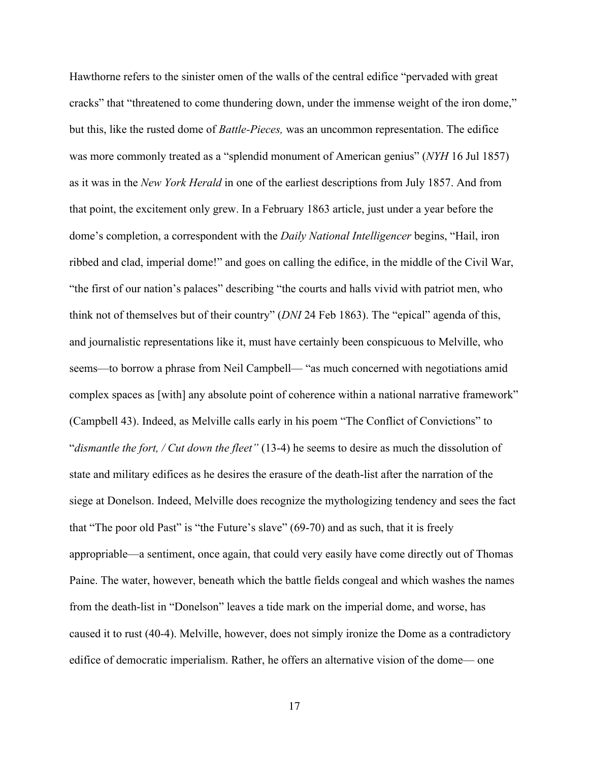Hawthorne refers to the sinister omen of the walls of the central edifice "pervaded with great cracks" that "threatened to come thundering down, under the immense weight of the iron dome," but this, like the rusted dome of *Battle-Pieces,* was an uncommon representation. The edifice was more commonly treated as a "splendid monument of American genius" (*NYH* 16 Jul 1857) as it was in the *New York Herald* in one of the earliest descriptions from July 1857. And from that point, the excitement only grew. In a February 1863 article, just under a year before the dome's completion, a correspondent with the *Daily National Intelligencer* begins, "Hail, iron ribbed and clad, imperial dome!" and goes on calling the edifice, in the middle of the Civil War, "the first of our nation's palaces" describing "the courts and halls vivid with patriot men, who think not of themselves but of their country" (*DNI* 24 Feb 1863). The "epical" agenda of this, and journalistic representations like it, must have certainly been conspicuous to Melville, who seems—to borrow a phrase from Neil Campbell— "as much concerned with negotiations amid complex spaces as [with] any absolute point of coherence within a national narrative framework" (Campbell 43). Indeed, as Melville calls early in his poem "The Conflict of Convictions" to "*dismantle the fort, / Cut down the fleet"* (13-4) he seems to desire as much the dissolution of state and military edifices as he desires the erasure of the death-list after the narration of the siege at Donelson. Indeed, Melville does recognize the mythologizing tendency and sees the fact that "The poor old Past" is "the Future's slave" (69-70) and as such, that it is freely appropriable—a sentiment, once again, that could very easily have come directly out of Thomas Paine. The water, however, beneath which the battle fields congeal and which washes the names from the death-list in "Donelson" leaves a tide mark on the imperial dome, and worse, has caused it to rust (40-4). Melville, however, does not simply ironize the Dome as a contradictory edifice of democratic imperialism. Rather, he offers an alternative vision of the dome— one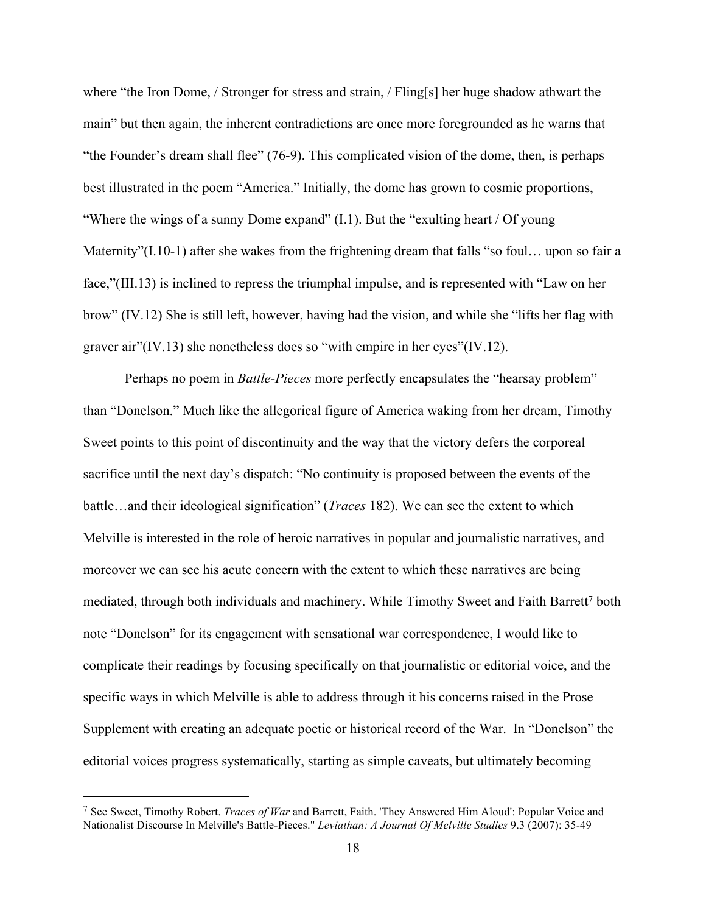where "the Iron Dome, / Stronger for stress and strain, / Fling[s] her huge shadow athwart the main" but then again, the inherent contradictions are once more foregrounded as he warns that "the Founder's dream shall flee" (76-9). This complicated vision of the dome, then, is perhaps best illustrated in the poem "America." Initially, the dome has grown to cosmic proportions, "Where the wings of a sunny Dome expand" (I.1). But the "exulting heart / Of young Maternity"(I.10-1) after she wakes from the frightening dream that falls "so foul… upon so fair a face,"(III.13) is inclined to repress the triumphal impulse, and is represented with "Law on her brow" (IV.12) She is still left, however, having had the vision, and while she "lifts her flag with graver air"(IV.13) she nonetheless does so "with empire in her eyes"(IV.12).

Perhaps no poem in *Battle-Pieces* more perfectly encapsulates the "hearsay problem" than "Donelson." Much like the allegorical figure of America waking from her dream, Timothy Sweet points to this point of discontinuity and the way that the victory defers the corporeal sacrifice until the next day's dispatch: "No continuity is proposed between the events of the battle…and their ideological signification" (*Traces* 182). We can see the extent to which Melville is interested in the role of heroic narratives in popular and journalistic narratives, and moreover we can see his acute concern with the extent to which these narratives are being mediated, through both individuals and machinery. While Timothy Sweet and Faith Barrett[7] both note "Donelson" for its engagement with sensational war correspondence, I would like to complicate their readings by focusing specifically on that journalistic or editorial voice, and the specific ways in which Melville is able to address through it his concerns raised in the Prose Supplement with creating an adequate poetic or historical record of the War. In "Donelson" the editorial voices progress systematically, starting as simple caveats, but ultimately becoming

[7] See Sweet, Timothy Robert. *Traces of War* and Barrett, Faith. 'They Answered Him Aloud': Popular Voice and Nationalist Discourse In Melville's Battle-Pieces." *Leviathan: A Journal Of Melville Studies* 9.3 (2007): 35-49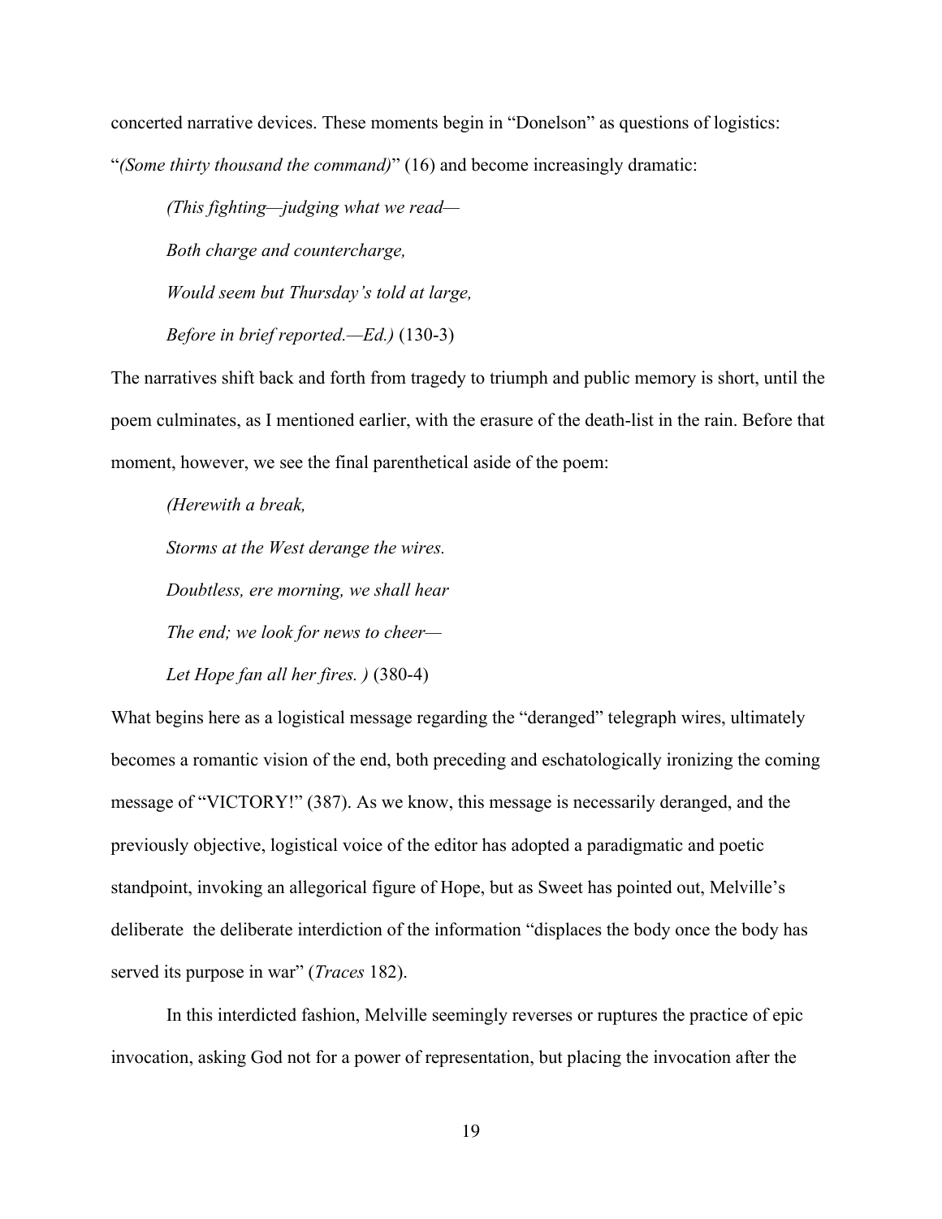concerted narrative devices. These moments begin in "Donelson" as questions of logistics: "*(Some thirty thousand the command)*" (16) and become increasingly dramatic:

> *(This fighting—judging what we read—*
>
> *Both charge and countercharge,*
>
> *Would seem but Thursday's told at large,*
>
> *Before in brief reported.—Ed.)* (130-3)

The narratives shift back and forth from tragedy to triumph and public memory is short, until the poem culminates, as I mentioned earlier, with the erasure of the death-list in the rain. Before that moment, however, we see the final parenthetical aside of the poem:

> *(Herewith a break,*
>
> *Storms at the West derange the wires.*
>
> *Doubtless, ere morning, we shall hear*
>
> *The end; we look for news to cheer—*
>
> *Let Hope fan all her fires. )* (380-4)

What begins here as a logistical message regarding the "deranged" telegraph wires, ultimately becomes a romantic vision of the end, both preceding and eschatologically ironizing the coming message of "VICTORY!" (387). As we know, this message is necessarily deranged, and the previously objective, logistical voice of the editor has adopted a paradigmatic and poetic standpoint, invoking an allegorical figure of Hope, but as Sweet has pointed out, Melville's deliberate  the deliberate interdiction of the information "displaces the body once the body has served its purpose in war" (*Traces* 182).

In this interdicted fashion, Melville seemingly reverses or ruptures the practice of epic invocation, asking God not for a power of representation, but placing the invocation after the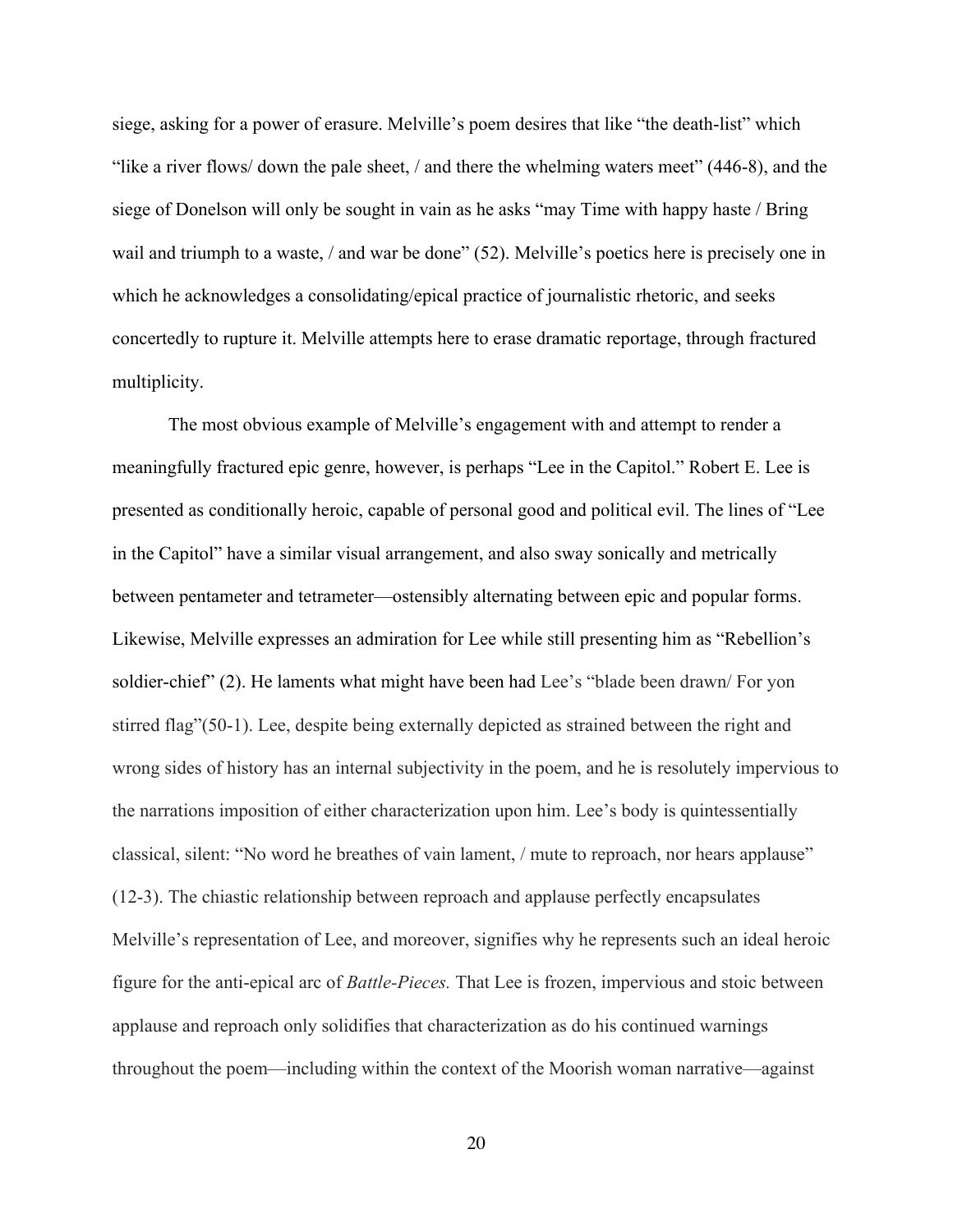siege, asking for a power of erasure. Melville's poem desires that like "the death-list" which "like a river flows/ down the pale sheet, / and there the whelming waters meet" (446-8), and the siege of Donelson will only be sought in vain as he asks "may Time with happy haste / Bring wail and triumph to a waste, / and war be done" (52). Melville's poetics here is precisely one in which he acknowledges a consolidating/epical practice of journalistic rhetoric, and seeks concertedly to rupture it. Melville attempts here to erase dramatic reportage, through fractured multiplicity.

The most obvious example of Melville's engagement with and attempt to render a meaningfully fractured epic genre, however, is perhaps "Lee in the Capitol." Robert E. Lee is presented as conditionally heroic, capable of personal good and political evil. The lines of "Lee in the Capitol" have a similar visual arrangement, and also sway sonically and metrically between pentameter and tetrameter—ostensibly alternating between epic and popular forms. Likewise, Melville expresses an admiration for Lee while still presenting him as "Rebellion's soldier-chief" (2). He laments what might have been had Lee's "blade been drawn/ For yon stirred flag"(50-1). Lee, despite being externally depicted as strained between the right and wrong sides of history has an internal subjectivity in the poem, and he is resolutely impervious to the narrations imposition of either characterization upon him. Lee's body is quintessentially classical, silent: "No word he breathes of vain lament, / mute to reproach, nor hears applause" (12-3). The chiastic relationship between reproach and applause perfectly encapsulates Melville's representation of Lee, and moreover, signifies why he represents such an ideal heroic figure for the anti-epical arc of *Battle-Pieces.* That Lee is frozen, impervious and stoic between applause and reproach only solidifies that characterization as do his continued warnings throughout the poem—including within the context of the Moorish woman narrative—against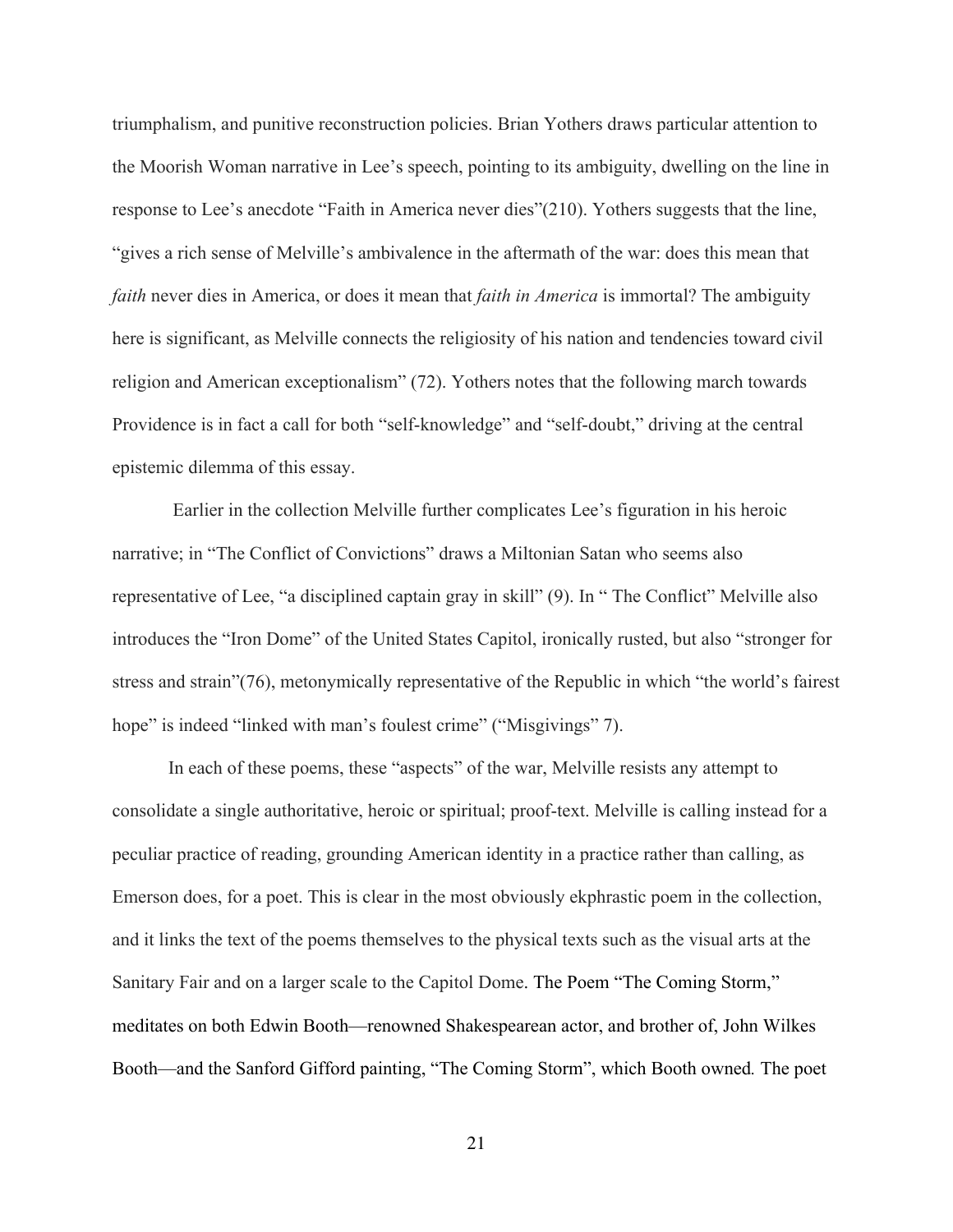triumphalism, and punitive reconstruction policies. Brian Yothers draws particular attention to the Moorish Woman narrative in Lee's speech, pointing to its ambiguity, dwelling on the line in response to Lee's anecdote "Faith in America never dies"(210). Yothers suggests that the line, "gives a rich sense of Melville's ambivalence in the aftermath of the war: does this mean that *faith* never dies in America, or does it mean that *faith in America* is immortal? The ambiguity here is significant, as Melville connects the religiosity of his nation and tendencies toward civil religion and American exceptionalism" (72). Yothers notes that the following march towards Providence is in fact a call for both "self-knowledge" and "self-doubt," driving at the central epistemic dilemma of this essay.

Earlier in the collection Melville further complicates Lee's figuration in his heroic narrative; in "The Conflict of Convictions" draws a Miltonian Satan who seems also representative of Lee, "a disciplined captain gray in skill" (9). In " The Conflict" Melville also introduces the "Iron Dome" of the United States Capitol, ironically rusted, but also "stronger for stress and strain"(76), metonymically representative of the Republic in which "the world's fairest hope" is indeed "linked with man's foulest crime" ("Misgivings" 7).

In each of these poems, these "aspects" of the war, Melville resists any attempt to consolidate a single authoritative, heroic or spiritual; proof-text. Melville is calling instead for a peculiar practice of reading, grounding American identity in a practice rather than calling, as Emerson does, for a poet. This is clear in the most obviously ekphrastic poem in the collection, and it links the text of the poems themselves to the physical texts such as the visual arts at the Sanitary Fair and on a larger scale to the Capitol Dome. The Poem "The Coming Storm," meditates on both Edwin Booth—renowned Shakespearean actor, and brother of, John Wilkes Booth—and the Sanford Gifford painting, "The Coming Storm", which Booth owned*.* The poet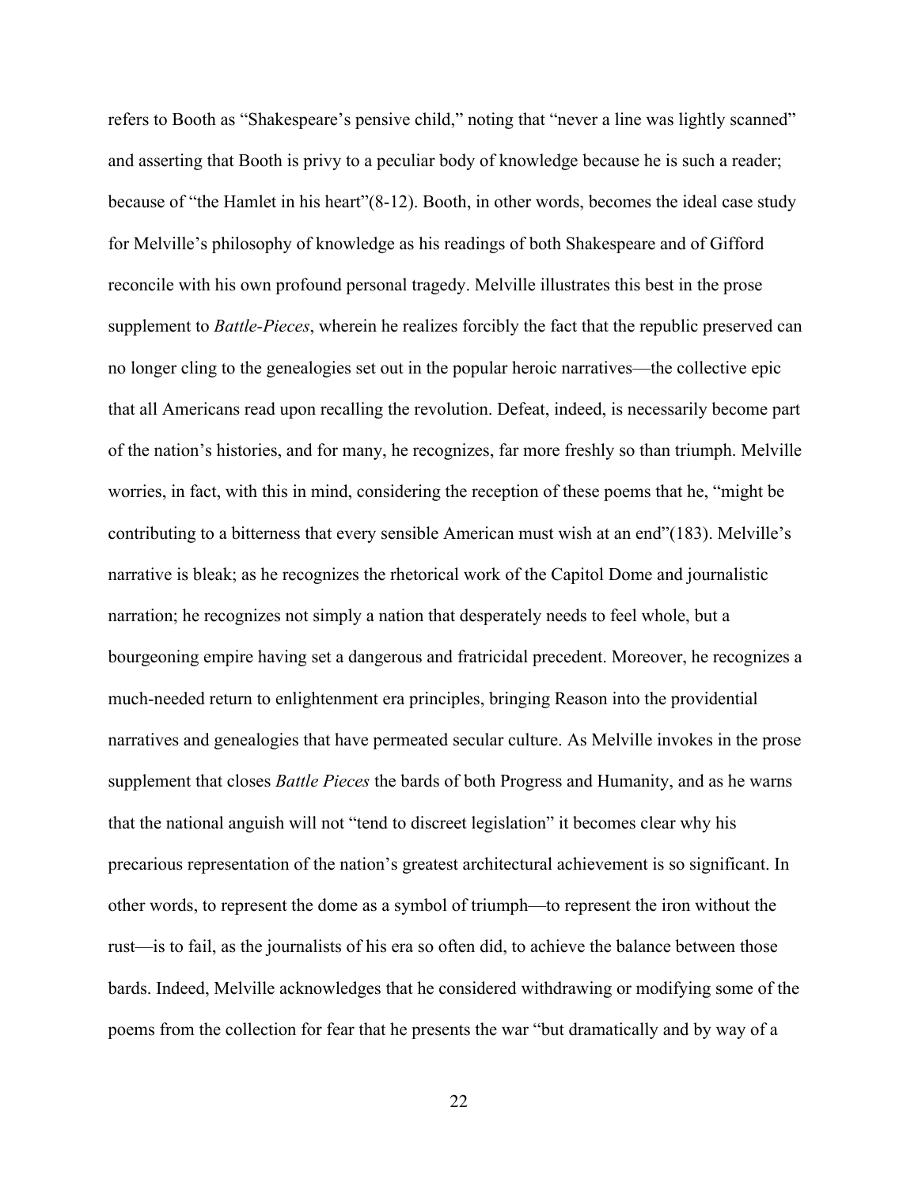refers to Booth as “Shakespeare’s pensive child,” noting that “never a line was lightly scanned” and asserting that Booth is privy to a peculiar body of knowledge because he is such a reader; because of “the Hamlet in his heart”(8-12). Booth, in other words, becomes the ideal case study for Melville’s philosophy of knowledge as his readings of both Shakespeare and of Gifford reconcile with his own profound personal tragedy. Melville illustrates this best in the prose supplement to *Battle-Pieces*, wherein he realizes forcibly the fact that the republic preserved can no longer cling to the genealogies set out in the popular heroic narratives—the collective epic that all Americans read upon recalling the revolution. Defeat, indeed, is necessarily become part of the nation’s histories, and for many, he recognizes, far more freshly so than triumph. Melville worries, in fact, with this in mind, considering the reception of these poems that he, “might be contributing to a bitterness that every sensible American must wish at an end”(183). Melville’s narrative is bleak; as he recognizes the rhetorical work of the Capitol Dome and journalistic narration; he recognizes not simply a nation that desperately needs to feel whole, but a bourgeoning empire having set a dangerous and fratricidal precedent. Moreover, he recognizes a much-needed return to enlightenment era principles, bringing Reason into the providential narratives and genealogies that have permeated secular culture. As Melville invokes in the prose supplement that closes *Battle Pieces* the bards of both Progress and Humanity, and as he warns that the national anguish will not “tend to discreet legislation” it becomes clear why his precarious representation of the nation’s greatest architectural achievement is so significant. In other words, to represent the dome as a symbol of triumph—to represent the iron without the rust—is to fail, as the journalists of his era so often did, to achieve the balance between those bards. Indeed, Melville acknowledges that he considered withdrawing or modifying some of the poems from the collection for fear that he presents the war “but dramatically and by way of a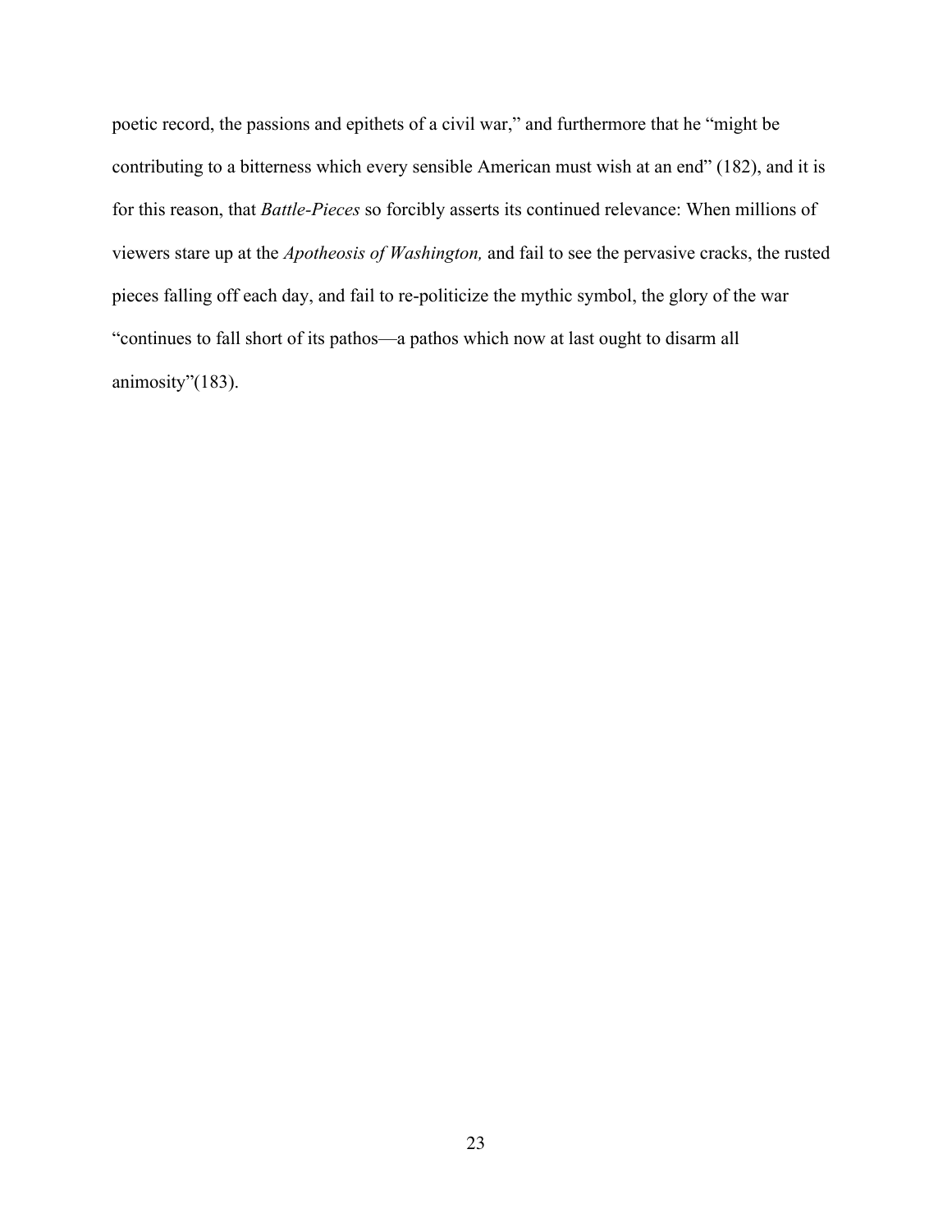poetic record, the passions and epithets of a civil war," and furthermore that he "might be contributing to a bitterness which every sensible American must wish at an end" (182), and it is for this reason, that *Battle-Pieces* so forcibly asserts its continued relevance: When millions of viewers stare up at the *Apotheosis of Washington,* and fail to see the pervasive cracks, the rusted pieces falling off each day, and fail to re-politicize the mythic symbol, the glory of the war "continues to fall short of its pathos—a pathos which now at last ought to disarm all animosity"(183).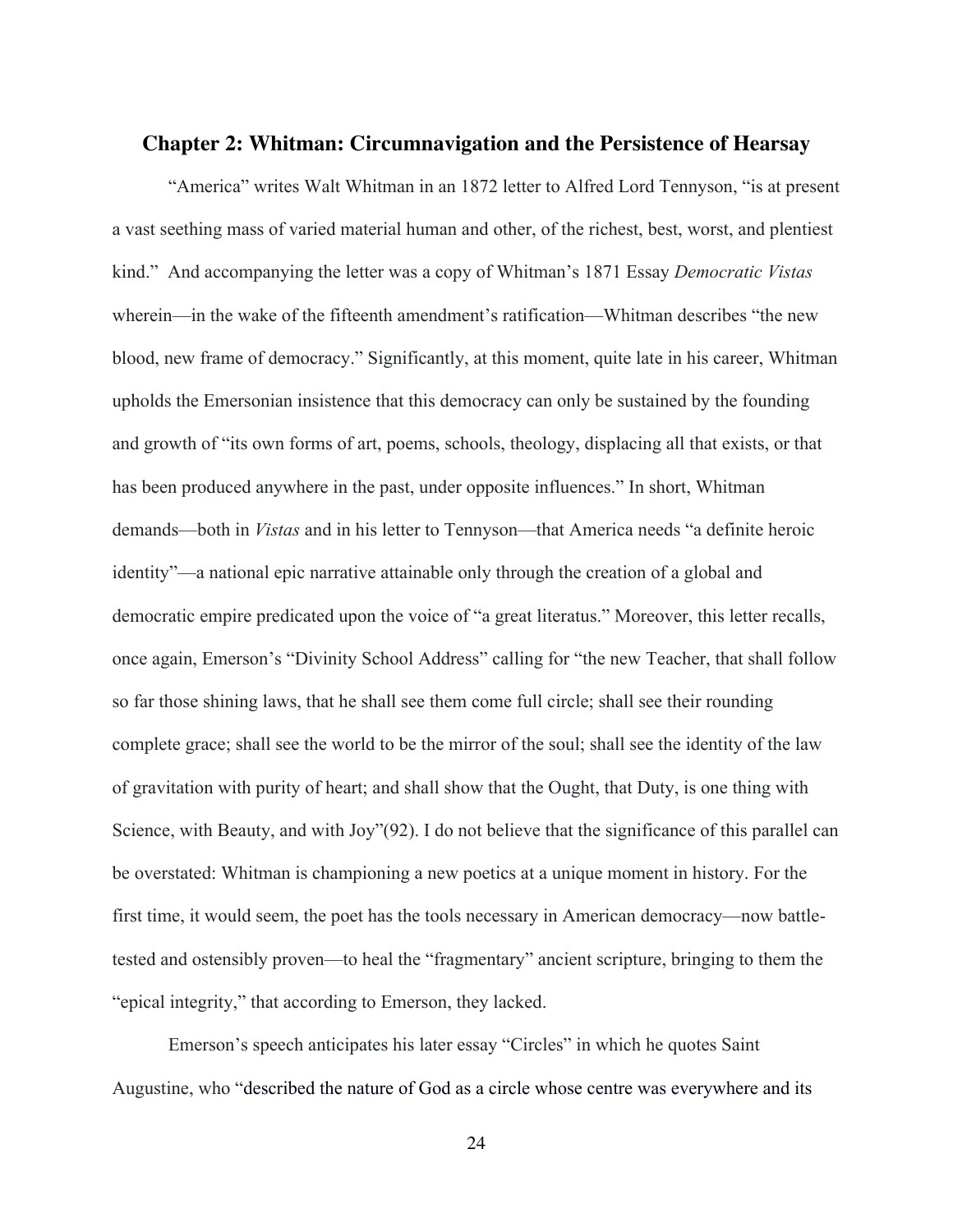## Chapter 2: Whitman: Circumnavigation and the Persistence of Hearsay

"America" writes Walt Whitman in an 1872 letter to Alfred Lord Tennyson, "is at present a vast seething mass of varied material human and other, of the richest, best, worst, and plentiest kind." And accompanying the letter was a copy of Whitman's 1871 Essay *Democratic Vistas* wherein—in the wake of the fifteenth amendment's ratification—Whitman describes "the new blood, new frame of democracy." Significantly, at this moment, quite late in his career, Whitman upholds the Emersonian insistence that this democracy can only be sustained by the founding and growth of "its own forms of art, poems, schools, theology, displacing all that exists, or that has been produced anywhere in the past, under opposite influences." In short, Whitman demands—both in *Vistas* and in his letter to Tennyson—that America needs "a definite heroic identity"—a national epic narrative attainable only through the creation of a global and democratic empire predicated upon the voice of "a great literatus." Moreover, this letter recalls, once again, Emerson's "Divinity School Address" calling for "the new Teacher, that shall follow so far those shining laws, that he shall see them come full circle; shall see their rounding complete grace; shall see the world to be the mirror of the soul; shall see the identity of the law of gravitation with purity of heart; and shall show that the Ought, that Duty, is one thing with Science, with Beauty, and with Joy"(92). I do not believe that the significance of this parallel can be overstated: Whitman is championing a new poetics at a unique moment in history. For the first time, it would seem, the poet has the tools necessary in American democracy—now battle-tested and ostensibly proven—to heal the "fragmentary" ancient scripture, bringing to them the "epical integrity," that according to Emerson, they lacked.

Emerson's speech anticipates his later essay "Circles" in which he quotes Saint Augustine, who "described the nature of God as a circle whose centre was everywhere and its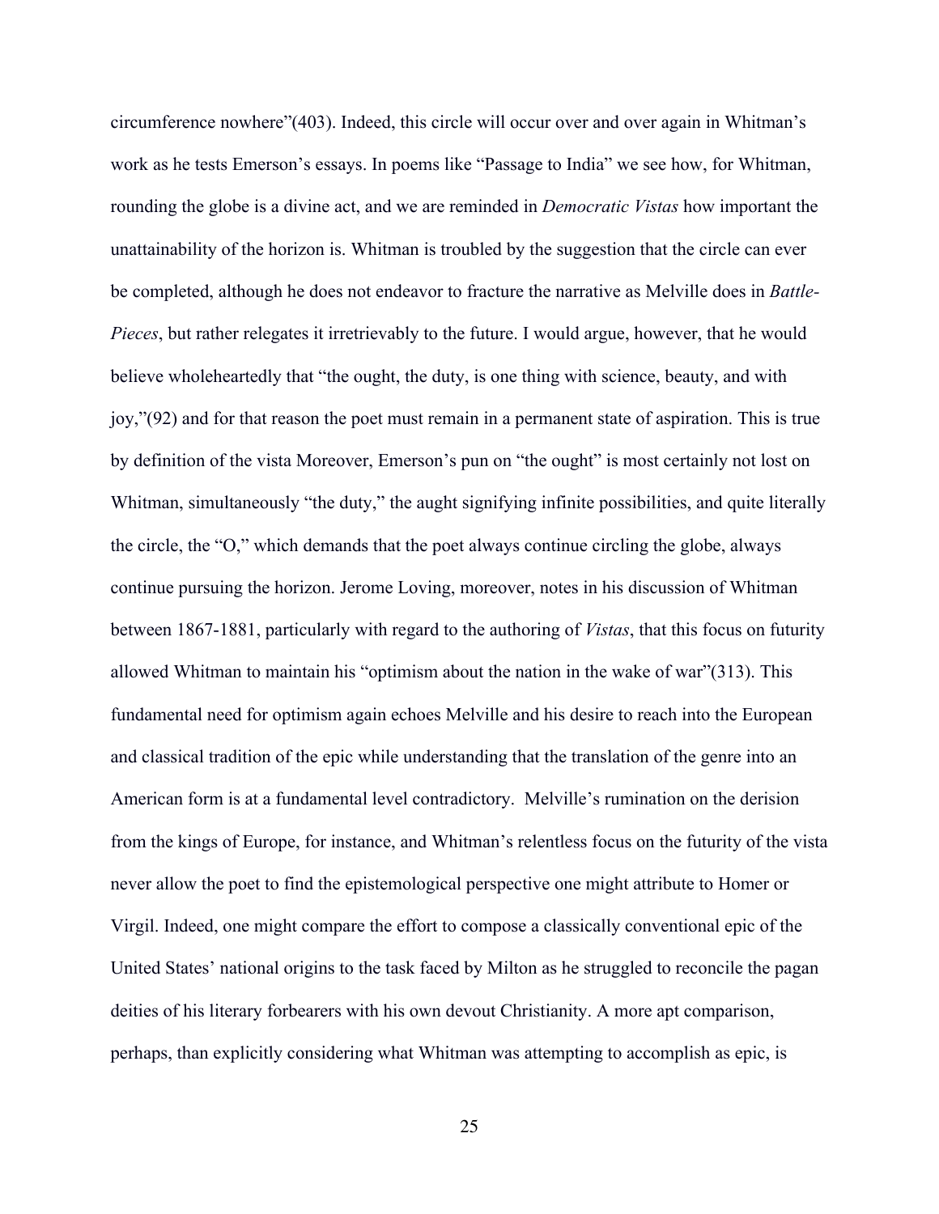circumference nowhere"(403). Indeed, this circle will occur over and over again in Whitman's work as he tests Emerson's essays. In poems like "Passage to India" we see how, for Whitman, rounding the globe is a divine act, and we are reminded in *Democratic Vistas* how important the unattainability of the horizon is. Whitman is troubled by the suggestion that the circle can ever be completed, although he does not endeavor to fracture the narrative as Melville does in *Battle-Pieces*, but rather relegates it irretrievably to the future. I would argue, however, that he would believe wholeheartedly that "the ought, the duty, is one thing with science, beauty, and with joy,"(92) and for that reason the poet must remain in a permanent state of aspiration. This is true by definition of the vista Moreover, Emerson's pun on "the ought" is most certainly not lost on Whitman, simultaneously "the duty," the aught signifying infinite possibilities, and quite literally the circle, the "O," which demands that the poet always continue circling the globe, always continue pursuing the horizon. Jerome Loving, moreover, notes in his discussion of Whitman between 1867-1881, particularly with regard to the authoring of *Vistas*, that this focus on futurity allowed Whitman to maintain his "optimism about the nation in the wake of war"(313). This fundamental need for optimism again echoes Melville and his desire to reach into the European and classical tradition of the epic while understanding that the translation of the genre into an American form is at a fundamental level contradictory.  Melville's rumination on the derision from the kings of Europe, for instance, and Whitman's relentless focus on the futurity of the vista never allow the poet to find the epistemological perspective one might attribute to Homer or Virgil. Indeed, one might compare the effort to compose a classically conventional epic of the United States' national origins to the task faced by Milton as he struggled to reconcile the pagan deities of his literary forbearers with his own devout Christianity. A more apt comparison, perhaps, than explicitly considering what Whitman was attempting to accomplish as epic, is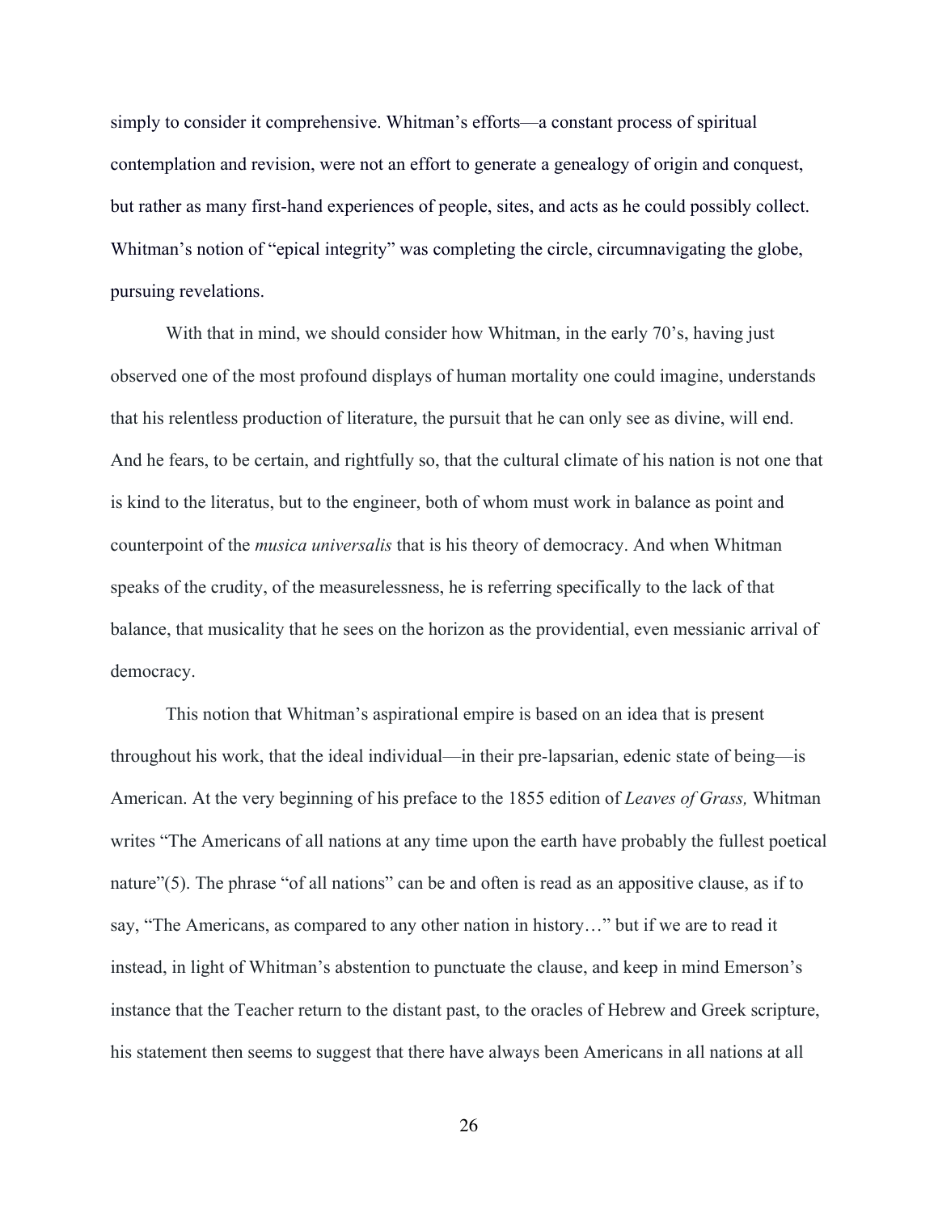simply to consider it comprehensive. Whitman's efforts—a constant process of spiritual contemplation and revision, were not an effort to generate a genealogy of origin and conquest, but rather as many first-hand experiences of people, sites, and acts as he could possibly collect. Whitman's notion of "epical integrity" was completing the circle, circumnavigating the globe, pursuing revelations.

With that in mind, we should consider how Whitman, in the early 70's, having just observed one of the most profound displays of human mortality one could imagine, understands that his relentless production of literature, the pursuit that he can only see as divine, will end. And he fears, to be certain, and rightfully so, that the cultural climate of his nation is not one that is kind to the literatus, but to the engineer, both of whom must work in balance as point and counterpoint of the *musica universalis* that is his theory of democracy. And when Whitman speaks of the crudity, of the measurelessness, he is referring specifically to the lack of that balance, that musicality that he sees on the horizon as the providential, even messianic arrival of democracy.

This notion that Whitman's aspirational empire is based on an idea that is present throughout his work, that the ideal individual—in their pre-lapsarian, edenic state of being—is American. At the very beginning of his preface to the 1855 edition of *Leaves of Grass,* Whitman writes "The Americans of all nations at any time upon the earth have probably the fullest poetical nature"(5). The phrase "of all nations" can be and often is read as an appositive clause, as if to say, "The Americans, as compared to any other nation in history…" but if we are to read it instead, in light of Whitman's abstention to punctuate the clause, and keep in mind Emerson's instance that the Teacher return to the distant past, to the oracles of Hebrew and Greek scripture, his statement then seems to suggest that there have always been Americans in all nations at all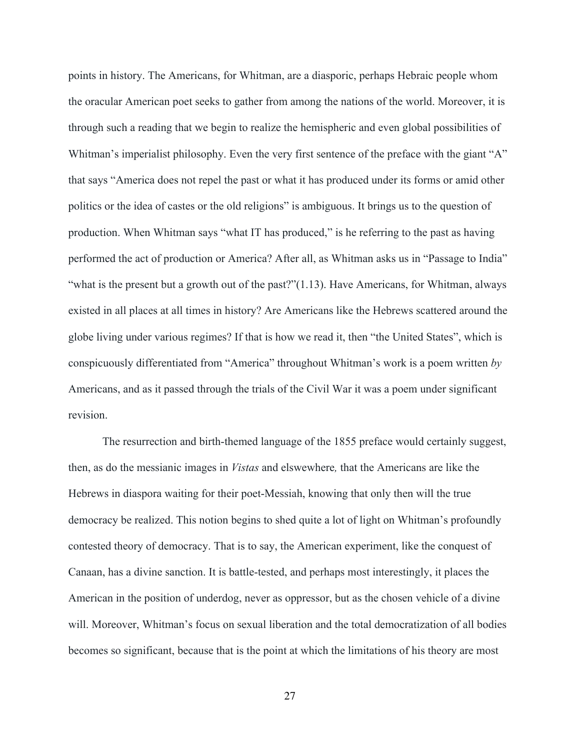points in history. The Americans, for Whitman, are a diasporic, perhaps Hebraic people whom the oracular American poet seeks to gather from among the nations of the world. Moreover, it is through such a reading that we begin to realize the hemispheric and even global possibilities of Whitman's imperialist philosophy. Even the very first sentence of the preface with the giant "A" that says "America does not repel the past or what it has produced under its forms or amid other politics or the idea of castes or the old religions" is ambiguous. It brings us to the question of production. When Whitman says "what IT has produced," is he referring to the past as having performed the act of production or America? After all, as Whitman asks us in "Passage to India" "what is the present but a growth out of the past?"(1.13). Have Americans, for Whitman, always existed in all places at all times in history? Are Americans like the Hebrews scattered around the globe living under various regimes? If that is how we read it, then "the United States", which is conspicuously differentiated from "America" throughout Whitman's work is a poem written *by* Americans, and as it passed through the trials of the Civil War it was a poem under significant revision.

The resurrection and birth-themed language of the 1855 preface would certainly suggest, then, as do the messianic images in *Vistas* and elswewhere*,* that the Americans are like the Hebrews in diaspora waiting for their poet-Messiah, knowing that only then will the true democracy be realized. This notion begins to shed quite a lot of light on Whitman's profoundly contested theory of democracy. That is to say, the American experiment, like the conquest of Canaan, has a divine sanction. It is battle-tested, and perhaps most interestingly, it places the American in the position of underdog, never as oppressor, but as the chosen vehicle of a divine will. Moreover, Whitman's focus on sexual liberation and the total democratization of all bodies becomes so significant, because that is the point at which the limitations of his theory are most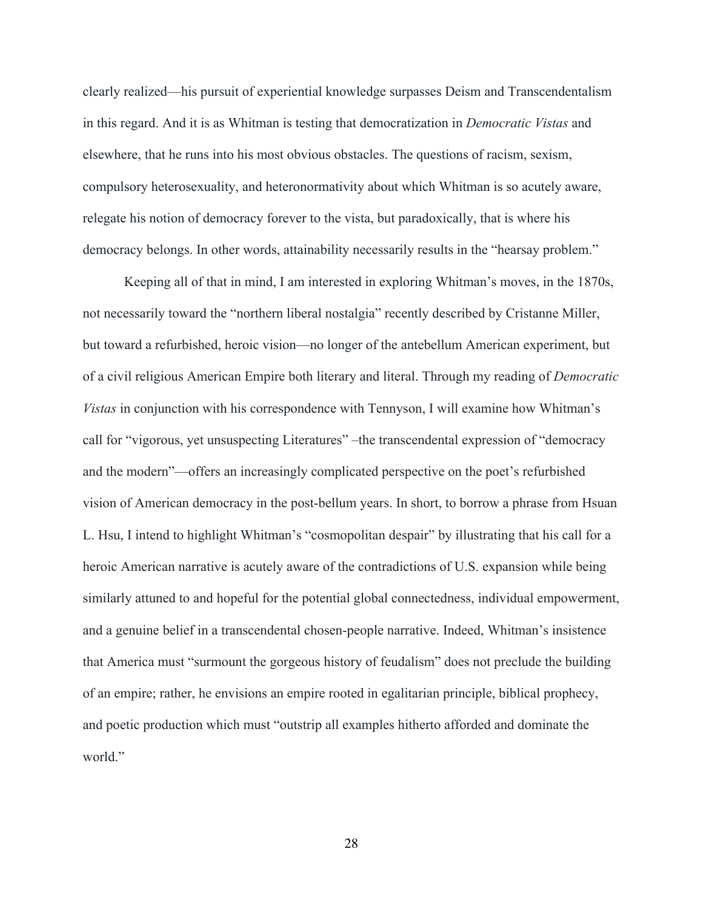clearly realized—his pursuit of experiential knowledge surpasses Deism and Transcendentalism in this regard. And it is as Whitman is testing that democratization in *Democratic Vistas* and elsewhere, that he runs into his most obvious obstacles. The questions of racism, sexism, compulsory heterosexuality, and heteronormativity about which Whitman is so acutely aware, relegate his notion of democracy forever to the vista, but paradoxically, that is where his democracy belongs. In other words, attainability necessarily results in the "hearsay problem."

Keeping all of that in mind, I am interested in exploring Whitman's moves, in the 1870s, not necessarily toward the "northern liberal nostalgia" recently described by Cristanne Miller, but toward a refurbished, heroic vision—no longer of the antebellum American experiment, but of a civil religious American Empire both literary and literal. Through my reading of *Democratic Vistas* in conjunction with his correspondence with Tennyson, I will examine how Whitman's call for "vigorous, yet unsuspecting Literatures" –the transcendental expression of "democracy and the modern"—offers an increasingly complicated perspective on the poet's refurbished vision of American democracy in the post-bellum years. In short, to borrow a phrase from Hsuan L. Hsu, I intend to highlight Whitman's "cosmopolitan despair" by illustrating that his call for a heroic American narrative is acutely aware of the contradictions of U.S. expansion while being similarly attuned to and hopeful for the potential global connectedness, individual empowerment, and a genuine belief in a transcendental chosen-people narrative. Indeed, Whitman's insistence that America must "surmount the gorgeous history of feudalism" does not preclude the building of an empire; rather, he envisions an empire rooted in egalitarian principle, biblical prophecy, and poetic production which must "outstrip all examples hitherto afforded and dominate the world."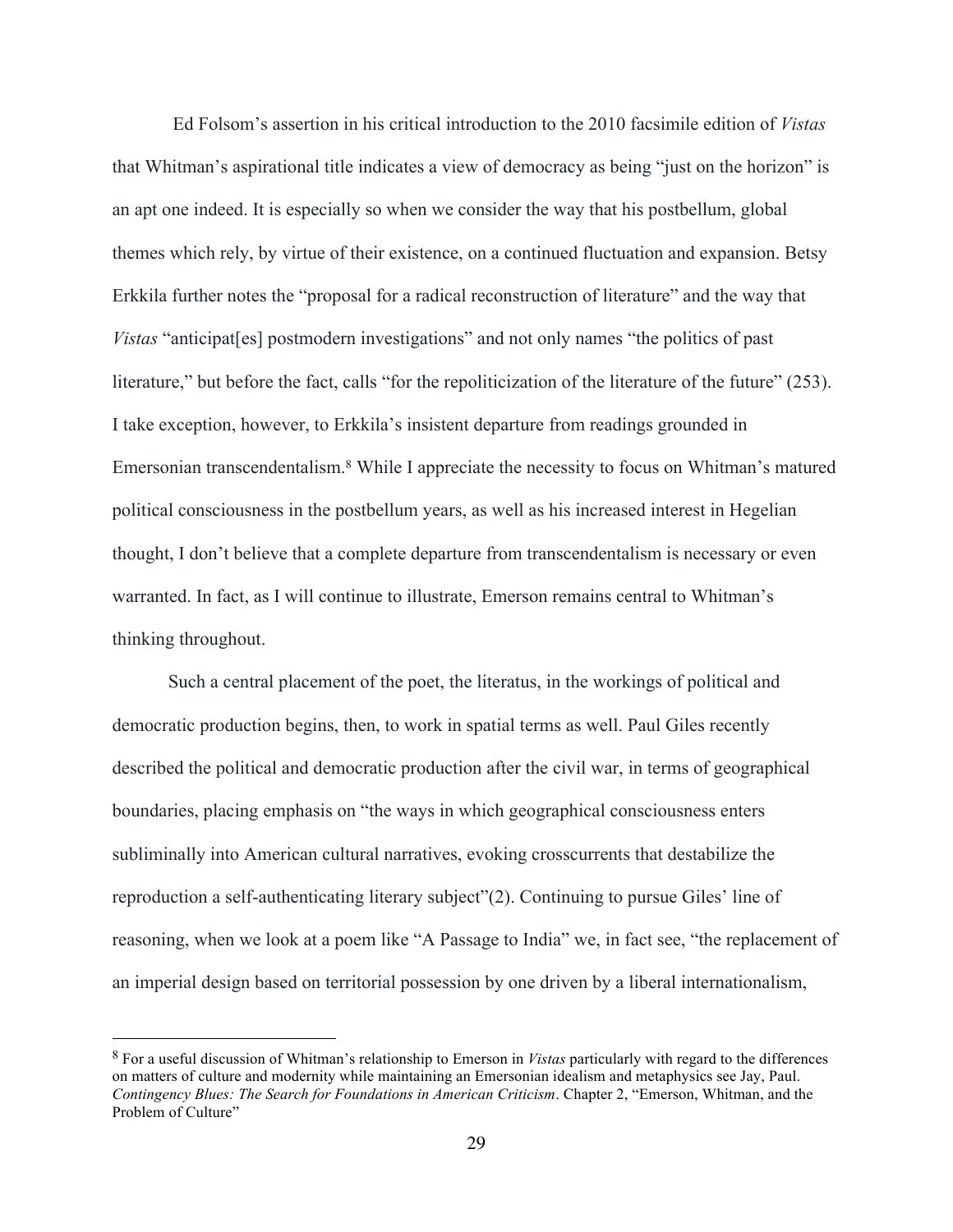Ed Folsom's assertion in his critical introduction to the 2010 facsimile edition of *Vistas* that Whitman's aspirational title indicates a view of democracy as being "just on the horizon" is an apt one indeed. It is especially so when we consider the way that his postbellum, global themes which rely, by virtue of their existence, on a continued fluctuation and expansion. Betsy Erkkila further notes the "proposal for a radical reconstruction of literature" and the way that *Vistas* "anticipat[es] postmodern investigations" and not only names "the politics of past literature," but before the fact, calls "for the repoliticization of the literature of the future" (253). I take exception, however, to Erkkila's insistent departure from readings grounded in Emersonian transcendentalism.[8] While I appreciate the necessity to focus on Whitman's matured political consciousness in the postbellum years, as well as his increased interest in Hegelian thought, I don't believe that a complete departure from transcendentalism is necessary or even warranted. In fact, as I will continue to illustrate, Emerson remains central to Whitman's thinking throughout.

Such a central placement of the poet, the literatus, in the workings of political and democratic production begins, then, to work in spatial terms as well. Paul Giles recently described the political and democratic production after the civil war, in terms of geographical boundaries, placing emphasis on "the ways in which geographical consciousness enters subliminally into American cultural narratives, evoking crosscurrents that destabilize the reproduction a self-authenticating literary subject"(2). Continuing to pursue Giles' line of reasoning, when we look at a poem like "A Passage to India" we, in fact see, "the replacement of an imperial design based on territorial possession by one driven by a liberal internationalism,

[8] For a useful discussion of Whitman's relationship to Emerson in *Vistas* particularly with regard to the differences on matters of culture and modernity while maintaining an Emersonian idealism and metaphysics see Jay, Paul. *Contingency Blues: The Search for Foundations in American Criticism*. Chapter 2, "Emerson, Whitman, and the Problem of Culture"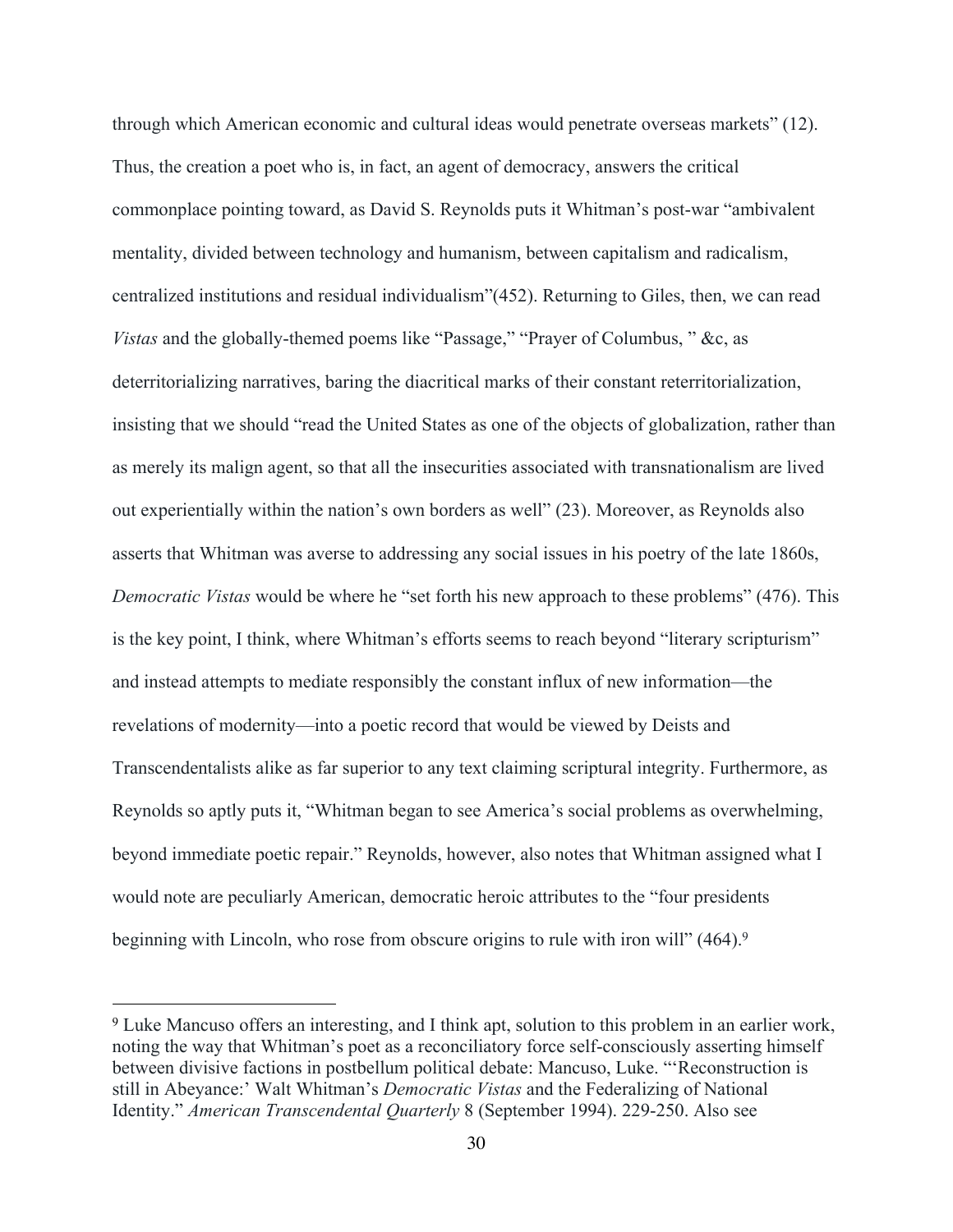through which American economic and cultural ideas would penetrate overseas markets" (12). Thus, the creation a poet who is, in fact, an agent of democracy, answers the critical commonplace pointing toward, as David S. Reynolds puts it Whitman's post-war "ambivalent mentality, divided between technology and humanism, between capitalism and radicalism, centralized institutions and residual individualism"(452). Returning to Giles, then, we can read *Vistas* and the globally-themed poems like "Passage," "Prayer of Columbus, " &c, as deterritorializing narratives, baring the diacritical marks of their constant reterritorialization, insisting that we should "read the United States as one of the objects of globalization, rather than as merely its malign agent, so that all the insecurities associated with transnationalism are lived out experientially within the nation's own borders as well" (23). Moreover, as Reynolds also asserts that Whitman was averse to addressing any social issues in his poetry of the late 1860s, *Democratic Vistas* would be where he "set forth his new approach to these problems" (476). This is the key point, I think, where Whitman's efforts seems to reach beyond "literary scripturism" and instead attempts to mediate responsibly the constant influx of new information—the revelations of modernity—into a poetic record that would be viewed by Deists and Transcendentalists alike as far superior to any text claiming scriptural integrity. Furthermore, as Reynolds so aptly puts it, "Whitman began to see America's social problems as overwhelming, beyond immediate poetic repair." Reynolds, however, also notes that Whitman assigned what I would note are peculiarly American, democratic heroic attributes to the "four presidents beginning with Lincoln, who rose from obscure origins to rule with iron will" (464).[9]

---

[9] Luke Mancuso offers an interesting, and I think apt, solution to this problem in an earlier work, noting the way that Whitman's poet as a reconciliatory force self-consciously asserting himself between divisive factions in postbellum political debate: Mancuso, Luke. "'Reconstruction is still in Abeyance:' Walt Whitman's *Democratic Vistas* and the Federalizing of National Identity." *American Transcendental Quarterly* 8 (September 1994). 229-250. Also see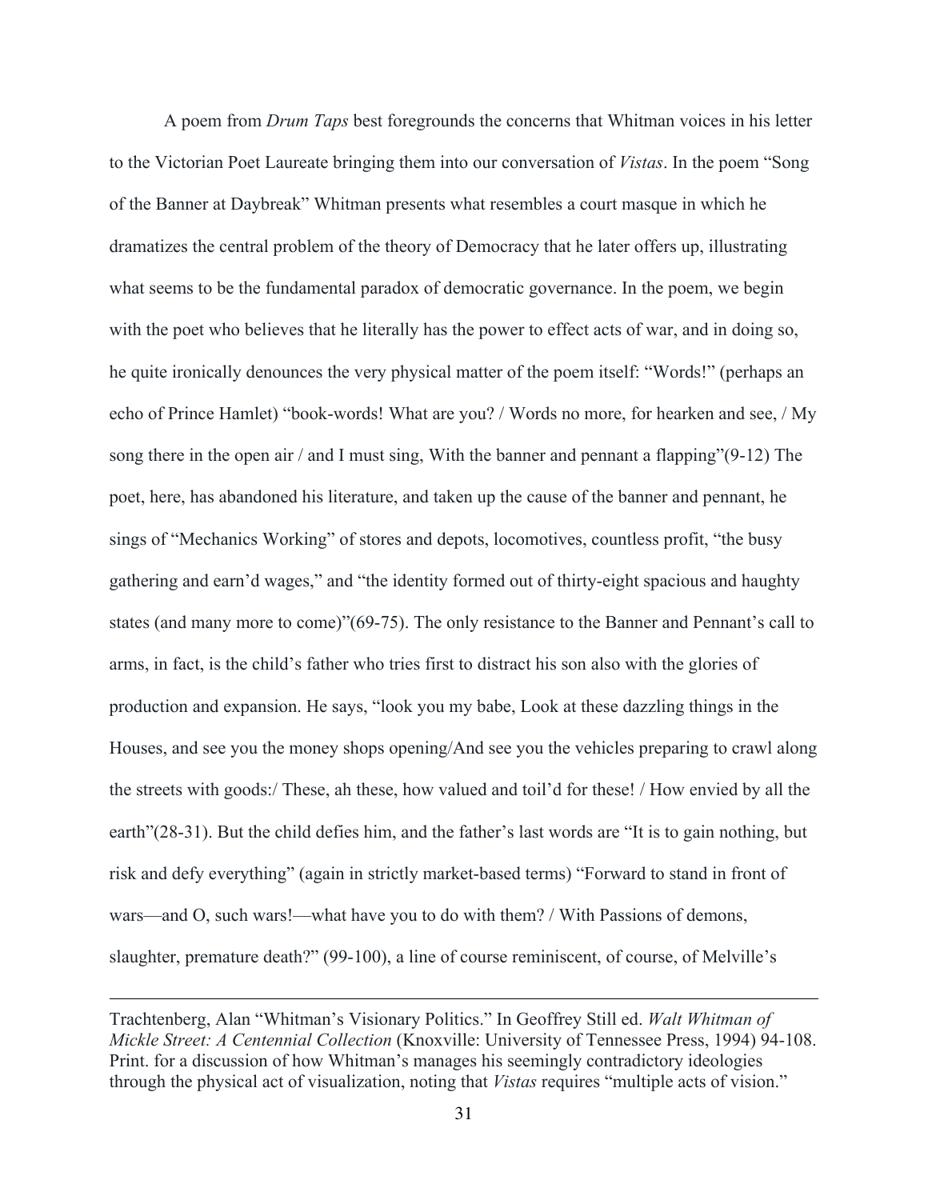A poem from *Drum Taps* best foregrounds the concerns that Whitman voices in his letter to the Victorian Poet Laureate bringing them into our conversation of *Vistas*. In the poem "Song of the Banner at Daybreak" Whitman presents what resembles a court masque in which he dramatizes the central problem of the theory of Democracy that he later offers up, illustrating what seems to be the fundamental paradox of democratic governance. In the poem, we begin with the poet who believes that he literally has the power to effect acts of war, and in doing so, he quite ironically denounces the very physical matter of the poem itself: "Words!" (perhaps an echo of Prince Hamlet) "book-words! What are you? / Words no more, for hearken and see, / My song there in the open air / and I must sing, With the banner and pennant a flapping"(9-12) The poet, here, has abandoned his literature, and taken up the cause of the banner and pennant, he sings of "Mechanics Working" of stores and depots, locomotives, countless profit, "the busy gathering and earn'd wages," and "the identity formed out of thirty-eight spacious and haughty states (and many more to come)"(69-75). The only resistance to the Banner and Pennant's call to arms, in fact, is the child's father who tries first to distract his son also with the glories of production and expansion. He says, "look you my babe, Look at these dazzling things in the Houses, and see you the money shops opening/And see you the vehicles preparing to crawl along the streets with goods:/ These, ah these, how valued and toil'd for these! / How envied by all the earth"(28-31). But the child defies him, and the father's last words are "It is to gain nothing, but risk and defy everything" (again in strictly market-based terms) "Forward to stand in front of wars—and O, such wars!—what have you to do with them? / With Passions of demons, slaughter, premature death?" (99-100), a line of course reminiscent, of course, of Melville's

---

Trachtenberg, Alan "Whitman's Visionary Politics." In Geoffrey Still ed. *Walt Whitman of Mickle Street: A Centennial Collection* (Knoxville: University of Tennessee Press, 1994) 94-108. Print. for a discussion of how Whitman's manages his seemingly contradictory ideologies through the physical act of visualization, noting that *Vistas* requires "multiple acts of vision."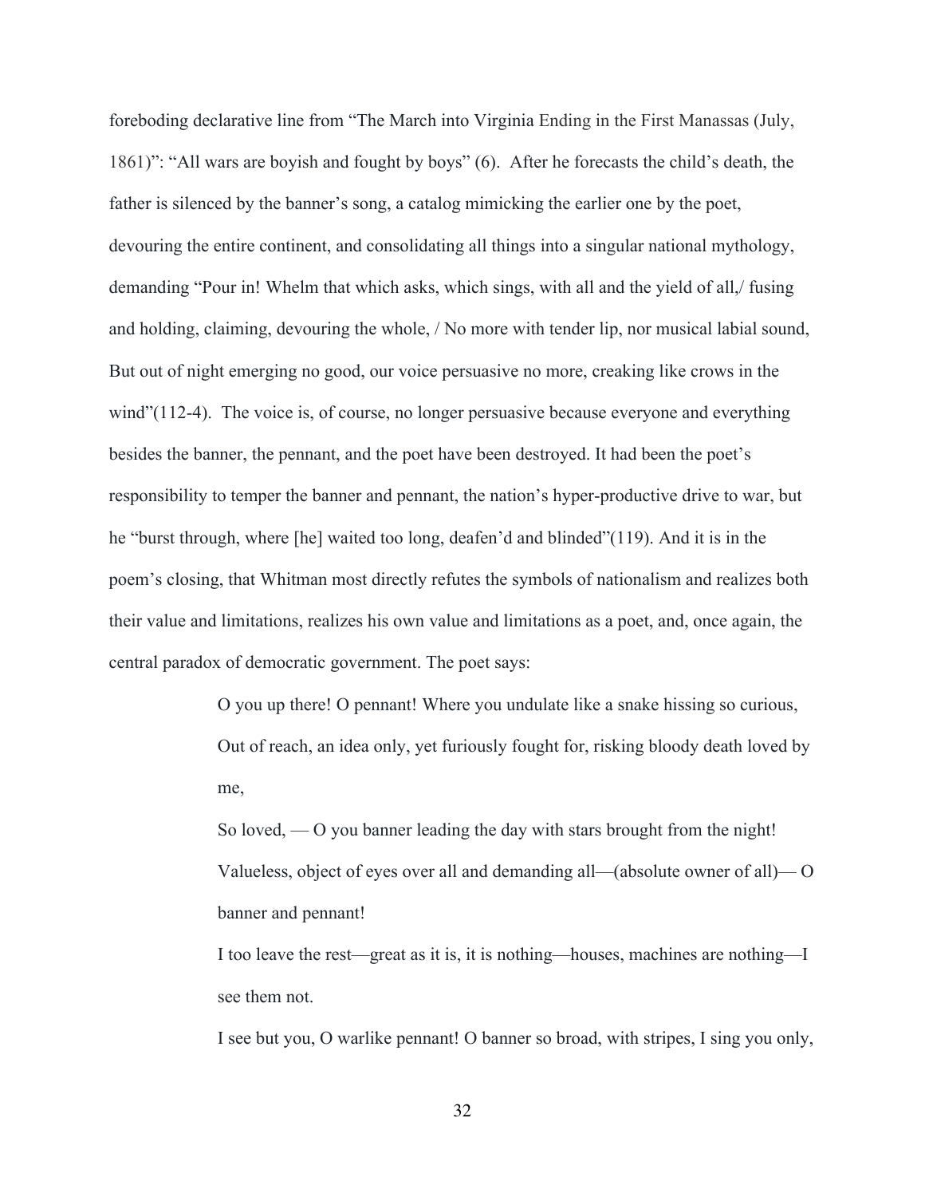foreboding declarative line from "The March into Virginia Ending in the First Manassas (July, 1861)": "All wars are boyish and fought by boys" (6). After he forecasts the child's death, the father is silenced by the banner's song, a catalog mimicking the earlier one by the poet, devouring the entire continent, and consolidating all things into a singular national mythology, demanding "Pour in! Whelm that which asks, which sings, with all and the yield of all,/ fusing and holding, claiming, devouring the whole, / No more with tender lip, nor musical labial sound, But out of night emerging no good, our voice persuasive no more, creaking like crows in the wind"(112-4). The voice is, of course, no longer persuasive because everyone and everything besides the banner, the pennant, and the poet have been destroyed. It had been the poet's responsibility to temper the banner and pennant, the nation's hyper-productive drive to war, but he "burst through, where [he] waited too long, deafen'd and blinded"(119). And it is in the poem's closing, that Whitman most directly refutes the symbols of nationalism and realizes both their value and limitations, realizes his own value and limitations as a poet, and, once again, the central paradox of democratic government. The poet says:

> O you up there! O pennant! Where you undulate like a snake hissing so curious,
> Out of reach, an idea only, yet furiously fought for, risking bloody death loved by me,
> So loved, — O you banner leading the day with stars brought from the night!
> Valueless, object of eyes over all and demanding all—(absolute owner of all)— O banner and pennant!
> I too leave the rest—great as it is, it is nothing—houses, machines are nothing—I see them not.
> I see but you, O warlike pennant! O banner so broad, with stripes, I sing you only,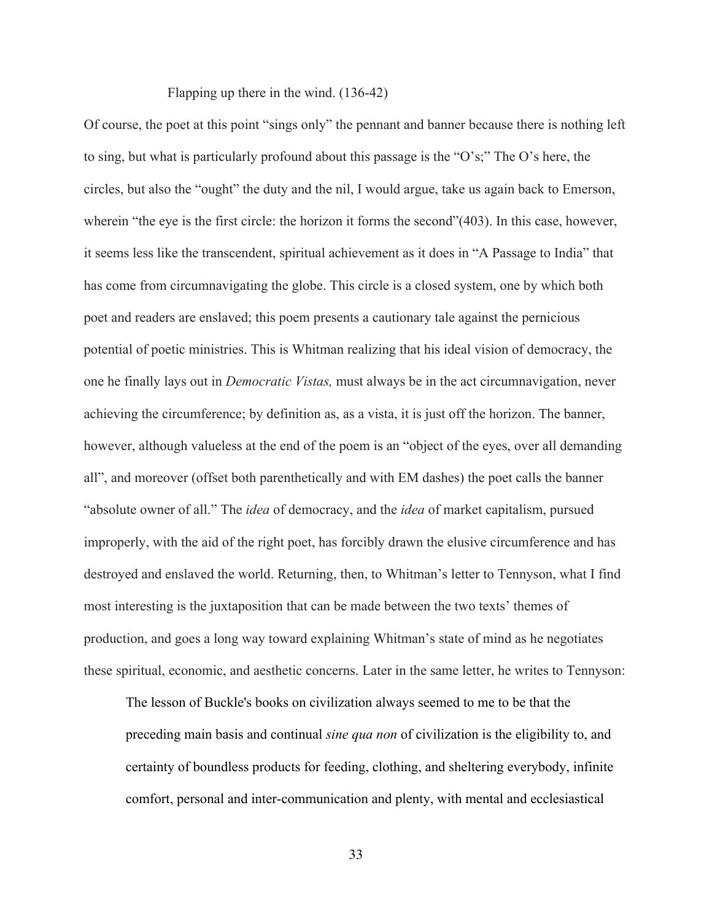Flapping up there in the wind. (136-42)

Of course, the poet at this point "sings only" the pennant and banner because there is nothing left to sing, but what is particularly profound about this passage is the "O's;" The O's here, the circles, but also the "ought" the duty and the nil, I would argue, take us again back to Emerson, wherein "the eye is the first circle: the horizon it forms the second"(403). In this case, however, it seems less like the transcendent, spiritual achievement as it does in "A Passage to India" that has come from circumnavigating the globe. This circle is a closed system, one by which both poet and readers are enslaved; this poem presents a cautionary tale against the pernicious potential of poetic ministries. This is Whitman realizing that his ideal vision of democracy, the one he finally lays out in *Democratic Vistas,* must always be in the act circumnavigation, never achieving the circumference; by definition as, as a vista, it is just off the horizon. The banner, however, although valueless at the end of the poem is an "object of the eyes, over all demanding all", and moreover (offset both parenthetically and with EM dashes) the poet calls the banner "absolute owner of all." The *idea* of democracy, and the *idea* of market capitalism, pursued improperly, with the aid of the right poet, has forcibly drawn the elusive circumference and has destroyed and enslaved the world. Returning, then, to Whitman's letter to Tennyson, what I find most interesting is the juxtaposition that can be made between the two texts' themes of production, and goes a long way toward explaining Whitman's state of mind as he negotiates these spiritual, economic, and aesthetic concerns. Later in the same letter, he writes to Tennyson:

> The lesson of Buckle's books on civilization always seemed to me to be that the preceding main basis and continual *sine qua non* of civilization is the eligibility to, and certainty of boundless products for feeding, clothing, and sheltering everybody, infinite comfort, personal and inter-communication and plenty, with mental and ecclesiastical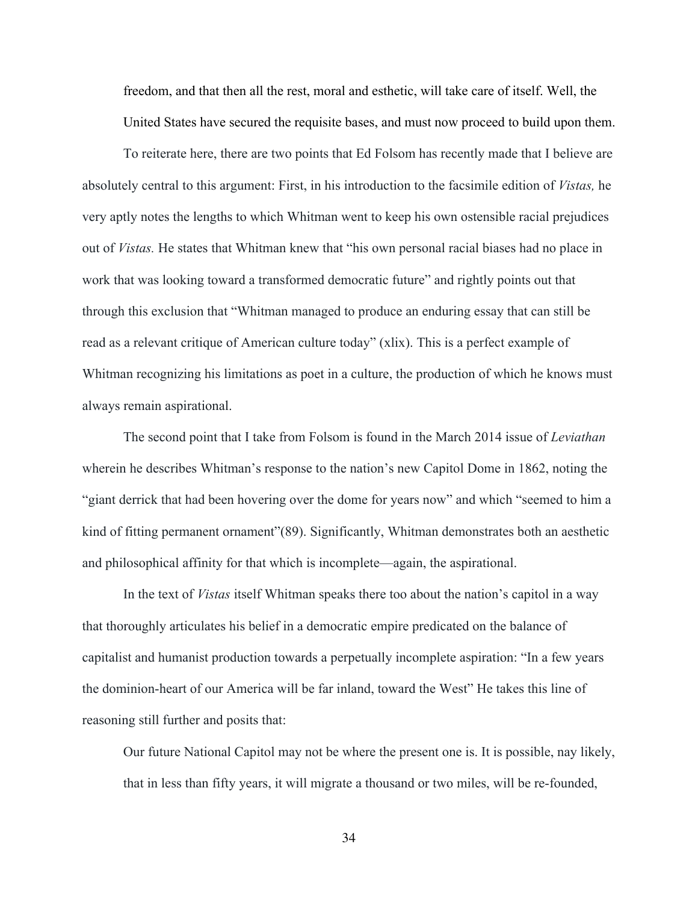> freedom, and that then all the rest, moral and esthetic, will take care of itself. Well, the United States have secured the requisite bases, and must now proceed to build upon them.

To reiterate here, there are two points that Ed Folsom has recently made that I believe are absolutely central to this argument: First, in his introduction to the facsimile edition of *Vistas,* he very aptly notes the lengths to which Whitman went to keep his own ostensible racial prejudices out of *Vistas.* He states that Whitman knew that "his own personal racial biases had no place in work that was looking toward a transformed democratic future" and rightly points out that through this exclusion that "Whitman managed to produce an enduring essay that can still be read as a relevant critique of American culture today" (xlix). This is a perfect example of Whitman recognizing his limitations as poet in a culture, the production of which he knows must always remain aspirational.

The second point that I take from Folsom is found in the March 2014 issue of *Leviathan* wherein he describes Whitman's response to the nation's new Capitol Dome in 1862, noting the "giant derrick that had been hovering over the dome for years now" and which "seemed to him a kind of fitting permanent ornament"(89). Significantly, Whitman demonstrates both an aesthetic and philosophical affinity for that which is incomplete—again, the aspirational.

In the text of *Vistas* itself Whitman speaks there too about the nation's capitol in a way that thoroughly articulates his belief in a democratic empire predicated on the balance of capitalist and humanist production towards a perpetually incomplete aspiration: "In a few years the dominion-heart of our America will be far inland, toward the West" He takes this line of reasoning still further and posits that:

> Our future National Capitol may not be where the present one is. It is possible, nay likely, that in less than fifty years, it will migrate a thousand or two miles, will be re-founded,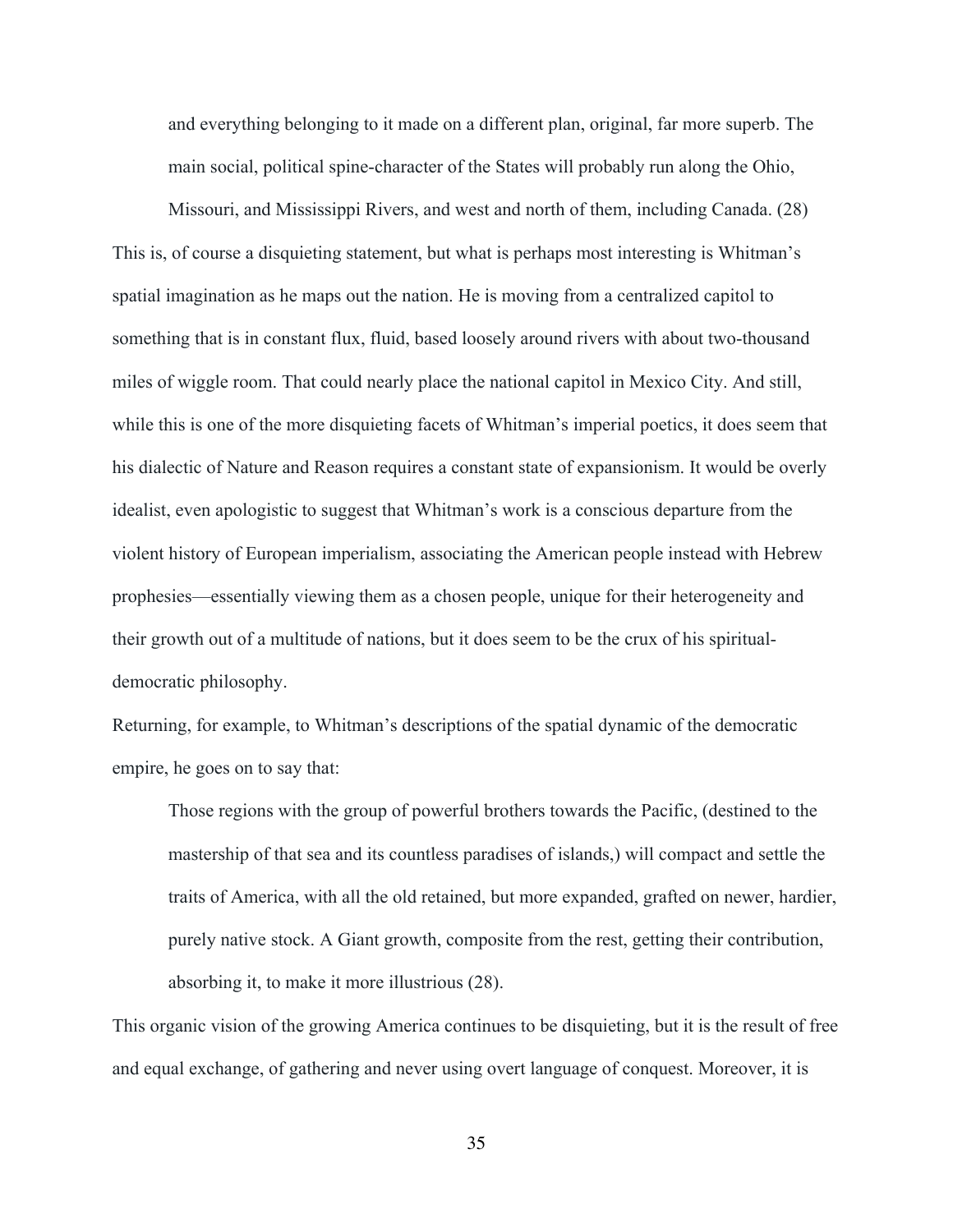> and everything belonging to it made on a different plan, original, far more superb. The main social, political spine-character of the States will probably run along the Ohio, Missouri, and Mississippi Rivers, and west and north of them, including Canada. (28)

This is, of course a disquieting statement, but what is perhaps most interesting is Whitman's spatial imagination as he maps out the nation. He is moving from a centralized capitol to something that is in constant flux, fluid, based loosely around rivers with about two-thousand miles of wiggle room. That could nearly place the national capitol in Mexico City. And still, while this is one of the more disquieting facets of Whitman's imperial poetics, it does seem that his dialectic of Nature and Reason requires a constant state of expansionism. It would be overly idealist, even apologistic to suggest that Whitman's work is a conscious departure from the violent history of European imperialism, associating the American people instead with Hebrew prophesies—essentially viewing them as a chosen people, unique for their heterogeneity and their growth out of a multitude of nations, but it does seem to be the crux of his spiritual-democratic philosophy.

Returning, for example, to Whitman's descriptions of the spatial dynamic of the democratic empire, he goes on to say that:

> Those regions with the group of powerful brothers towards the Pacific, (destined to the mastership of that sea and its countless paradises of islands,) will compact and settle the traits of America, with all the old retained, but more expanded, grafted on newer, hardier, purely native stock. A Giant growth, composite from the rest, getting their contribution, absorbing it, to make it more illustrious (28).

This organic vision of the growing America continues to be disquieting, but it is the result of free and equal exchange, of gathering and never using overt language of conquest. Moreover, it is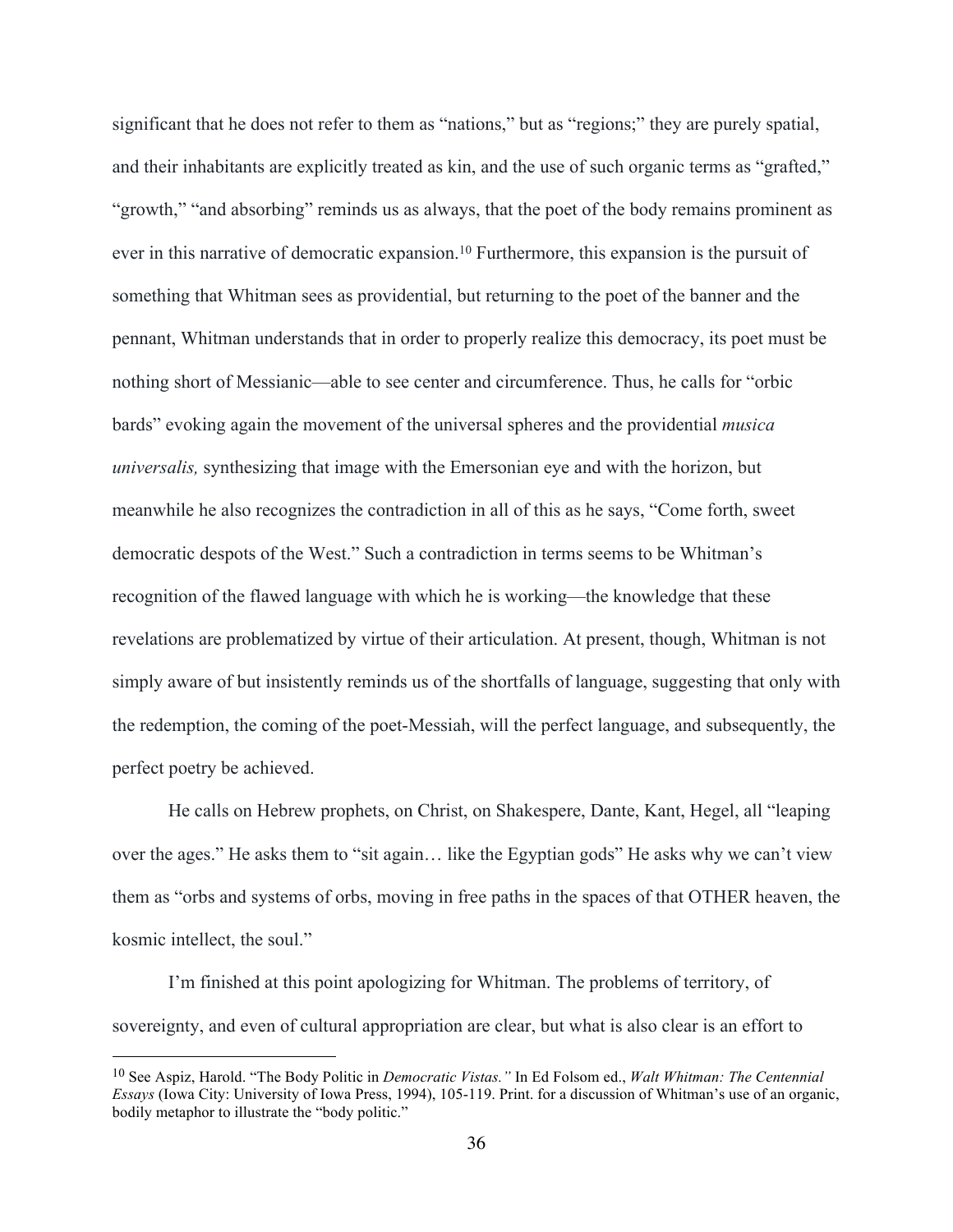significant that he does not refer to them as "nations," but as "regions;" they are purely spatial, and their inhabitants are explicitly treated as kin, and the use of such organic terms as "grafted," "growth," "and absorbing" reminds us as always, that the poet of the body remains prominent as ever in this narrative of democratic expansion.[10] Furthermore, this expansion is the pursuit of something that Whitman sees as providential, but returning to the poet of the banner and the pennant, Whitman understands that in order to properly realize this democracy, its poet must be nothing short of Messianic—able to see center and circumference. Thus, he calls for "orbic bards" evoking again the movement of the universal spheres and the providential *musica universalis,* synthesizing that image with the Emersonian eye and with the horizon, but meanwhile he also recognizes the contradiction in all of this as he says, "Come forth, sweet democratic despots of the West." Such a contradiction in terms seems to be Whitman's recognition of the flawed language with which he is working—the knowledge that these revelations are problematized by virtue of their articulation. At present, though, Whitman is not simply aware of but insistently reminds us of the shortfalls of language, suggesting that only with the redemption, the coming of the poet-Messiah, will the perfect language, and subsequently, the perfect poetry be achieved.

He calls on Hebrew prophets, on Christ, on Shakespere, Dante, Kant, Hegel, all "leaping over the ages." He asks them to "sit again… like the Egyptian gods" He asks why we can't view them as "orbs and systems of orbs, moving in free paths in the spaces of that OTHER heaven, the kosmic intellect, the soul."

I'm finished at this point apologizing for Whitman. The problems of territory, of sovereignty, and even of cultural appropriation are clear, but what is also clear is an effort to

---

[10] See Aspiz, Harold. "The Body Politic in *Democratic Vistas.*" In Ed Folsom ed., *Walt Whitman: The Centennial Essays* (Iowa City: University of Iowa Press, 1994), 105-119. Print. for a discussion of Whitman's use of an organic, bodily metaphor to illustrate the "body politic."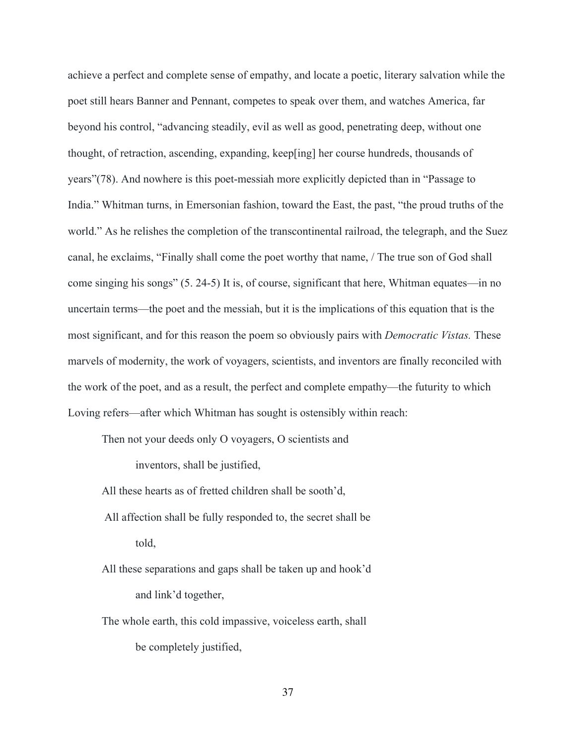achieve a perfect and complete sense of empathy, and locate a poetic, literary salvation while the poet still hears Banner and Pennant, competes to speak over them, and watches America, far beyond his control, "advancing steadily, evil as well as good, penetrating deep, without one thought, of retraction, ascending, expanding, keep[ing] her course hundreds, thousands of years"(78). And nowhere is this poet-messiah more explicitly depicted than in "Passage to India." Whitman turns, in Emersonian fashion, toward the East, the past, "the proud truths of the world." As he relishes the completion of the transcontinental railroad, the telegraph, and the Suez canal, he exclaims, "Finally shall come the poet worthy that name, / The true son of God shall come singing his songs" (5. 24-5) It is, of course, significant that here, Whitman equates—in no uncertain terms—the poet and the messiah, but it is the implications of this equation that is the most significant, and for this reason the poem so obviously pairs with *Democratic Vistas.* These marvels of modernity, the work of voyagers, scientists, and inventors are finally reconciled with the work of the poet, and as a result, the perfect and complete empathy—the futurity to which Loving refers—after which Whitman has sought is ostensibly within reach:

> Then not your deeds only O voyagers, O scientists and
>     inventors, shall be justified,
> All these hearts as of fretted children shall be sooth'd,
> All affection shall be fully responded to, the secret shall be
>     told,
> All these separations and gaps shall be taken up and hook'd
>     and link'd together,
> The whole earth, this cold impassive, voiceless earth, shall
>     be completely justified,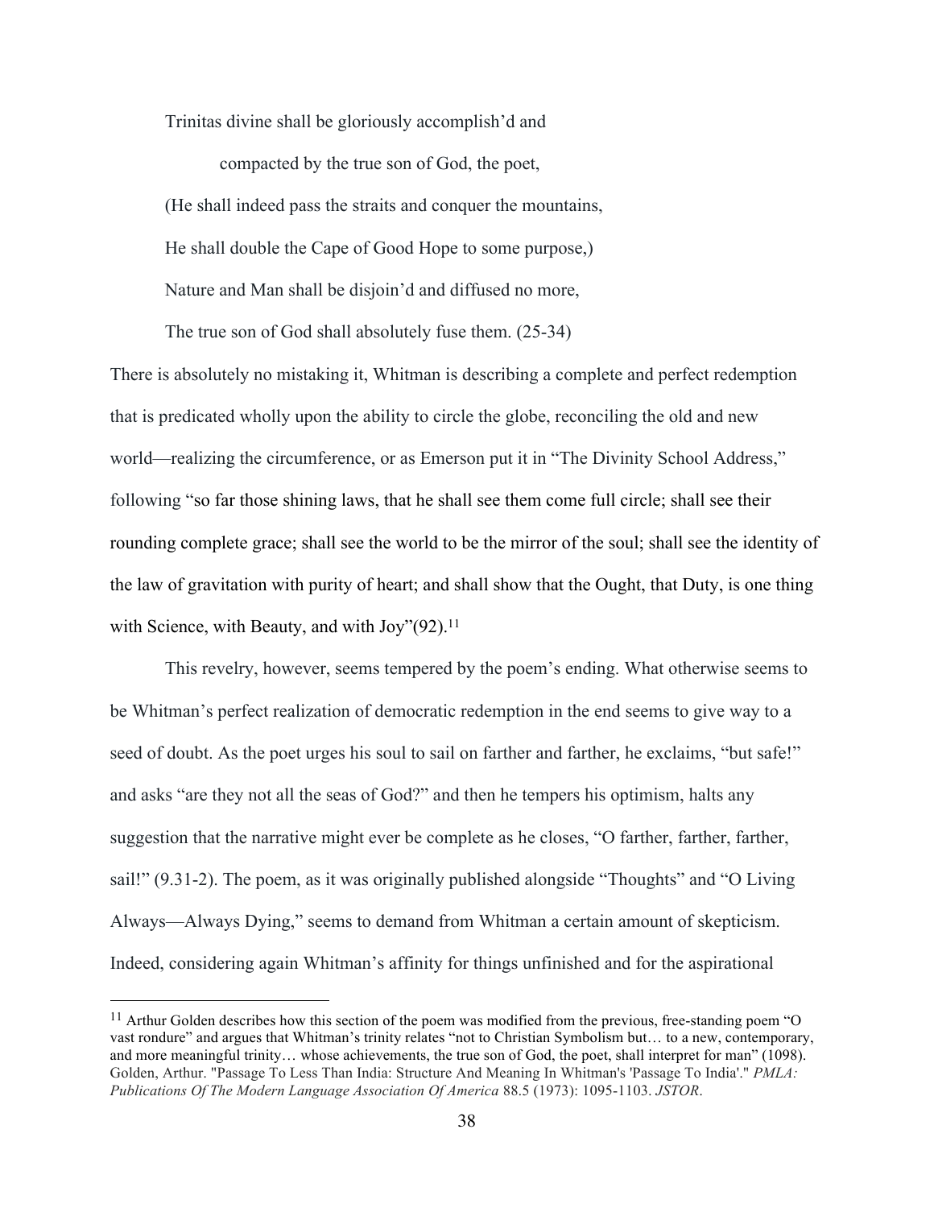> Trinitas divine shall be gloriously accomplish'd and
>
> compacted by the true son of God, the poet,
>
> (He shall indeed pass the straits and conquer the mountains,
>
> He shall double the Cape of Good Hope to some purpose,)
>
> Nature and Man shall be disjoin'd and diffused no more,
>
> The true son of God shall absolutely fuse them. (25-34)

There is absolutely no mistaking it, Whitman is describing a complete and perfect redemption that is predicated wholly upon the ability to circle the globe, reconciling the old and new world—realizing the circumference, or as Emerson put it in "The Divinity School Address," following "so far those shining laws, that he shall see them come full circle; shall see their rounding complete grace; shall see the world to be the mirror of the soul; shall see the identity of the law of gravitation with purity of heart; and shall show that the Ought, that Duty, is one thing with Science, with Beauty, and with Joy"(92).[11]

This revelry, however, seems tempered by the poem's ending. What otherwise seems to be Whitman's perfect realization of democratic redemption in the end seems to give way to a seed of doubt. As the poet urges his soul to sail on farther and farther, he exclaims, "but safe!" and asks "are they not all the seas of God?" and then he tempers his optimism, halts any suggestion that the narrative might ever be complete as he closes, "O farther, farther, farther, sail!" (9.31-2). The poem, as it was originally published alongside "Thoughts" and "O Living Always—Always Dying," seems to demand from Whitman a certain amount of skepticism. Indeed, considering again Whitman's affinity for things unfinished and for the aspirational

---

[11] Arthur Golden describes how this section of the poem was modified from the previous, free-standing poem "O vast rondure" and argues that Whitman's trinity relates "not to Christian Symbolism but… to a new, contemporary, and more meaningful trinity… whose achievements, the true son of God, the poet, shall interpret for man" (1098). Golden, Arthur. "Passage To Less Than India: Structure And Meaning In Whitman's 'Passage To India'." *PMLA: Publications Of The Modern Language Association Of America* 88.5 (1973): 1095-1103. *JSTOR*.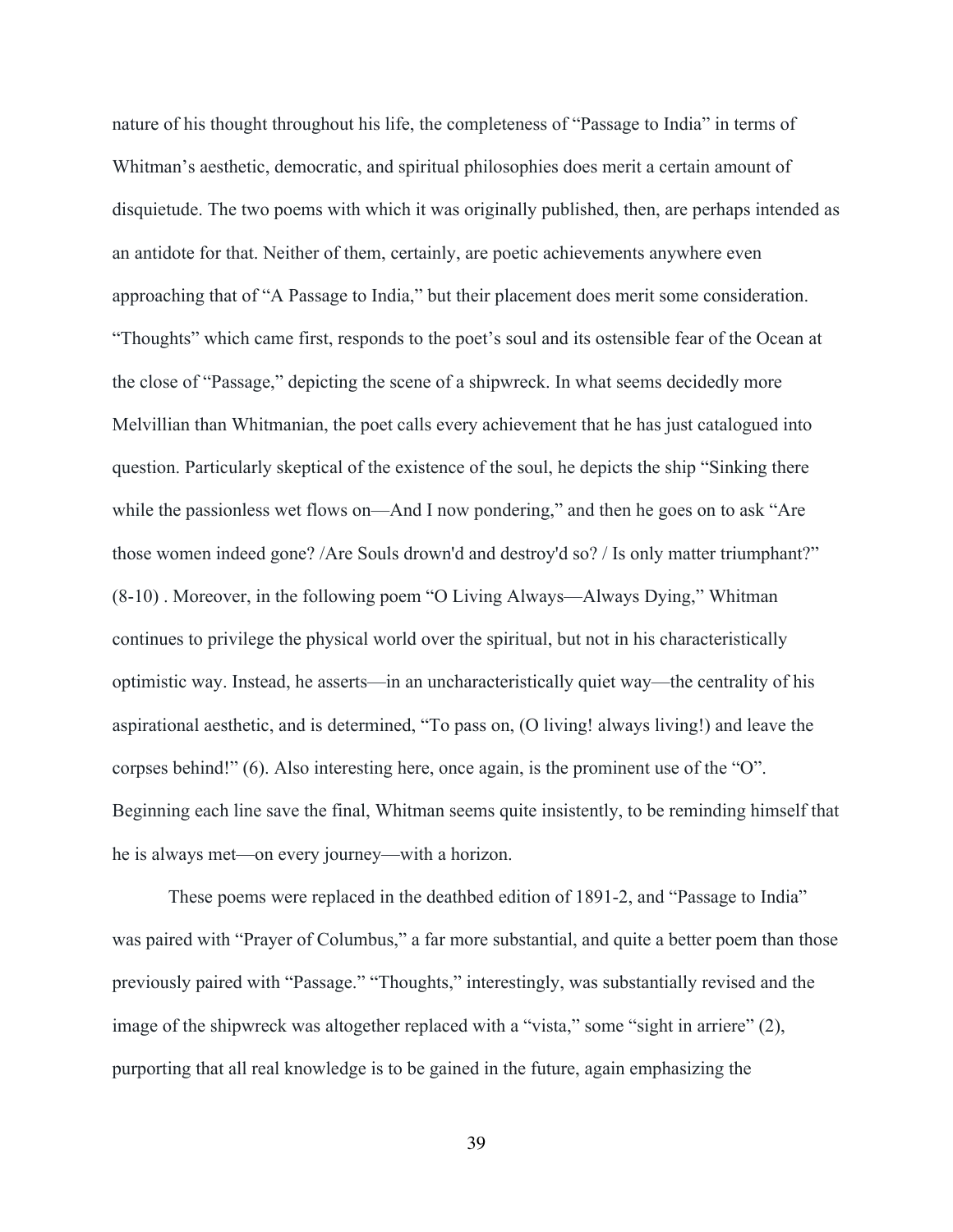nature of his thought throughout his life, the completeness of "Passage to India" in terms of Whitman's aesthetic, democratic, and spiritual philosophies does merit a certain amount of disquietude. The two poems with which it was originally published, then, are perhaps intended as an antidote for that. Neither of them, certainly, are poetic achievements anywhere even approaching that of "A Passage to India," but their placement does merit some consideration. "Thoughts" which came first, responds to the poet's soul and its ostensible fear of the Ocean at the close of "Passage," depicting the scene of a shipwreck. In what seems decidedly more Melvillian than Whitmanian, the poet calls every achievement that he has just catalogued into question. Particularly skeptical of the existence of the soul, he depicts the ship "Sinking there while the passionless wet flows on—And I now pondering," and then he goes on to ask "Are those women indeed gone? /Are Souls drown'd and destroy'd so? / Is only matter triumphant?" (8-10) . Moreover, in the following poem "O Living Always—Always Dying," Whitman continues to privilege the physical world over the spiritual, but not in his characteristically optimistic way. Instead, he asserts—in an uncharacteristically quiet way—the centrality of his aspirational aesthetic, and is determined, "To pass on, (O living! always living!) and leave the corpses behind!" (6). Also interesting here, once again, is the prominent use of the "O". Beginning each line save the final, Whitman seems quite insistently, to be reminding himself that he is always met—on every journey—with a horizon.

These poems were replaced in the deathbed edition of 1891-2, and "Passage to India" was paired with "Prayer of Columbus," a far more substantial, and quite a better poem than those previously paired with "Passage." "Thoughts," interestingly, was substantially revised and the image of the shipwreck was altogether replaced with a "vista," some "sight in arriere" (2), purporting that all real knowledge is to be gained in the future, again emphasizing the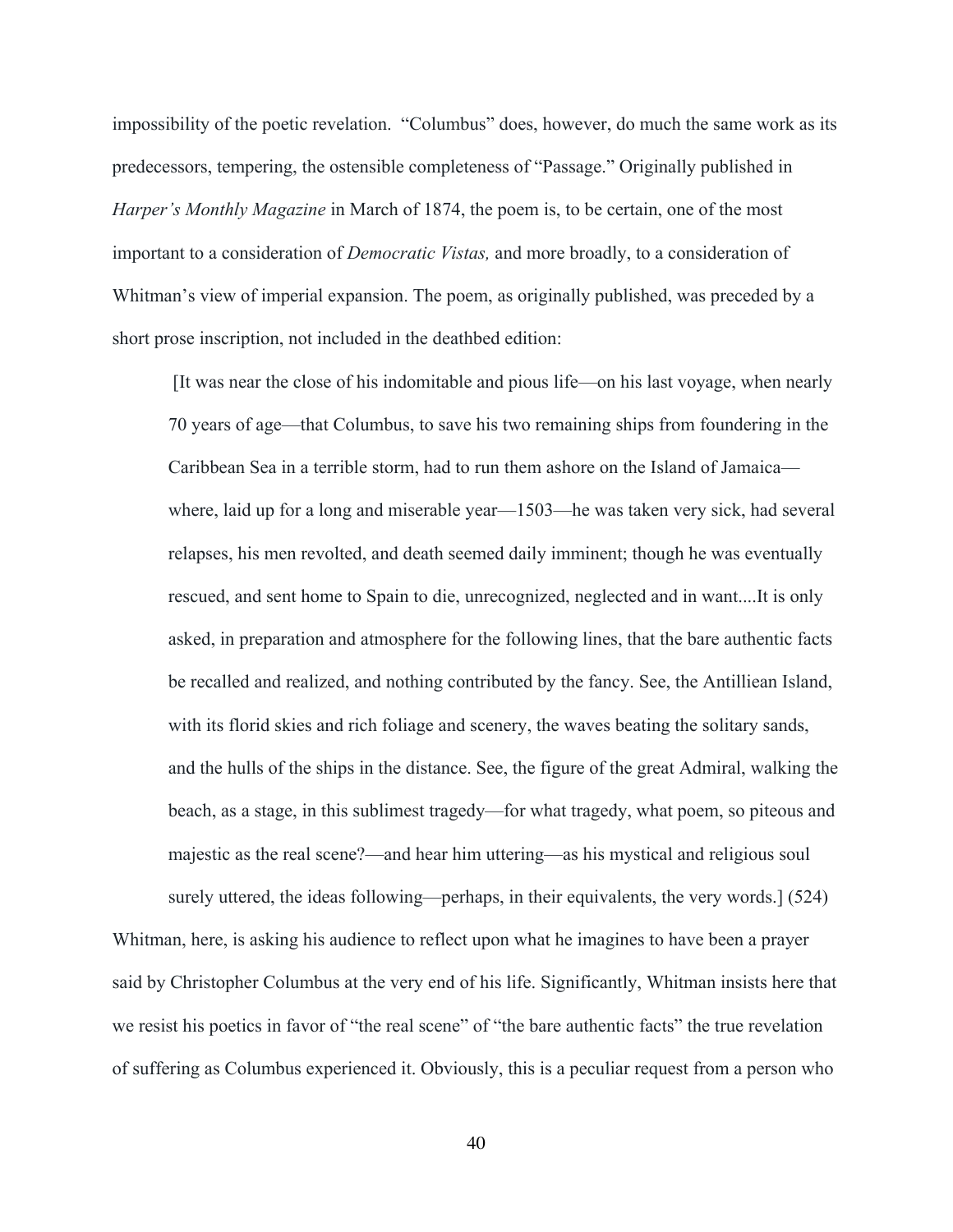impossibility of the poetic revelation. "Columbus" does, however, do much the same work as its predecessors, tempering, the ostensible completeness of "Passage." Originally published in *Harper's Monthly Magazine* in March of 1874, the poem is, to be certain, one of the most important to a consideration of *Democratic Vistas,* and more broadly, to a consideration of Whitman's view of imperial expansion. The poem, as originally published, was preceded by a short prose inscription, not included in the deathbed edition:

> [It was near the close of his indomitable and pious life—on his last voyage, when nearly 70 years of age—that Columbus, to save his two remaining ships from foundering in the Caribbean Sea in a terrible storm, had to run them ashore on the Island of Jamaica—where, laid up for a long and miserable year—1503—he was taken very sick, had several relapses, his men revolted, and death seemed daily imminent; though he was eventually rescued, and sent home to Spain to die, unrecognized, neglected and in want....It is only asked, in preparation and atmosphere for the following lines, that the bare authentic facts be recalled and realized, and nothing contributed by the fancy. See, the Antilliean Island, with its florid skies and rich foliage and scenery, the waves beating the solitary sands, and the hulls of the ships in the distance. See, the figure of the great Admiral, walking the beach, as a stage, in this sublimest tragedy—for what tragedy, what poem, so piteous and majestic as the real scene?—and hear him uttering—as his mystical and religious soul surely uttered, the ideas following—perhaps, in their equivalents, the very words.] (524)

Whitman, here, is asking his audience to reflect upon what he imagines to have been a prayer said by Christopher Columbus at the very end of his life. Significantly, Whitman insists here that we resist his poetics in favor of "the real scene" of "the bare authentic facts" the true revelation of suffering as Columbus experienced it. Obviously, this is a peculiar request from a person who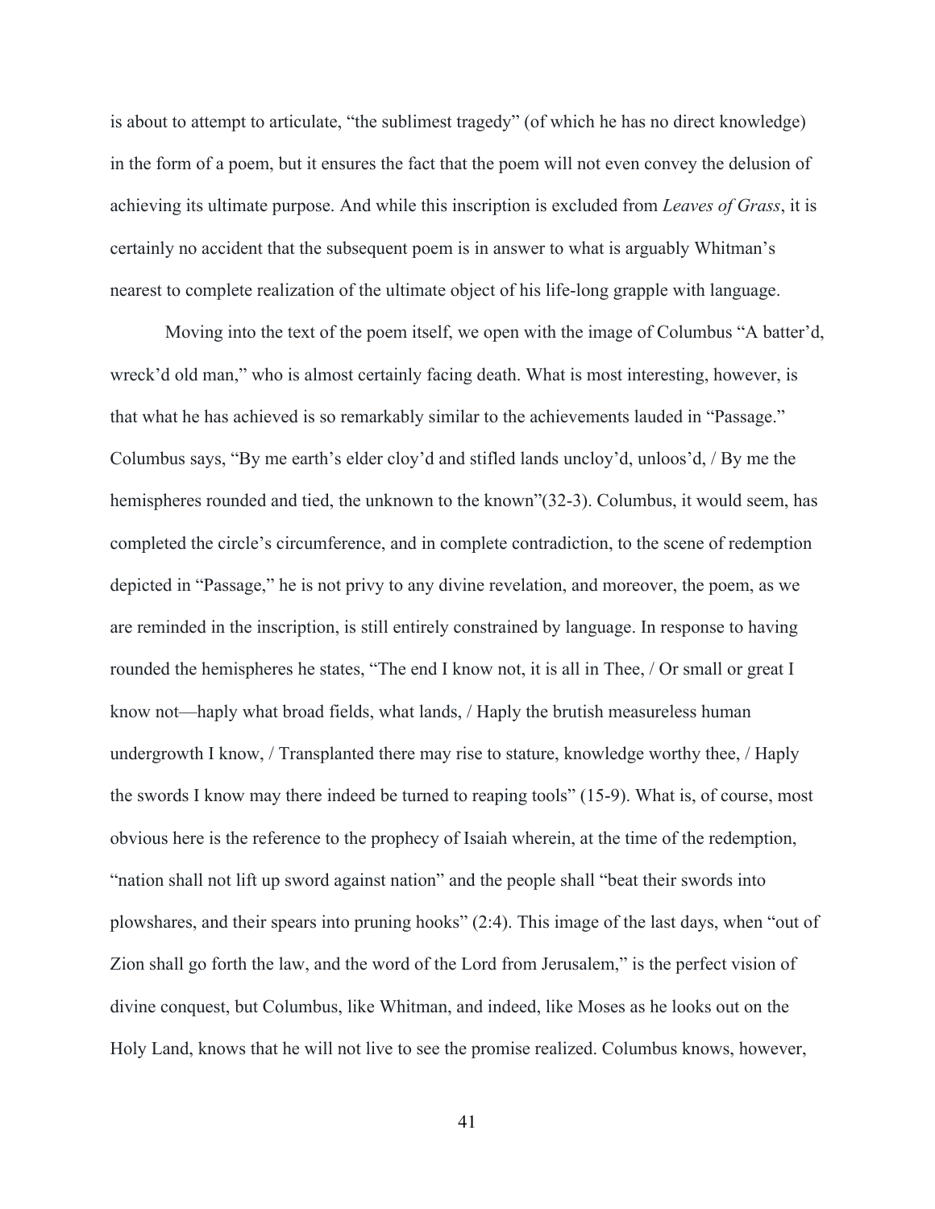is about to attempt to articulate, "the sublimest tragedy" (of which he has no direct knowledge) in the form of a poem, but it ensures the fact that the poem will not even convey the delusion of achieving its ultimate purpose. And while this inscription is excluded from *Leaves of Grass*, it is certainly no accident that the subsequent poem is in answer to what is arguably Whitman's nearest to complete realization of the ultimate object of his life-long grapple with language.

Moving into the text of the poem itself, we open with the image of Columbus "A batter'd, wreck'd old man," who is almost certainly facing death. What is most interesting, however, is that what he has achieved is so remarkably similar to the achievements lauded in "Passage." Columbus says, "By me earth's elder cloy'd and stifled lands uncloy'd, unloos'd, / By me the hemispheres rounded and tied, the unknown to the known"(32-3). Columbus, it would seem, has completed the circle's circumference, and in complete contradiction, to the scene of redemption depicted in "Passage," he is not privy to any divine revelation, and moreover, the poem, as we are reminded in the inscription, is still entirely constrained by language. In response to having rounded the hemispheres he states, "The end I know not, it is all in Thee, / Or small or great I know not—haply what broad fields, what lands, / Haply the brutish measureless human undergrowth I know, / Transplanted there may rise to stature, knowledge worthy thee, / Haply the swords I know may there indeed be turned to reaping tools" (15-9). What is, of course, most obvious here is the reference to the prophecy of Isaiah wherein, at the time of the redemption, "nation shall not lift up sword against nation" and the people shall "beat their swords into plowshares, and their spears into pruning hooks" (2:4). This image of the last days, when "out of Zion shall go forth the law, and the word of the Lord from Jerusalem," is the perfect vision of divine conquest, but Columbus, like Whitman, and indeed, like Moses as he looks out on the Holy Land, knows that he will not live to see the promise realized. Columbus knows, however,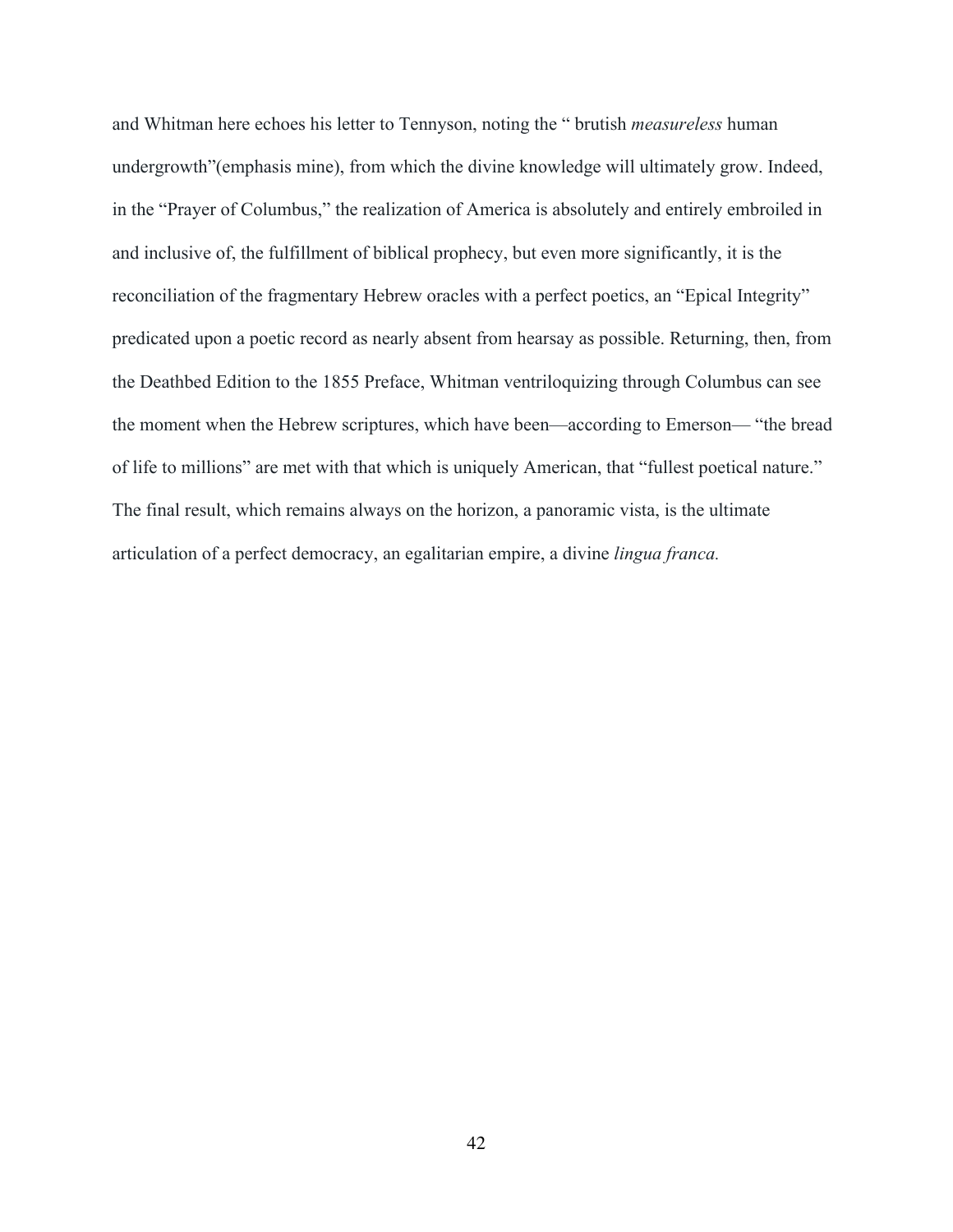and Whitman here echoes his letter to Tennyson, noting the " brutish *measureless* human undergrowth"(emphasis mine), from which the divine knowledge will ultimately grow. Indeed, in the "Prayer of Columbus," the realization of America is absolutely and entirely embroiled in and inclusive of, the fulfillment of biblical prophecy, but even more significantly, it is the reconciliation of the fragmentary Hebrew oracles with a perfect poetics, an "Epical Integrity" predicated upon a poetic record as nearly absent from hearsay as possible. Returning, then, from the Deathbed Edition to the 1855 Preface, Whitman ventriloquizing through Columbus can see the moment when the Hebrew scriptures, which have been—according to Emerson— "the bread of life to millions" are met with that which is uniquely American, that "fullest poetical nature." The final result, which remains always on the horizon, a panoramic vista, is the ultimate articulation of a perfect democracy, an egalitarian empire, a divine *lingua franca.*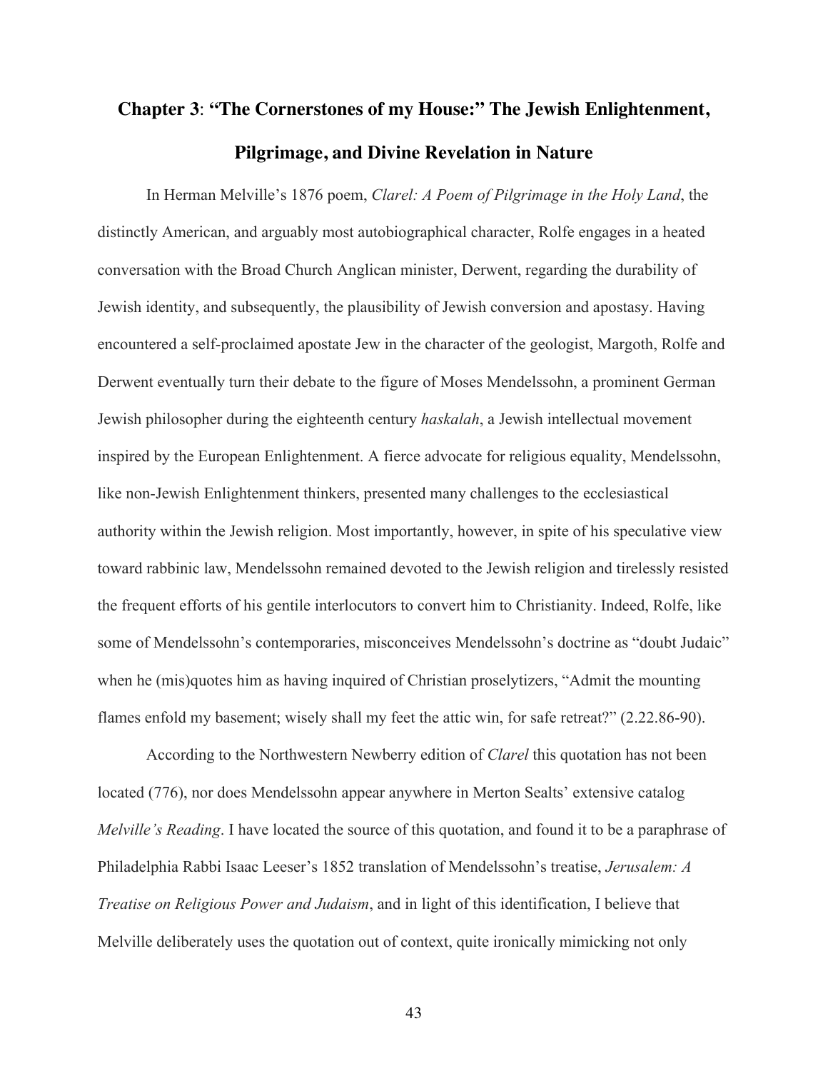# Chapter 3: "The Cornerstones of my House:" The Jewish Enlightenment, Pilgrimage, and Divine Revelation in Nature

In Herman Melville's 1876 poem, *Clarel: A Poem of Pilgrimage in the Holy Land*, the distinctly American, and arguably most autobiographical character, Rolfe engages in a heated conversation with the Broad Church Anglican minister, Derwent, regarding the durability of Jewish identity, and subsequently, the plausibility of Jewish conversion and apostasy. Having encountered a self-proclaimed apostate Jew in the character of the geologist, Margoth, Rolfe and Derwent eventually turn their debate to the figure of Moses Mendelssohn, a prominent German Jewish philosopher during the eighteenth century *haskalah*, a Jewish intellectual movement inspired by the European Enlightenment. A fierce advocate for religious equality, Mendelssohn, like non-Jewish Enlightenment thinkers, presented many challenges to the ecclesiastical authority within the Jewish religion. Most importantly, however, in spite of his speculative view toward rabbinic law, Mendelssohn remained devoted to the Jewish religion and tirelessly resisted the frequent efforts of his gentile interlocutors to convert him to Christianity. Indeed, Rolfe, like some of Mendelssohn's contemporaries, misconceives Mendelssohn's doctrine as "doubt Judaic" when he (mis)quotes him as having inquired of Christian proselytizers, "Admit the mounting flames enfold my basement; wisely shall my feet the attic win, for safe retreat?" (2.22.86-90).

According to the Northwestern Newberry edition of *Clarel* this quotation has not been located (776), nor does Mendelssohn appear anywhere in Merton Sealts' extensive catalog *Melville's Reading*. I have located the source of this quotation, and found it to be a paraphrase of Philadelphia Rabbi Isaac Leeser's 1852 translation of Mendelssohn's treatise, *Jerusalem: A Treatise on Religious Power and Judaism*, and in light of this identification, I believe that Melville deliberately uses the quotation out of context, quite ironically mimicking not only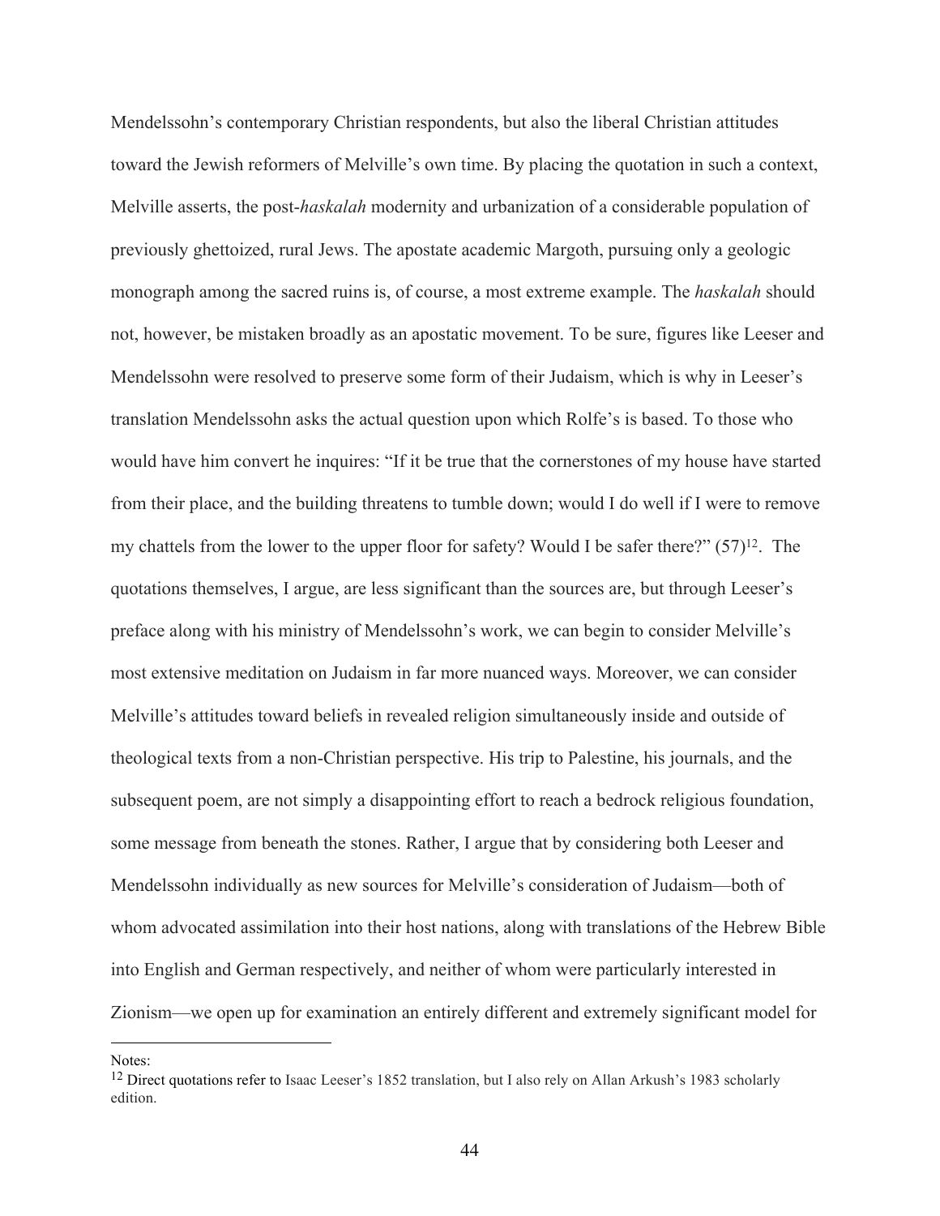Mendelssohn's contemporary Christian respondents, but also the liberal Christian attitudes toward the Jewish reformers of Melville's own time. By placing the quotation in such a context, Melville asserts, the post-*haskalah* modernity and urbanization of a considerable population of previously ghettoized, rural Jews. The apostate academic Margoth, pursuing only a geologic monograph among the sacred ruins is, of course, a most extreme example. The *haskalah* should not, however, be mistaken broadly as an apostatic movement. To be sure, figures like Leeser and Mendelssohn were resolved to preserve some form of their Judaism, which is why in Leeser's translation Mendelssohn asks the actual question upon which Rolfe's is based. To those who would have him convert he inquires: "If it be true that the cornerstones of my house have started from their place, and the building threatens to tumble down; would I do well if I were to remove my chattels from the lower to the upper floor for safety? Would I be safer there?" (57)[12]. The quotations themselves, I argue, are less significant than the sources are, but through Leeser's preface along with his ministry of Mendelssohn's work, we can begin to consider Melville's most extensive meditation on Judaism in far more nuanced ways. Moreover, we can consider Melville's attitudes toward beliefs in revealed religion simultaneously inside and outside of theological texts from a non-Christian perspective. His trip to Palestine, his journals, and the subsequent poem, are not simply a disappointing effort to reach a bedrock religious foundation, some message from beneath the stones. Rather, I argue that by considering both Leeser and Mendelssohn individually as new sources for Melville's consideration of Judaism—both of whom advocated assimilation into their host nations, along with translations of the Hebrew Bible into English and German respectively, and neither of whom were particularly interested in Zionism—we open up for examination an entirely different and extremely significant model for

---

Notes:

[12] Direct quotations refer to Isaac Leeser's 1852 translation, but I also rely on Allan Arkush's 1983 scholarly edition.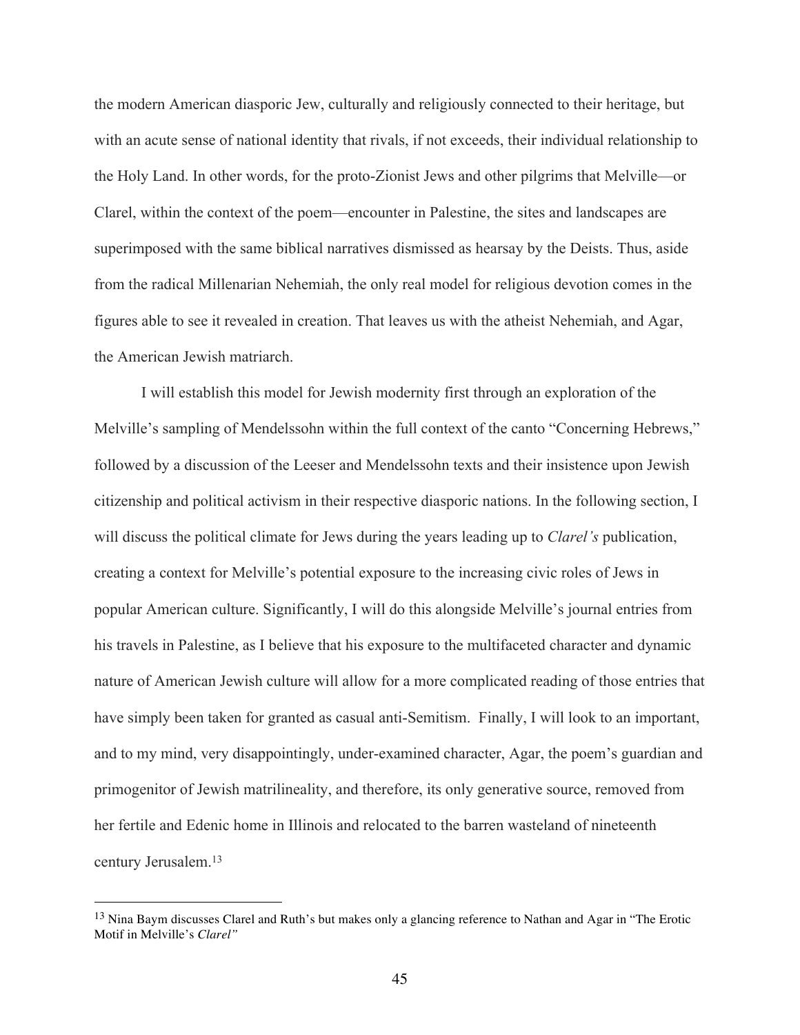the modern American diasporic Jew, culturally and religiously connected to their heritage, but with an acute sense of national identity that rivals, if not exceeds, their individual relationship to the Holy Land. In other words, for the proto-Zionist Jews and other pilgrims that Melville—or Clarel, within the context of the poem—encounter in Palestine, the sites and landscapes are superimposed with the same biblical narratives dismissed as hearsay by the Deists. Thus, aside from the radical Millenarian Nehemiah, the only real model for religious devotion comes in the figures able to see it revealed in creation. That leaves us with the atheist Nehemiah, and Agar, the American Jewish matriarch.

I will establish this model for Jewish modernity first through an exploration of the Melville's sampling of Mendelssohn within the full context of the canto "Concerning Hebrews," followed by a discussion of the Leeser and Mendelssohn texts and their insistence upon Jewish citizenship and political activism in their respective diasporic nations. In the following section, I will discuss the political climate for Jews during the years leading up to *Clarel's* publication, creating a context for Melville's potential exposure to the increasing civic roles of Jews in popular American culture. Significantly, I will do this alongside Melville's journal entries from his travels in Palestine, as I believe that his exposure to the multifaceted character and dynamic nature of American Jewish culture will allow for a more complicated reading of those entries that have simply been taken for granted as casual anti-Semitism. Finally, I will look to an important, and to my mind, very disappointingly, under-examined character, Agar, the poem's guardian and primogenitor of Jewish matrilineality, and therefore, its only generative source, removed from her fertile and Edenic home in Illinois and relocated to the barren wasteland of nineteenth century Jerusalem.[13]

---

[13] Nina Baym discusses Clarel and Ruth's but makes only a glancing reference to Nathan and Agar in "The Erotic Motif in Melville's *Clarel"*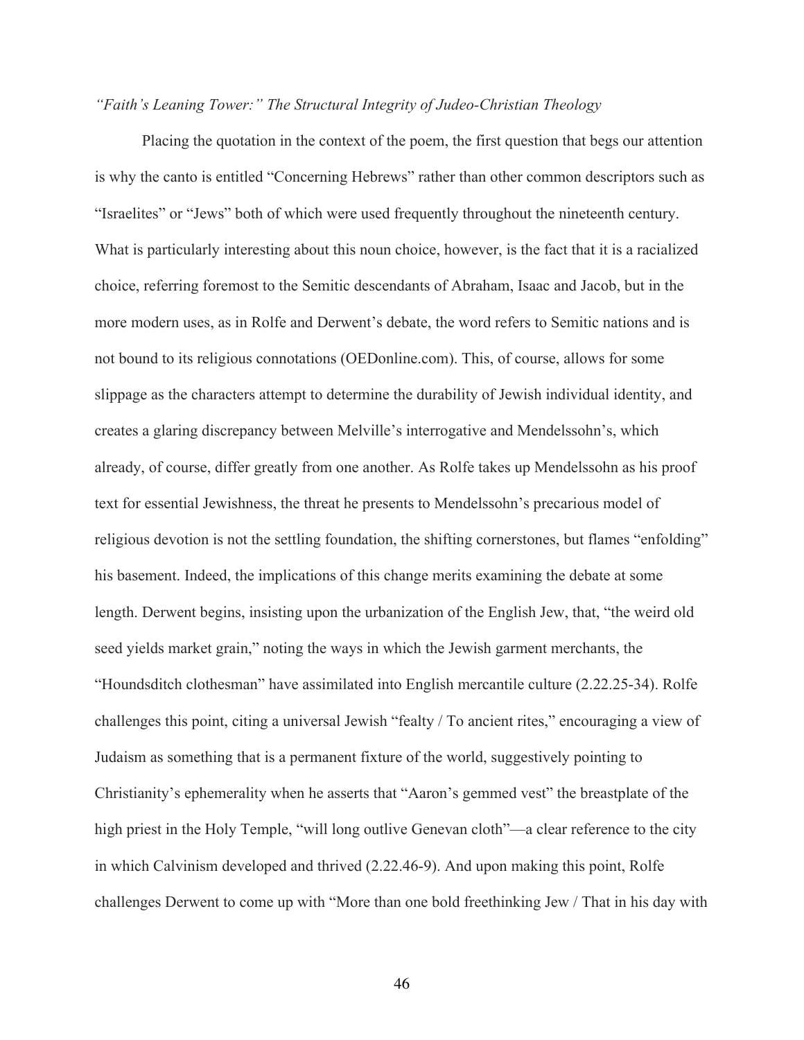*"Faith's Leaning Tower:" The Structural Integrity of Judeo-Christian Theology*

Placing the quotation in the context of the poem, the first question that begs our attention is why the canto is entitled "Concerning Hebrews" rather than other common descriptors such as "Israelites" or "Jews" both of which were used frequently throughout the nineteenth century. What is particularly interesting about this noun choice, however, is the fact that it is a racialized choice, referring foremost to the Semitic descendants of Abraham, Isaac and Jacob, but in the more modern uses, as in Rolfe and Derwent's debate, the word refers to Semitic nations and is not bound to its religious connotations (OEDonline.com). This, of course, allows for some slippage as the characters attempt to determine the durability of Jewish individual identity, and creates a glaring discrepancy between Melville's interrogative and Mendelssohn's, which already, of course, differ greatly from one another. As Rolfe takes up Mendelssohn as his proof text for essential Jewishness, the threat he presents to Mendelssohn's precarious model of religious devotion is not the settling foundation, the shifting cornerstones, but flames "enfolding" his basement. Indeed, the implications of this change merits examining the debate at some length. Derwent begins, insisting upon the urbanization of the English Jew, that, "the weird old seed yields market grain," noting the ways in which the Jewish garment merchants, the "Houndsditch clothesman" have assimilated into English mercantile culture (2.22.25-34). Rolfe challenges this point, citing a universal Jewish "fealty / To ancient rites," encouraging a view of Judaism as something that is a permanent fixture of the world, suggestively pointing to Christianity's ephemerality when he asserts that "Aaron's gemmed vest" the breastplate of the high priest in the Holy Temple, "will long outlive Genevan cloth"—a clear reference to the city in which Calvinism developed and thrived (2.22.46-9). And upon making this point, Rolfe challenges Derwent to come up with "More than one bold freethinking Jew / That in his day with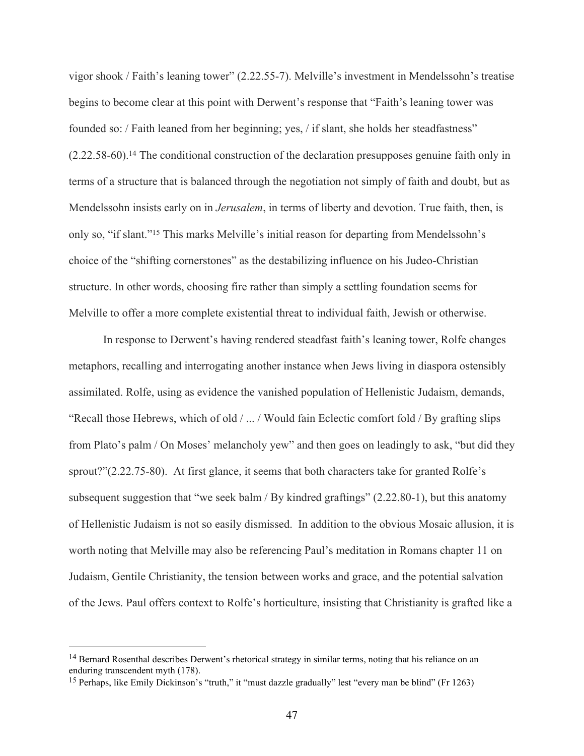vigor shook / Faith's leaning tower" (2.22.55-7). Melville's investment in Mendelssohn's treatise begins to become clear at this point with Derwent's response that "Faith's leaning tower was founded so: / Faith leaned from her beginning; yes, / if slant, she holds her steadfastness" (2.22.58-60).[14] The conditional construction of the declaration presupposes genuine faith only in terms of a structure that is balanced through the negotiation not simply of faith and doubt, but as Mendelssohn insists early on in *Jerusalem*, in terms of liberty and devotion. True faith, then, is only so, "if slant."[15] This marks Melville's initial reason for departing from Mendelssohn's choice of the "shifting cornerstones" as the destabilizing influence on his Judeo-Christian structure. In other words, choosing fire rather than simply a settling foundation seems for Melville to offer a more complete existential threat to individual faith, Jewish or otherwise.

In response to Derwent's having rendered steadfast faith's leaning tower, Rolfe changes metaphors, recalling and interrogating another instance when Jews living in diaspora ostensibly assimilated. Rolfe, using as evidence the vanished population of Hellenistic Judaism, demands, "Recall those Hebrews, which of old / ... / Would fain Eclectic comfort fold / By grafting slips from Plato's palm / On Moses' melancholy yew" and then goes on leadingly to ask, "but did they sprout?"(2.22.75-80). At first glance, it seems that both characters take for granted Rolfe's subsequent suggestion that "we seek balm / By kindred graftings" (2.22.80-1), but this anatomy of Hellenistic Judaism is not so easily dismissed. In addition to the obvious Mosaic allusion, it is worth noting that Melville may also be referencing Paul's meditation in Romans chapter 11 on Judaism, Gentile Christianity, the tension between works and grace, and the potential salvation of the Jews. Paul offers context to Rolfe's horticulture, insisting that Christianity is grafted like a

---

[14] Bernard Rosenthal describes Derwent's rhetorical strategy in similar terms, noting that his reliance on an enduring transcendent myth (178).

[15] Perhaps, like Emily Dickinson's "truth," it "must dazzle gradually" lest "every man be blind" (Fr 1263)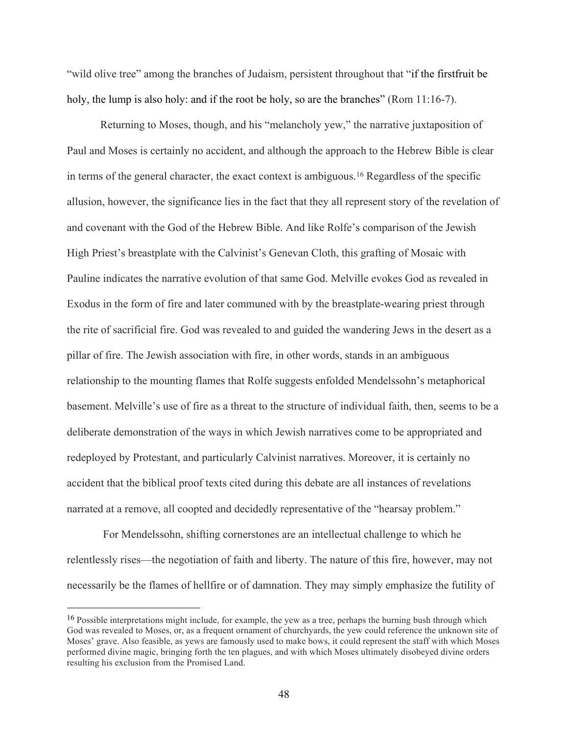"wild olive tree" among the branches of Judaism, persistent throughout that "if the firstfruit be holy, the lump is also holy: and if the root be holy, so are the branches" (Rom 11:16-7).

Returning to Moses, though, and his "melancholy yew," the narrative juxtaposition of Paul and Moses is certainly no accident, and although the approach to the Hebrew Bible is clear in terms of the general character, the exact context is ambiguous.[16] Regardless of the specific allusion, however, the significance lies in the fact that they all represent story of the revelation of and covenant with the God of the Hebrew Bible. And like Rolfe's comparison of the Jewish High Priest's breastplate with the Calvinist's Genevan Cloth, this grafting of Mosaic with Pauline indicates the narrative evolution of that same God. Melville evokes God as revealed in Exodus in the form of fire and later communed with by the breastplate-wearing priest through the rite of sacrificial fire. God was revealed to and guided the wandering Jews in the desert as a pillar of fire. The Jewish association with fire, in other words, stands in an ambiguous relationship to the mounting flames that Rolfe suggests enfolded Mendelssohn's metaphorical basement. Melville's use of fire as a threat to the structure of individual faith, then, seems to be a deliberate demonstration of the ways in which Jewish narratives come to be appropriated and redeployed by Protestant, and particularly Calvinist narratives. Moreover, it is certainly no accident that the biblical proof texts cited during this debate are all instances of revelations narrated at a remove, all coopted and decidedly representative of the "hearsay problem."

For Mendelssohn, shifting cornerstones are an intellectual challenge to which he relentlessly rises—the negotiation of faith and liberty. The nature of this fire, however, may not necessarily be the flames of hellfire or of damnation. They may simply emphasize the futility of

---

[16] Possible interpretations might include, for example, the yew as a tree, perhaps the burning bush through which God was revealed to Moses, or, as a frequent ornament of churchyards, the yew could reference the unknown site of Moses' grave. Also feasible, as yews are famously used to make bows, it could represent the staff with which Moses performed divine magic, bringing forth the ten plagues, and with which Moses ultimately disobeyed divine orders resulting his exclusion from the Promised Land.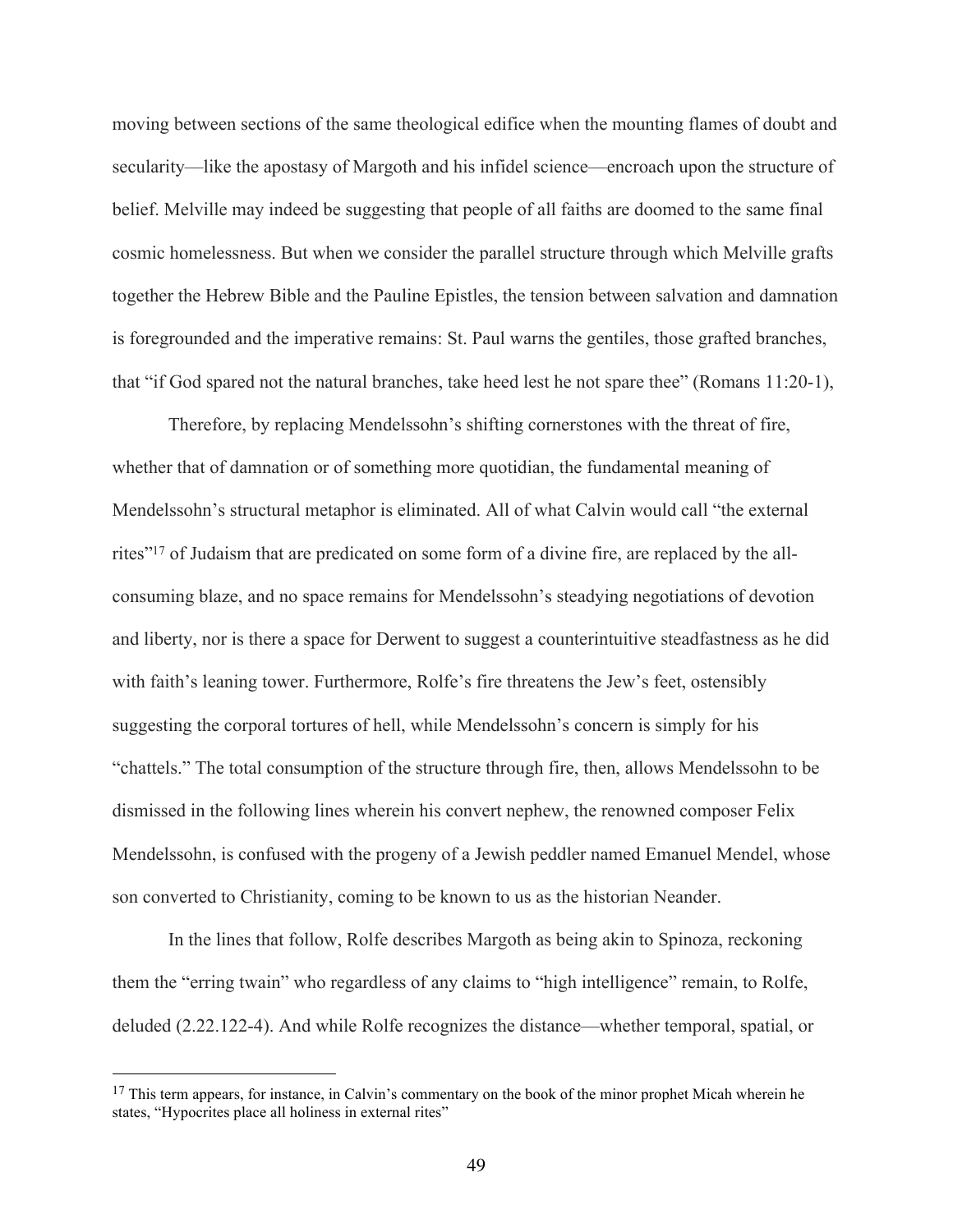moving between sections of the same theological edifice when the mounting flames of doubt and secularity—like the apostasy of Margoth and his infidel science—encroach upon the structure of belief. Melville may indeed be suggesting that people of all faiths are doomed to the same final cosmic homelessness. But when we consider the parallel structure through which Melville grafts together the Hebrew Bible and the Pauline Epistles, the tension between salvation and damnation is foregrounded and the imperative remains: St. Paul warns the gentiles, those grafted branches, that "if God spared not the natural branches, take heed lest he not spare thee" (Romans 11:20-1),

Therefore, by replacing Mendelssohn's shifting cornerstones with the threat of fire, whether that of damnation or of something more quotidian, the fundamental meaning of Mendelssohn's structural metaphor is eliminated. All of what Calvin would call "the external rites"[17] of Judaism that are predicated on some form of a divine fire, are replaced by the all-consuming blaze, and no space remains for Mendelssohn's steadying negotiations of devotion and liberty, nor is there a space for Derwent to suggest a counterintuitive steadfastness as he did with faith's leaning tower. Furthermore, Rolfe's fire threatens the Jew's feet, ostensibly suggesting the corporal tortures of hell, while Mendelssohn's concern is simply for his "chattels." The total consumption of the structure through fire, then, allows Mendelssohn to be dismissed in the following lines wherein his convert nephew, the renowned composer Felix Mendelssohn, is confused with the progeny of a Jewish peddler named Emanuel Mendel, whose son converted to Christianity, coming to be known to us as the historian Neander.

In the lines that follow, Rolfe describes Margoth as being akin to Spinoza, reckoning them the "erring twain" who regardless of any claims to "high intelligence" remain, to Rolfe, deluded (2.22.122-4). And while Rolfe recognizes the distance—whether temporal, spatial, or

---

[17] This term appears, for instance, in Calvin's commentary on the book of the minor prophet Micah wherein he states, "Hypocrites place all holiness in external rites"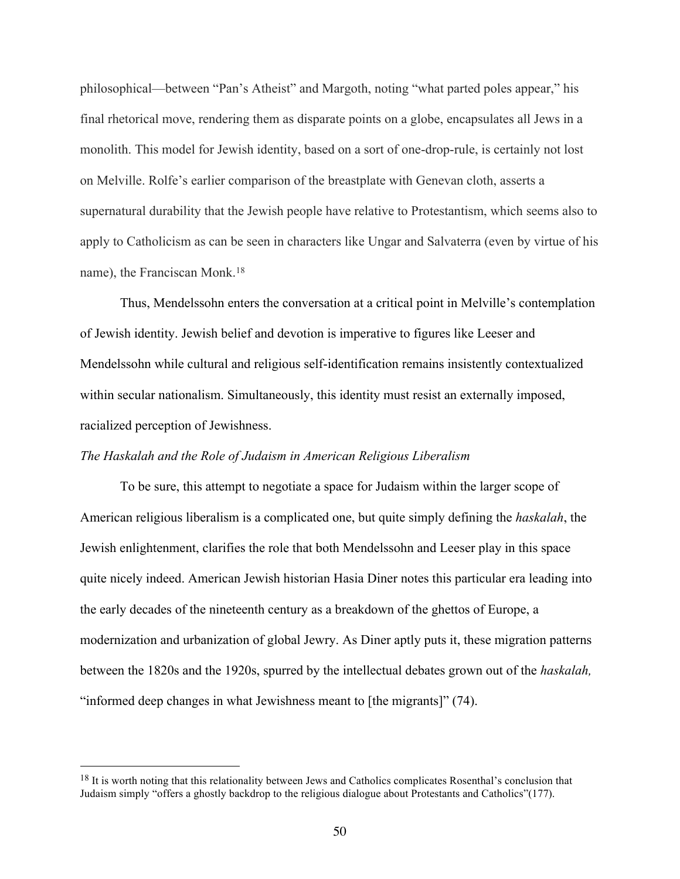philosophical—between "Pan's Atheist" and Margoth, noting "what parted poles appear," his final rhetorical move, rendering them as disparate points on a globe, encapsulates all Jews in a monolith. This model for Jewish identity, based on a sort of one-drop-rule, is certainly not lost on Melville. Rolfe's earlier comparison of the breastplate with Genevan cloth, asserts a supernatural durability that the Jewish people have relative to Protestantism, which seems also to apply to Catholicism as can be seen in characters like Ungar and Salvaterra (even by virtue of his name), the Franciscan Monk.[18]

Thus, Mendelssohn enters the conversation at a critical point in Melville's contemplation of Jewish identity. Jewish belief and devotion is imperative to figures like Leeser and Mendelssohn while cultural and religious self-identification remains insistently contextualized within secular nationalism. Simultaneously, this identity must resist an externally imposed, racialized perception of Jewishness.

*The Haskalah and the Role of Judaism in American Religious Liberalism*

To be sure, this attempt to negotiate a space for Judaism within the larger scope of American religious liberalism is a complicated one, but quite simply defining the *haskalah*, the Jewish enlightenment, clarifies the role that both Mendelssohn and Leeser play in this space quite nicely indeed. American Jewish historian Hasia Diner notes this particular era leading into the early decades of the nineteenth century as a breakdown of the ghettos of Europe, a modernization and urbanization of global Jewry. As Diner aptly puts it, these migration patterns between the 1820s and the 1920s, spurred by the intellectual debates grown out of the *haskalah,* "informed deep changes in what Jewishness meant to [the migrants]" (74).

---

[18] It is worth noting that this relationality between Jews and Catholics complicates Rosenthal's conclusion that Judaism simply "offers a ghostly backdrop to the religious dialogue about Protestants and Catholics"(177).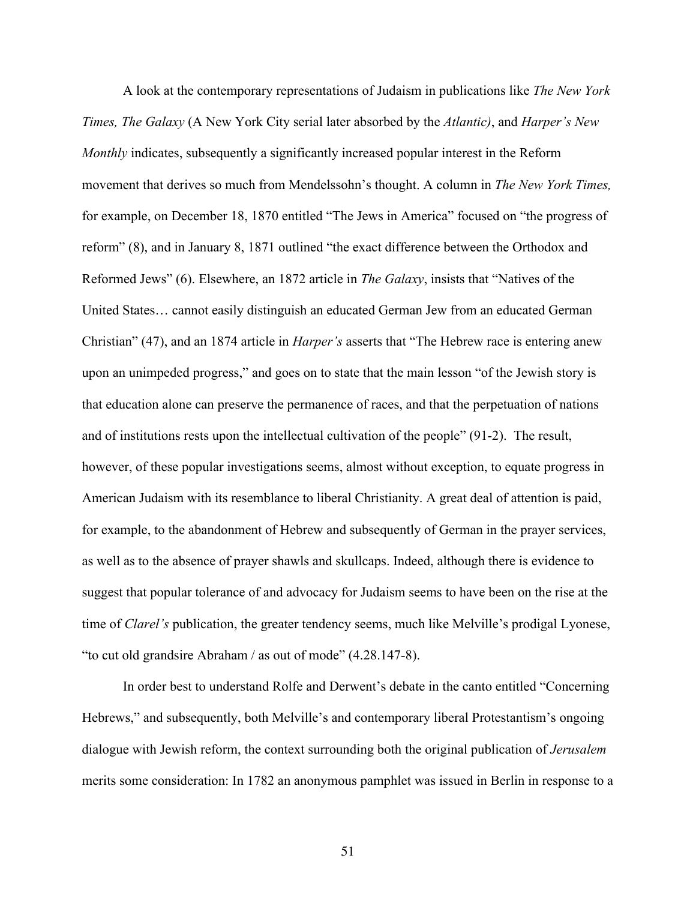A look at the contemporary representations of Judaism in publications like *The New York Times, The Galaxy* (A New York City serial later absorbed by the *Atlantic)*, and *Harper's New Monthly* indicates, subsequently a significantly increased popular interest in the Reform movement that derives so much from Mendelssohn's thought. A column in *The New York Times,* for example, on December 18, 1870 entitled "The Jews in America" focused on "the progress of reform" (8), and in January 8, 1871 outlined "the exact difference between the Orthodox and Reformed Jews" (6). Elsewhere, an 1872 article in *The Galaxy*, insists that "Natives of the United States… cannot easily distinguish an educated German Jew from an educated German Christian" (47), and an 1874 article in *Harper's* asserts that "The Hebrew race is entering anew upon an unimpeded progress," and goes on to state that the main lesson "of the Jewish story is that education alone can preserve the permanence of races, and that the perpetuation of nations and of institutions rests upon the intellectual cultivation of the people" (91-2). The result, however, of these popular investigations seems, almost without exception, to equate progress in American Judaism with its resemblance to liberal Christianity. A great deal of attention is paid, for example, to the abandonment of Hebrew and subsequently of German in the prayer services, as well as to the absence of prayer shawls and skullcaps. Indeed, although there is evidence to suggest that popular tolerance of and advocacy for Judaism seems to have been on the rise at the time of *Clarel's* publication, the greater tendency seems, much like Melville's prodigal Lyonese, "to cut old grandsire Abraham / as out of mode" (4.28.147-8).

In order best to understand Rolfe and Derwent's debate in the canto entitled "Concerning Hebrews," and subsequently, both Melville's and contemporary liberal Protestantism's ongoing dialogue with Jewish reform, the context surrounding both the original publication of *Jerusalem* merits some consideration: In 1782 an anonymous pamphlet was issued in Berlin in response to a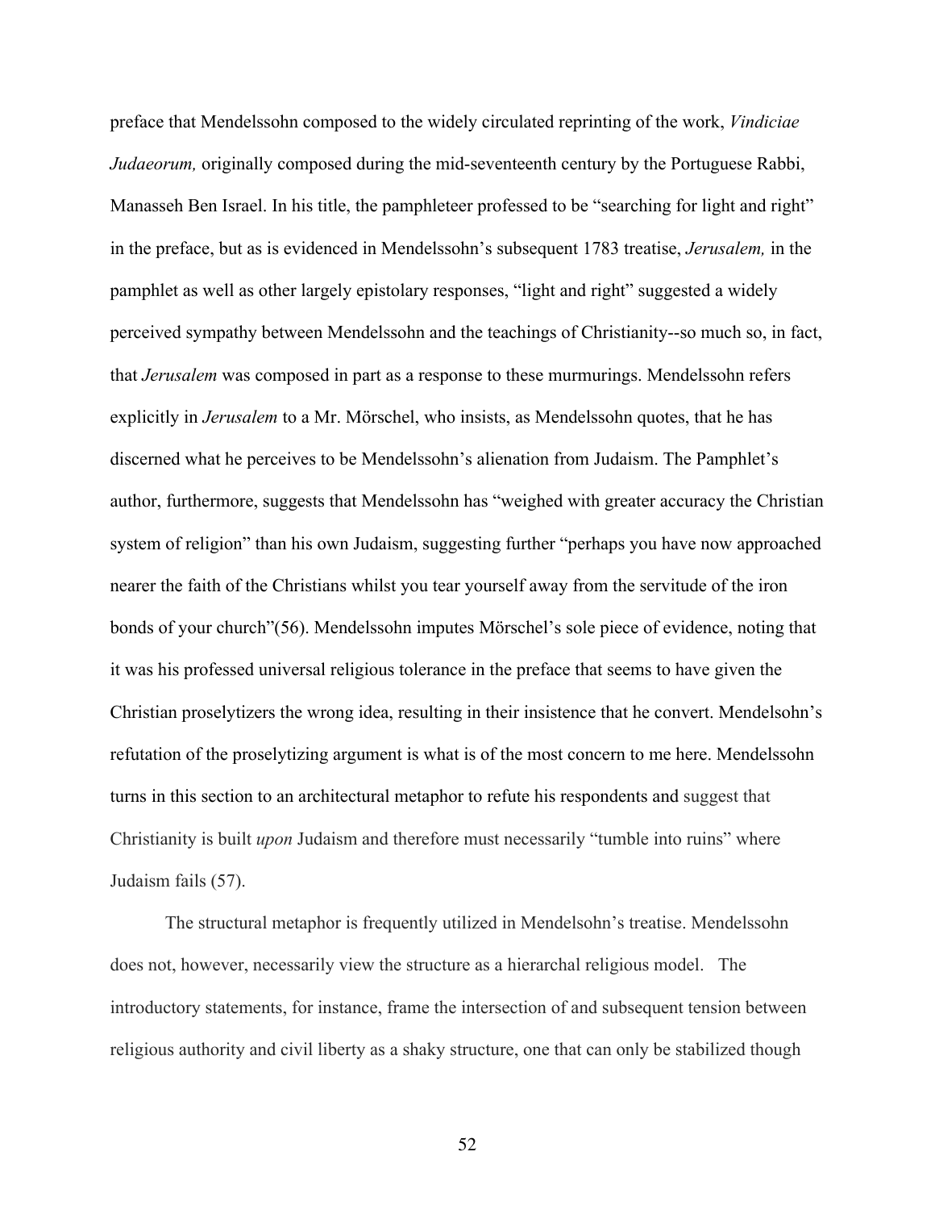preface that Mendelssohn composed to the widely circulated reprinting of the work, *Vindiciae Judaeorum,* originally composed during the mid-seventeenth century by the Portuguese Rabbi, Manasseh Ben Israel. In his title, the pamphleteer professed to be "searching for light and right" in the preface, but as is evidenced in Mendelssohn's subsequent 1783 treatise, *Jerusalem,* in the pamphlet as well as other largely epistolary responses, "light and right" suggested a widely perceived sympathy between Mendelssohn and the teachings of Christianity--so much so, in fact, that *Jerusalem* was composed in part as a response to these murmurings. Mendelssohn refers explicitly in *Jerusalem* to a Mr. Mörschel, who insists, as Mendelssohn quotes, that he has discerned what he perceives to be Mendelssohn's alienation from Judaism. The Pamphlet's author, furthermore, suggests that Mendelssohn has "weighed with greater accuracy the Christian system of religion" than his own Judaism, suggesting further "perhaps you have now approached nearer the faith of the Christians whilst you tear yourself away from the servitude of the iron bonds of your church"(56). Mendelssohn imputes Mörschel's sole piece of evidence, noting that it was his professed universal religious tolerance in the preface that seems to have given the Christian proselytizers the wrong idea, resulting in their insistence that he convert. Mendelsohn's refutation of the proselytizing argument is what is of the most concern to me here. Mendelssohn turns in this section to an architectural metaphor to refute his respondents and suggest that Christianity is built *upon* Judaism and therefore must necessarily "tumble into ruins" where Judaism fails (57).

The structural metaphor is frequently utilized in Mendelsohn's treatise. Mendelssohn does not, however, necessarily view the structure as a hierarchal religious model. The introductory statements, for instance, frame the intersection of and subsequent tension between religious authority and civil liberty as a shaky structure, one that can only be stabilized though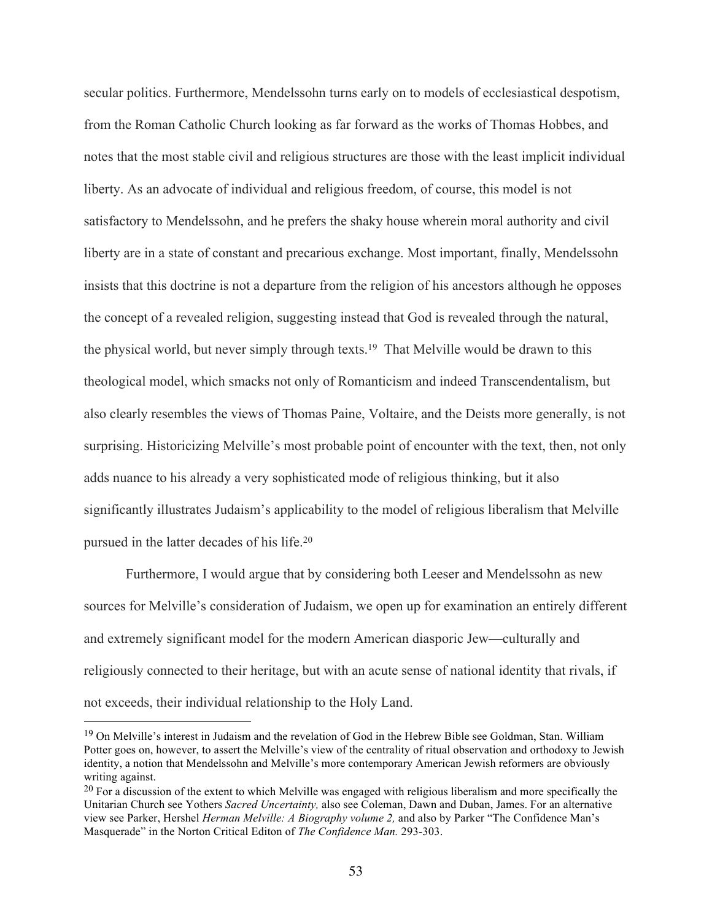secular politics. Furthermore, Mendelssohn turns early on to models of ecclesiastical despotism, from the Roman Catholic Church looking as far forward as the works of Thomas Hobbes, and notes that the most stable civil and religious structures are those with the least implicit individual liberty. As an advocate of individual and religious freedom, of course, this model is not satisfactory to Mendelssohn, and he prefers the shaky house wherein moral authority and civil liberty are in a state of constant and precarious exchange. Most important, finally, Mendelssohn insists that this doctrine is not a departure from the religion of his ancestors although he opposes the concept of a revealed religion, suggesting instead that God is revealed through the natural, the physical world, but never simply through texts.[19] That Melville would be drawn to this theological model, which smacks not only of Romanticism and indeed Transcendentalism, but also clearly resembles the views of Thomas Paine, Voltaire, and the Deists more generally, is not surprising. Historicizing Melville's most probable point of encounter with the text, then, not only adds nuance to his already a very sophisticated mode of religious thinking, but it also significantly illustrates Judaism's applicability to the model of religious liberalism that Melville pursued in the latter decades of his life.[20]

Furthermore, I would argue that by considering both Leeser and Mendelssohn as new sources for Melville's consideration of Judaism, we open up for examination an entirely different and extremely significant model for the modern American diasporic Jew—culturally and religiously connected to their heritage, but with an acute sense of national identity that rivals, if not exceeds, their individual relationship to the Holy Land.

---

[19] On Melville's interest in Judaism and the revelation of God in the Hebrew Bible see Goldman, Stan. William Potter goes on, however, to assert the Melville's view of the centrality of ritual observation and orthodoxy to Jewish identity, a notion that Mendelssohn and Melville's more contemporary American Jewish reformers are obviously writing against.

[20] For a discussion of the extent to which Melville was engaged with religious liberalism and more specifically the Unitarian Church see Yothers *Sacred Uncertainty,* also see Coleman, Dawn and Duban, James. For an alternative view see Parker, Hershel *Herman Melville: A Biography volume 2,* and also by Parker "The Confidence Man's Masquerade" in the Norton Critical Editon of *The Confidence Man.* 293-303.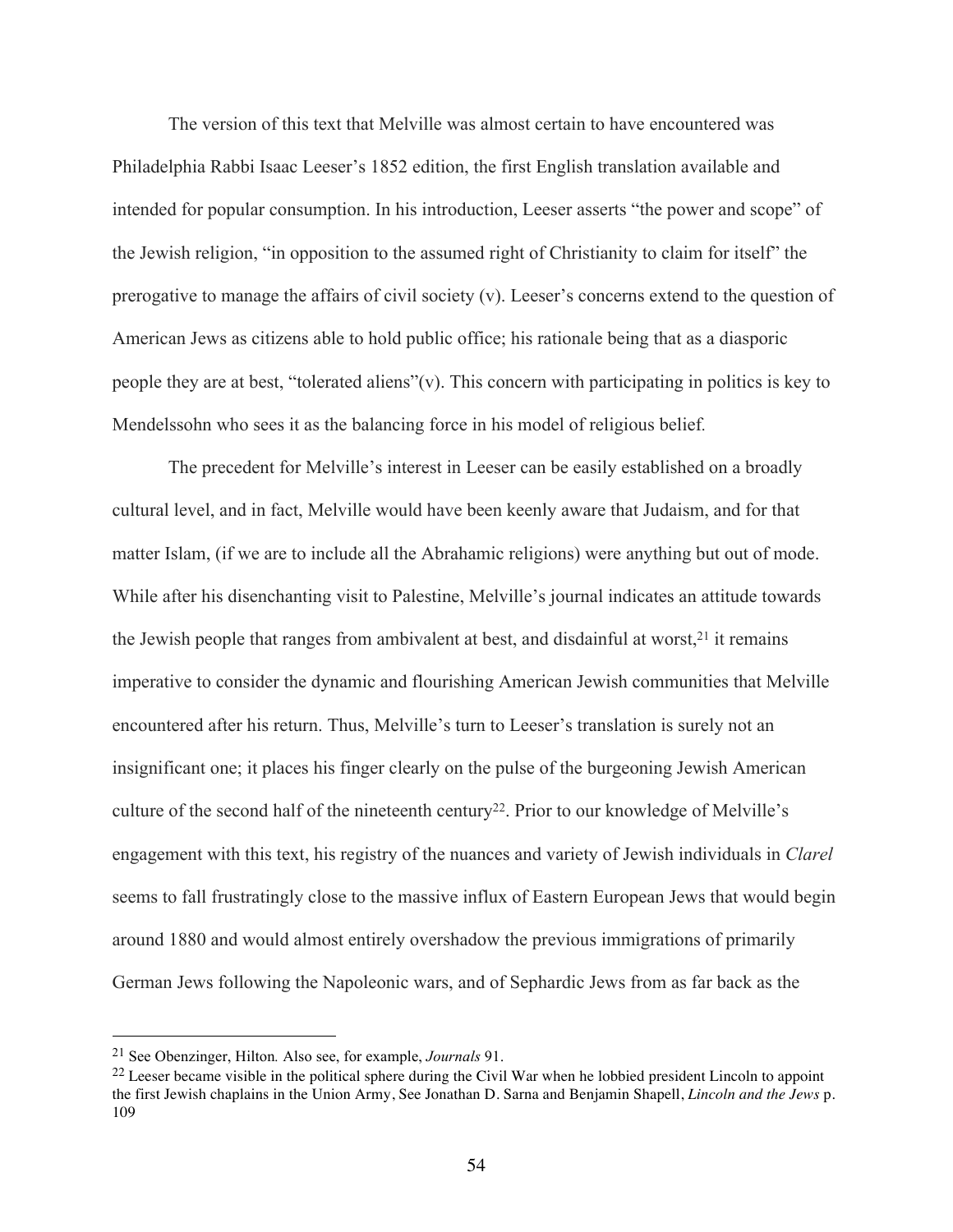The version of this text that Melville was almost certain to have encountered was Philadelphia Rabbi Isaac Leeser's 1852 edition, the first English translation available and intended for popular consumption. In his introduction, Leeser asserts "the power and scope" of the Jewish religion, "in opposition to the assumed right of Christianity to claim for itself" the prerogative to manage the affairs of civil society (v). Leeser's concerns extend to the question of American Jews as citizens able to hold public office; his rationale being that as a diasporic people they are at best, "tolerated aliens"(v). This concern with participating in politics is key to Mendelssohn who sees it as the balancing force in his model of religious belief.

The precedent for Melville's interest in Leeser can be easily established on a broadly cultural level, and in fact, Melville would have been keenly aware that Judaism, and for that matter Islam, (if we are to include all the Abrahamic religions) were anything but out of mode. While after his disenchanting visit to Palestine, Melville's journal indicates an attitude towards the Jewish people that ranges from ambivalent at best, and disdainful at worst,[21] it remains imperative to consider the dynamic and flourishing American Jewish communities that Melville encountered after his return. Thus, Melville's turn to Leeser's translation is surely not an insignificant one; it places his finger clearly on the pulse of the burgeoning Jewish American culture of the second half of the nineteenth century[22]. Prior to our knowledge of Melville's engagement with this text, his registry of the nuances and variety of Jewish individuals in *Clarel* seems to fall frustratingly close to the massive influx of Eastern European Jews that would begin around 1880 and would almost entirely overshadow the previous immigrations of primarily German Jews following the Napoleonic wars, and of Sephardic Jews from as far back as the

---

[21] See Obenzinger, Hilton*.* Also see, for example, *Journals* 91.

[22] Leeser became visible in the political sphere during the Civil War when he lobbied president Lincoln to appoint the first Jewish chaplains in the Union Army, See Jonathan D. Sarna and Benjamin Shapell, *Lincoln and the Jews* p. 109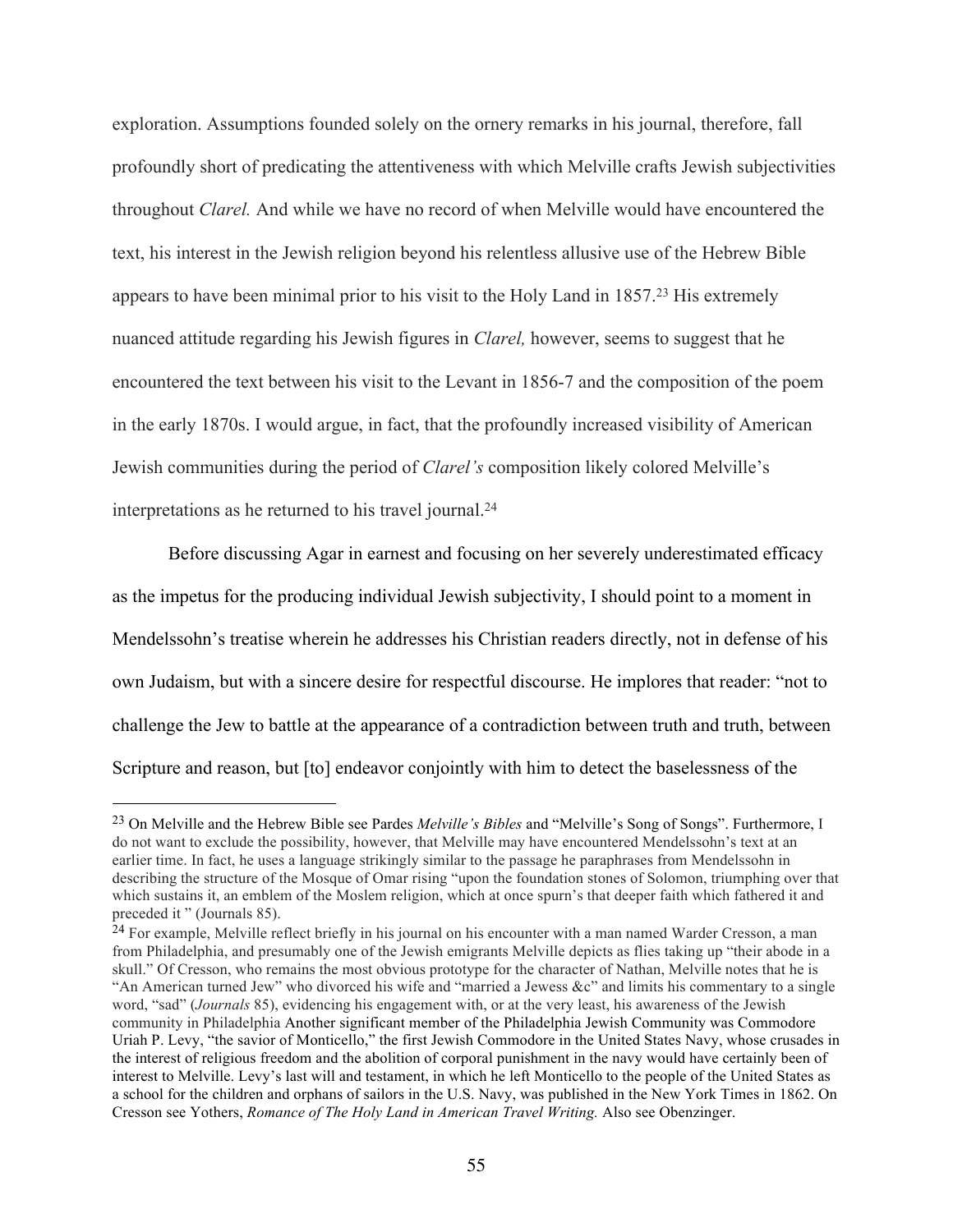exploration. Assumptions founded solely on the ornery remarks in his journal, therefore, fall profoundly short of predicating the attentiveness with which Melville crafts Jewish subjectivities throughout *Clarel.* And while we have no record of when Melville would have encountered the text, his interest in the Jewish religion beyond his relentless allusive use of the Hebrew Bible appears to have been minimal prior to his visit to the Holy Land in 1857.[23] His extremely nuanced attitude regarding his Jewish figures in *Clarel,* however, seems to suggest that he encountered the text between his visit to the Levant in 1856-7 and the composition of the poem in the early 1870s. I would argue, in fact, that the profoundly increased visibility of American Jewish communities during the period of *Clarel's* composition likely colored Melville's interpretations as he returned to his travel journal.[24]

Before discussing Agar in earnest and focusing on her severely underestimated efficacy as the impetus for the producing individual Jewish subjectivity, I should point to a moment in Mendelssohn's treatise wherein he addresses his Christian readers directly, not in defense of his own Judaism, but with a sincere desire for respectful discourse. He implores that reader: "not to challenge the Jew to battle at the appearance of a contradiction between truth and truth, between Scripture and reason, but [to] endeavor conjointly with him to detect the baselessness of the

---

[23] On Melville and the Hebrew Bible see Pardes *Melville's Bibles* and "Melville's Song of Songs". Furthermore, I do not want to exclude the possibility, however, that Melville may have encountered Mendelssohn's text at an earlier time. In fact, he uses a language strikingly similar to the passage he paraphrases from Mendelssohn in describing the structure of the Mosque of Omar rising "upon the foundation stones of Solomon, triumphing over that which sustains it, an emblem of the Moslem religion, which at once spurn's that deeper faith which fathered it and preceded it " (Journals 85).

[24] For example, Melville reflect briefly in his journal on his encounter with a man named Warder Cresson, a man from Philadelphia, and presumably one of the Jewish emigrants Melville depicts as flies taking up "their abode in a skull." Of Cresson, who remains the most obvious prototype for the character of Nathan, Melville notes that he is "An American turned Jew" who divorced his wife and "married a Jewess &c" and limits his commentary to a single word, "sad" (*Journals* 85), evidencing his engagement with, or at the very least, his awareness of the Jewish community in Philadelphia Another significant member of the Philadelphia Jewish Community was Commodore Uriah P. Levy, "the savior of Monticello," the first Jewish Commodore in the United States Navy, whose crusades in the interest of religious freedom and the abolition of corporal punishment in the navy would have certainly been of interest to Melville. Levy's last will and testament, in which he left Monticello to the people of the United States as a school for the children and orphans of sailors in the U.S. Navy, was published in the New York Times in 1862. On Cresson see Yothers, *Romance of The Holy Land in American Travel Writing.* Also see Obenzinger.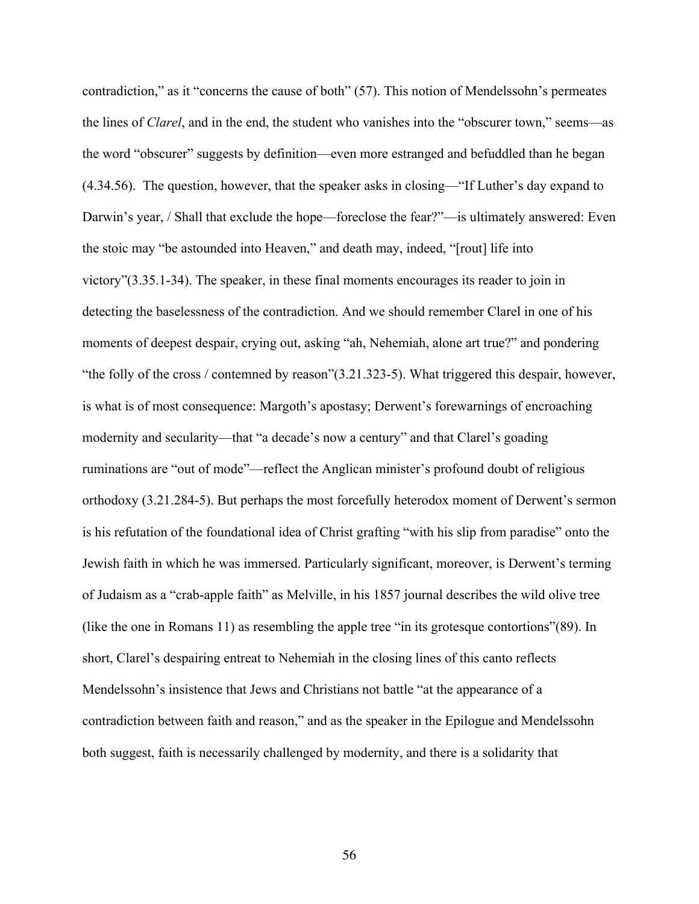contradiction," as it "concerns the cause of both" (57). This notion of Mendelssohn's permeates the lines of *Clarel*, and in the end, the student who vanishes into the "obscurer town," seems—as the word "obscurer" suggests by definition—even more estranged and befuddled than he began (4.34.56). The question, however, that the speaker asks in closing—"If Luther's day expand to Darwin's year, / Shall that exclude the hope—foreclose the fear?"—is ultimately answered: Even the stoic may "be astounded into Heaven," and death may, indeed, "[rout] life into victory"(3.35.1-34). The speaker, in these final moments encourages its reader to join in detecting the baselessness of the contradiction. And we should remember Clarel in one of his moments of deepest despair, crying out, asking "ah, Nehemiah, alone art true?" and pondering "the folly of the cross / contemned by reason"(3.21.323-5). What triggered this despair, however, is what is of most consequence: Margoth's apostasy; Derwent's forewarnings of encroaching modernity and secularity—that "a decade's now a century" and that Clarel's goading ruminations are "out of mode"—reflect the Anglican minister's profound doubt of religious orthodoxy (3.21.284-5). But perhaps the most forcefully heterodox moment of Derwent's sermon is his refutation of the foundational idea of Christ grafting "with his slip from paradise" onto the Jewish faith in which he was immersed. Particularly significant, moreover, is Derwent's terming of Judaism as a "crab-apple faith" as Melville, in his 1857 journal describes the wild olive tree (like the one in Romans 11) as resembling the apple tree "in its grotesque contortions"(89). In short, Clarel's despairing entreat to Nehemiah in the closing lines of this canto reflects Mendelssohn's insistence that Jews and Christians not battle "at the appearance of a contradiction between faith and reason," and as the speaker in the Epilogue and Mendelssohn both suggest, faith is necessarily challenged by modernity, and there is a solidarity that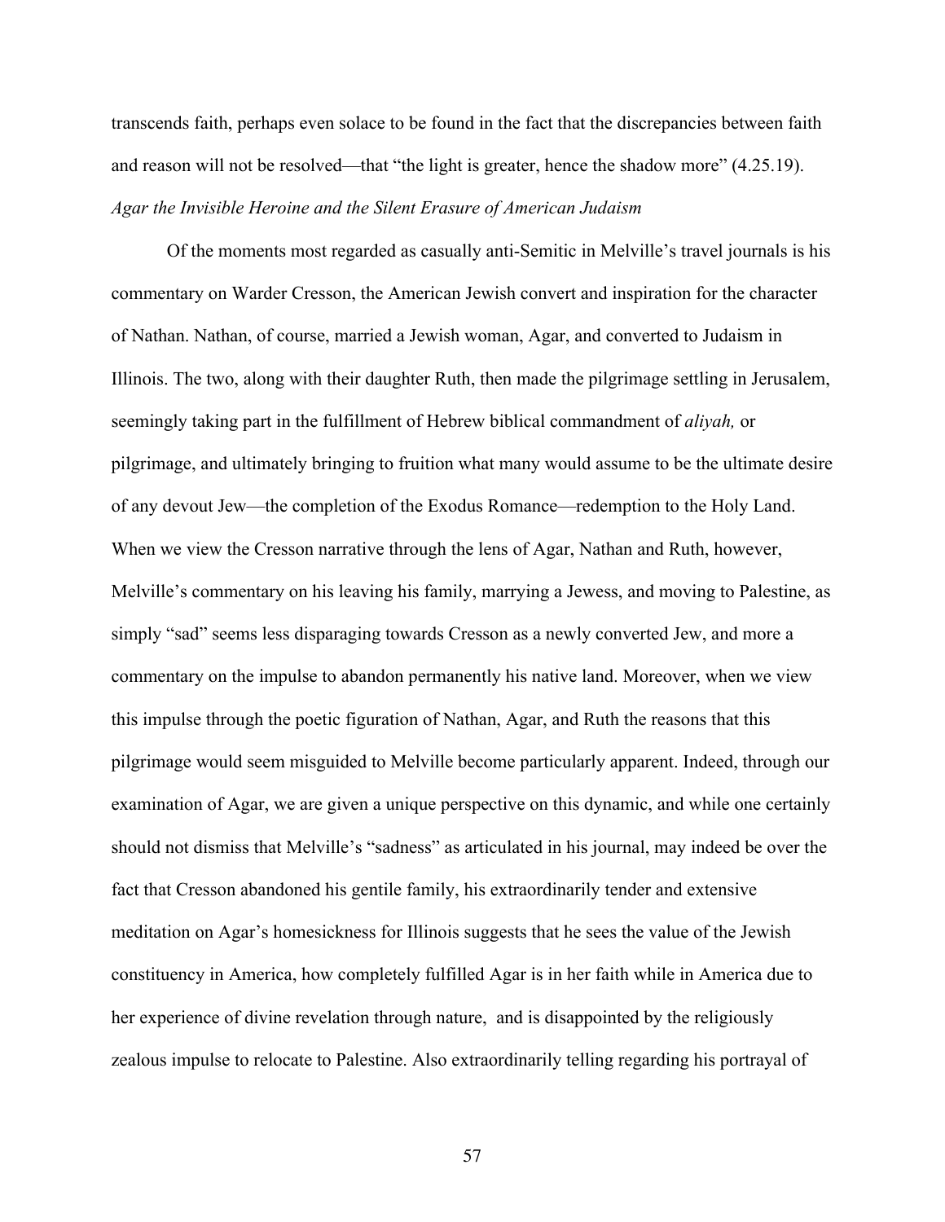transcends faith, perhaps even solace to be found in the fact that the discrepancies between faith and reason will not be resolved—that "the light is greater, hence the shadow more" (4.25.19).

### *Agar the Invisible Heroine and the Silent Erasure of American Judaism*

Of the moments most regarded as casually anti-Semitic in Melville's travel journals is his commentary on Warder Cresson, the American Jewish convert and inspiration for the character of Nathan. Nathan, of course, married a Jewish woman, Agar, and converted to Judaism in Illinois. The two, along with their daughter Ruth, then made the pilgrimage settling in Jerusalem, seemingly taking part in the fulfillment of Hebrew biblical commandment of *aliyah,* or pilgrimage, and ultimately bringing to fruition what many would assume to be the ultimate desire of any devout Jew—the completion of the Exodus Romance—redemption to the Holy Land. When we view the Cresson narrative through the lens of Agar, Nathan and Ruth, however, Melville's commentary on his leaving his family, marrying a Jewess, and moving to Palestine, as simply "sad" seems less disparaging towards Cresson as a newly converted Jew, and more a commentary on the impulse to abandon permanently his native land. Moreover, when we view this impulse through the poetic figuration of Nathan, Agar, and Ruth the reasons that this pilgrimage would seem misguided to Melville become particularly apparent. Indeed, through our examination of Agar, we are given a unique perspective on this dynamic, and while one certainly should not dismiss that Melville's "sadness" as articulated in his journal, may indeed be over the fact that Cresson abandoned his gentile family, his extraordinarily tender and extensive meditation on Agar's homesickness for Illinois suggests that he sees the value of the Jewish constituency in America, how completely fulfilled Agar is in her faith while in America due to her experience of divine revelation through nature, and is disappointed by the religiously zealous impulse to relocate to Palestine. Also extraordinarily telling regarding his portrayal of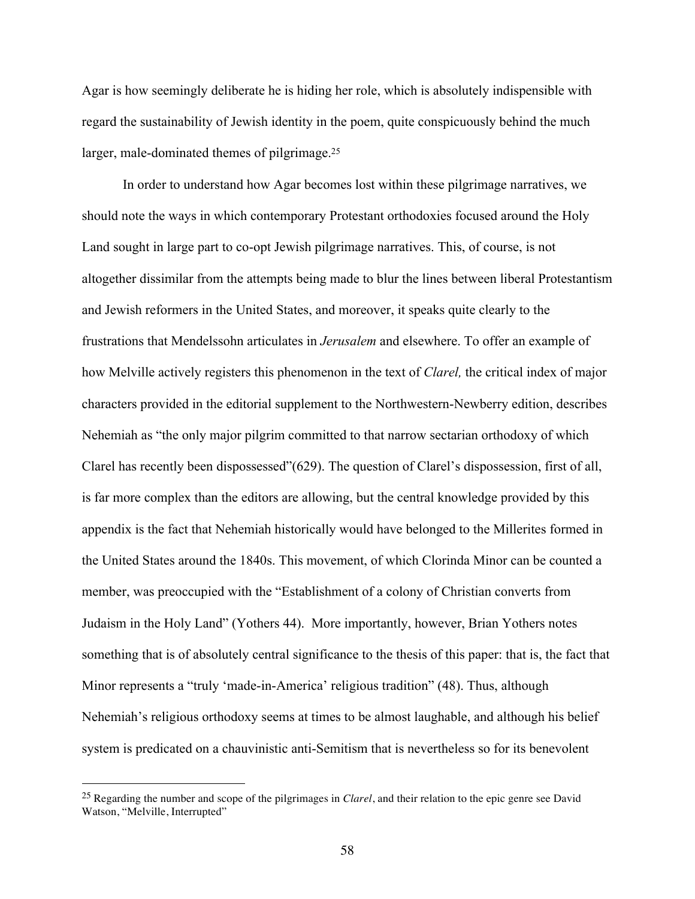Agar is how seemingly deliberate he is hiding her role, which is absolutely indispensible with regard the sustainability of Jewish identity in the poem, quite conspicuously behind the much larger, male-dominated themes of pilgrimage.[25]

In order to understand how Agar becomes lost within these pilgrimage narratives, we should note the ways in which contemporary Protestant orthodoxies focused around the Holy Land sought in large part to co-opt Jewish pilgrimage narratives. This, of course, is not altogether dissimilar from the attempts being made to blur the lines between liberal Protestantism and Jewish reformers in the United States, and moreover, it speaks quite clearly to the frustrations that Mendelssohn articulates in *Jerusalem* and elsewhere. To offer an example of how Melville actively registers this phenomenon in the text of *Clarel,* the critical index of major characters provided in the editorial supplement to the Northwestern-Newberry edition, describes Nehemiah as "the only major pilgrim committed to that narrow sectarian orthodoxy of which Clarel has recently been dispossessed"(629). The question of Clarel's dispossession, first of all, is far more complex than the editors are allowing, but the central knowledge provided by this appendix is the fact that Nehemiah historically would have belonged to the Millerites formed in the United States around the 1840s. This movement, of which Clorinda Minor can be counted a member, was preoccupied with the "Establishment of a colony of Christian converts from Judaism in the Holy Land" (Yothers 44). More importantly, however, Brian Yothers notes something that is of absolutely central significance to the thesis of this paper: that is, the fact that Minor represents a "truly 'made-in-America' religious tradition" (48). Thus, although Nehemiah's religious orthodoxy seems at times to be almost laughable, and although his belief system is predicated on a chauvinistic anti-Semitism that is nevertheless so for its benevolent

[25] Regarding the number and scope of the pilgrimages in *Clarel*, and their relation to the epic genre see David Watson, "Melville, Interrupted"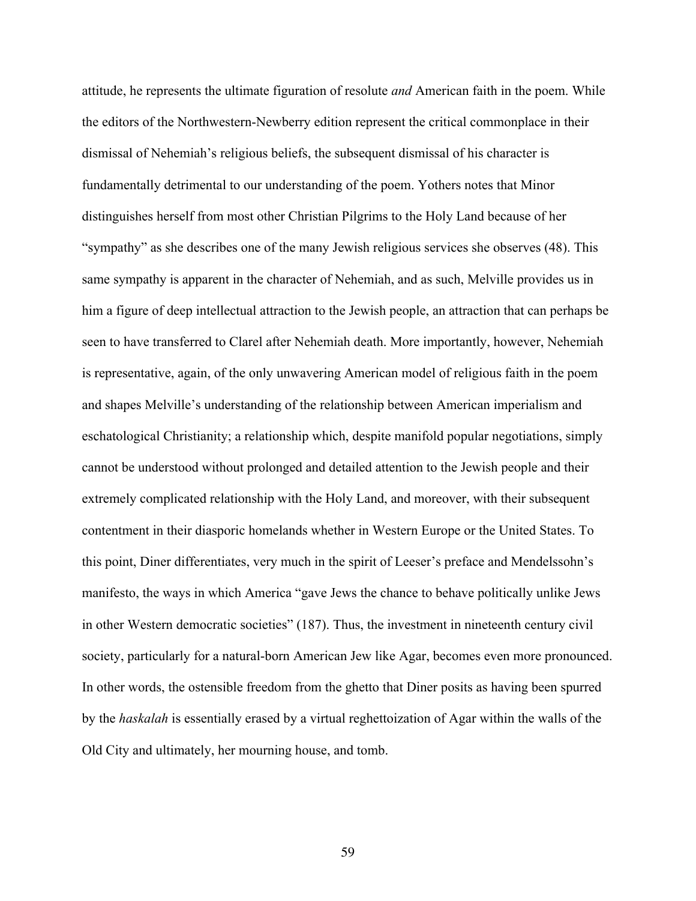attitude, he represents the ultimate figuration of resolute *and* American faith in the poem. While the editors of the Northwestern-Newberry edition represent the critical commonplace in their dismissal of Nehemiah's religious beliefs, the subsequent dismissal of his character is fundamentally detrimental to our understanding of the poem. Yothers notes that Minor distinguishes herself from most other Christian Pilgrims to the Holy Land because of her "sympathy" as she describes one of the many Jewish religious services she observes (48). This same sympathy is apparent in the character of Nehemiah, and as such, Melville provides us in him a figure of deep intellectual attraction to the Jewish people, an attraction that can perhaps be seen to have transferred to Clarel after Nehemiah death. More importantly, however, Nehemiah is representative, again, of the only unwavering American model of religious faith in the poem and shapes Melville's understanding of the relationship between American imperialism and eschatological Christianity; a relationship which, despite manifold popular negotiations, simply cannot be understood without prolonged and detailed attention to the Jewish people and their extremely complicated relationship with the Holy Land, and moreover, with their subsequent contentment in their diasporic homelands whether in Western Europe or the United States. To this point, Diner differentiates, very much in the spirit of Leeser's preface and Mendelssohn's manifesto, the ways in which America "gave Jews the chance to behave politically unlike Jews in other Western democratic societies" (187). Thus, the investment in nineteenth century civil society, particularly for a natural-born American Jew like Agar, becomes even more pronounced. In other words, the ostensible freedom from the ghetto that Diner posits as having been spurred by the *haskalah* is essentially erased by a virtual reghettoization of Agar within the walls of the Old City and ultimately, her mourning house, and tomb.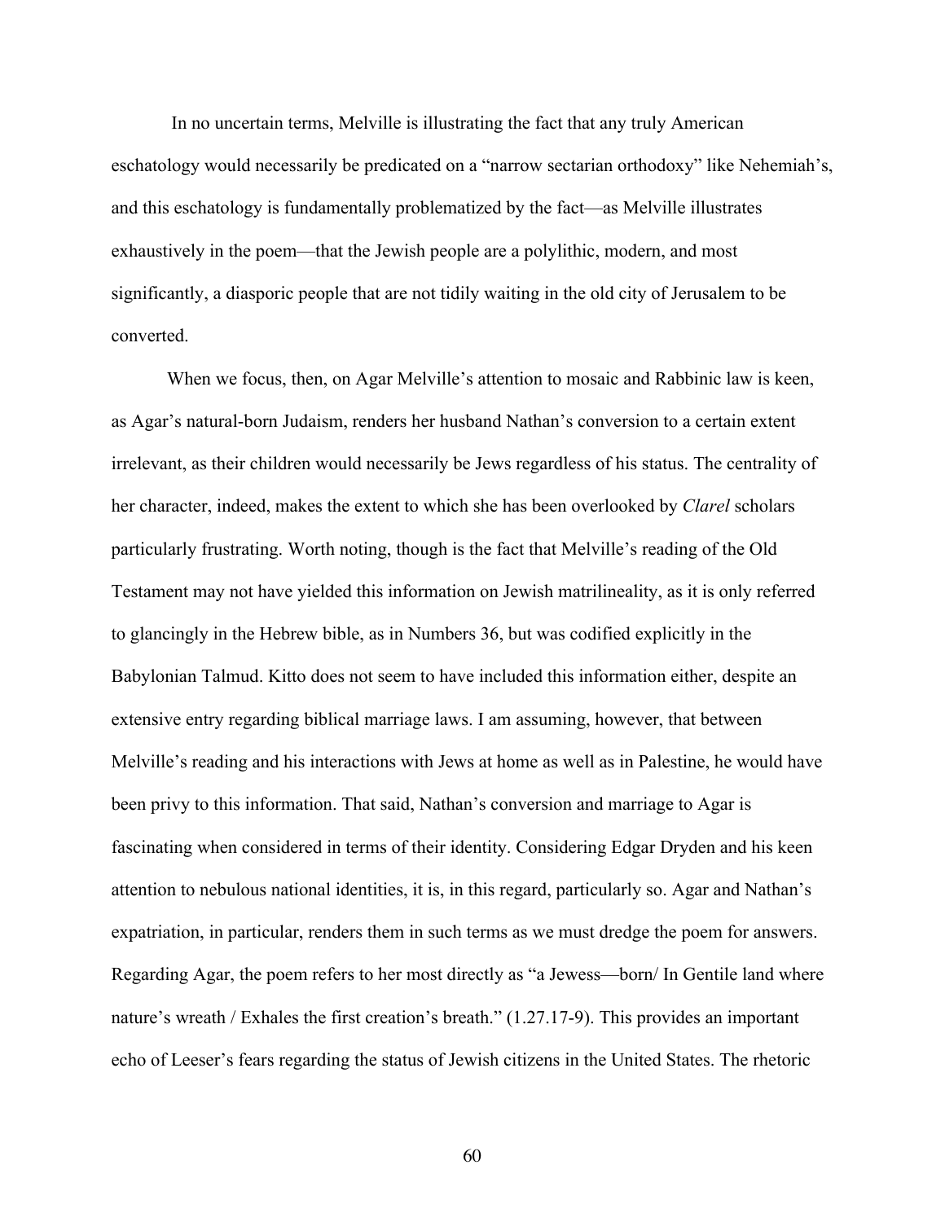In no uncertain terms, Melville is illustrating the fact that any truly American eschatology would necessarily be predicated on a "narrow sectarian orthodoxy" like Nehemiah's, and this eschatology is fundamentally problematized by the fact—as Melville illustrates exhaustively in the poem—that the Jewish people are a polylithic, modern, and most significantly, a diasporic people that are not tidily waiting in the old city of Jerusalem to be converted.

When we focus, then, on Agar Melville's attention to mosaic and Rabbinic law is keen, as Agar's natural-born Judaism, renders her husband Nathan's conversion to a certain extent irrelevant, as their children would necessarily be Jews regardless of his status. The centrality of her character, indeed, makes the extent to which she has been overlooked by *Clarel* scholars particularly frustrating. Worth noting, though is the fact that Melville's reading of the Old Testament may not have yielded this information on Jewish matrilineality, as it is only referred to glancingly in the Hebrew bible, as in Numbers 36, but was codified explicitly in the Babylonian Talmud. Kitto does not seem to have included this information either, despite an extensive entry regarding biblical marriage laws. I am assuming, however, that between Melville's reading and his interactions with Jews at home as well as in Palestine, he would have been privy to this information. That said, Nathan's conversion and marriage to Agar is fascinating when considered in terms of their identity. Considering Edgar Dryden and his keen attention to nebulous national identities, it is, in this regard, particularly so. Agar and Nathan's expatriation, in particular, renders them in such terms as we must dredge the poem for answers. Regarding Agar, the poem refers to her most directly as "a Jewess—born/ In Gentile land where nature's wreath / Exhales the first creation's breath." (1.27.17-9). This provides an important echo of Leeser's fears regarding the status of Jewish citizens in the United States. The rhetoric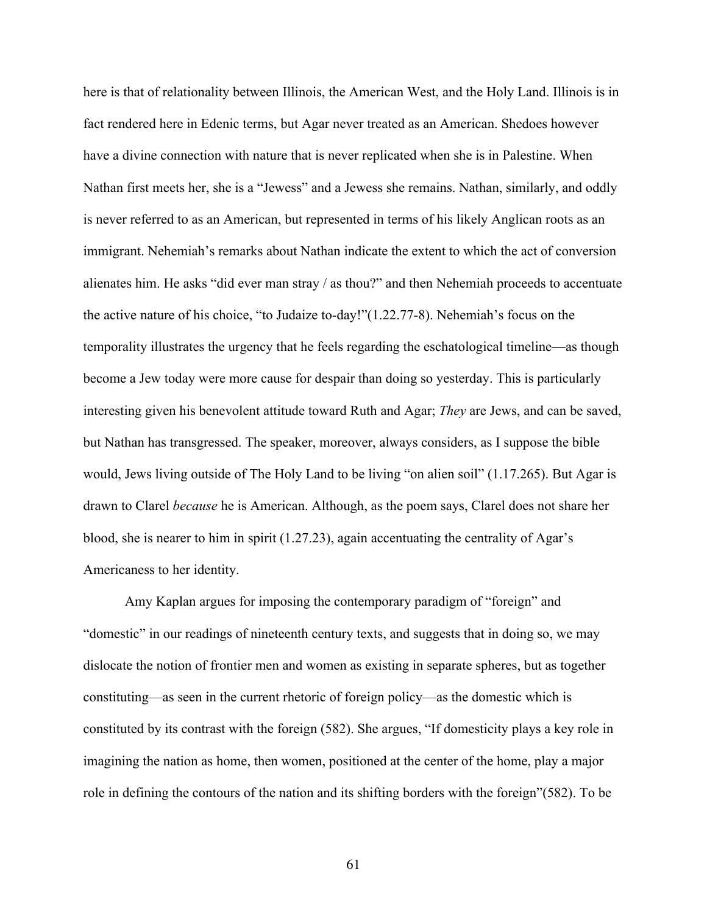here is that of relationality between Illinois, the American West, and the Holy Land. Illinois is in fact rendered here in Edenic terms, but Agar never treated as an American. Shedoes however have a divine connection with nature that is never replicated when she is in Palestine. When Nathan first meets her, she is a "Jewess" and a Jewess she remains. Nathan, similarly, and oddly is never referred to as an American, but represented in terms of his likely Anglican roots as an immigrant. Nehemiah's remarks about Nathan indicate the extent to which the act of conversion alienates him. He asks "did ever man stray / as thou?" and then Nehemiah proceeds to accentuate the active nature of his choice, "to Judaize to-day!"(1.22.77-8). Nehemiah's focus on the temporality illustrates the urgency that he feels regarding the eschatological timeline—as though become a Jew today were more cause for despair than doing so yesterday. This is particularly interesting given his benevolent attitude toward Ruth and Agar; *They* are Jews, and can be saved, but Nathan has transgressed. The speaker, moreover, always considers, as I suppose the bible would, Jews living outside of The Holy Land to be living "on alien soil" (1.17.265). But Agar is drawn to Clarel *because* he is American. Although, as the poem says, Clarel does not share her blood, she is nearer to him in spirit (1.27.23), again accentuating the centrality of Agar's Americaness to her identity.

Amy Kaplan argues for imposing the contemporary paradigm of "foreign" and "domestic" in our readings of nineteenth century texts, and suggests that in doing so, we may dislocate the notion of frontier men and women as existing in separate spheres, but as together constituting—as seen in the current rhetoric of foreign policy—as the domestic which is constituted by its contrast with the foreign (582). She argues, "If domesticity plays a key role in imagining the nation as home, then women, positioned at the center of the home, play a major role in defining the contours of the nation and its shifting borders with the foreign"(582). To be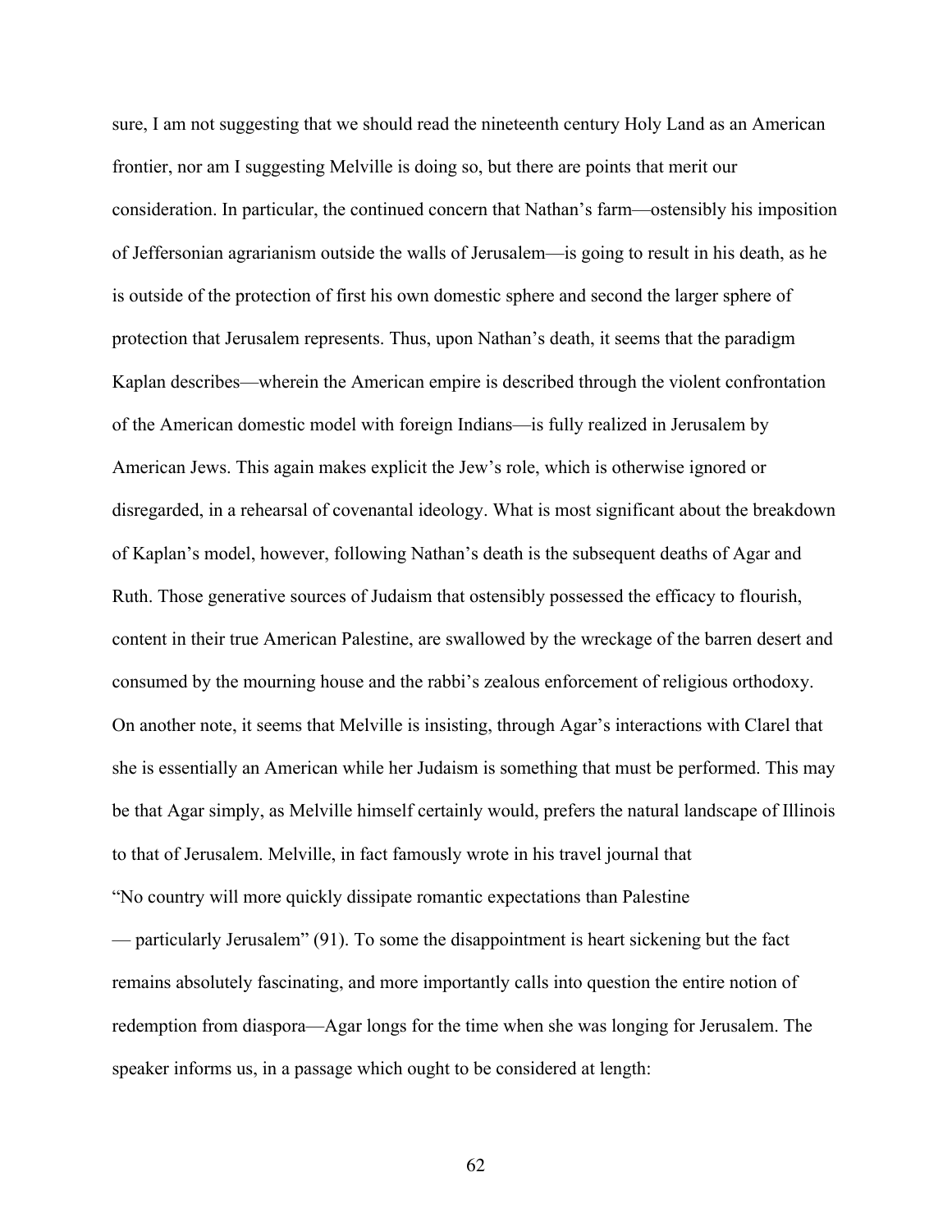sure, I am not suggesting that we should read the nineteenth century Holy Land as an American frontier, nor am I suggesting Melville is doing so, but there are points that merit our consideration. In particular, the continued concern that Nathan's farm—ostensibly his imposition of Jeffersonian agrarianism outside the walls of Jerusalem—is going to result in his death, as he is outside of the protection of first his own domestic sphere and second the larger sphere of protection that Jerusalem represents. Thus, upon Nathan's death, it seems that the paradigm Kaplan describes—wherein the American empire is described through the violent confrontation of the American domestic model with foreign Indians—is fully realized in Jerusalem by American Jews. This again makes explicit the Jew's role, which is otherwise ignored or disregarded, in a rehearsal of covenantal ideology. What is most significant about the breakdown of Kaplan's model, however, following Nathan's death is the subsequent deaths of Agar and Ruth. Those generative sources of Judaism that ostensibly possessed the efficacy to flourish, content in their true American Palestine, are swallowed by the wreckage of the barren desert and consumed by the mourning house and the rabbi's zealous enforcement of religious orthodoxy. On another note, it seems that Melville is insisting, through Agar's interactions with Clarel that she is essentially an American while her Judaism is something that must be performed. This may be that Agar simply, as Melville himself certainly would, prefers the natural landscape of Illinois to that of Jerusalem. Melville, in fact famously wrote in his travel journal that "No country will more quickly dissipate romantic expectations than Palestine — particularly Jerusalem" (91). To some the disappointment is heart sickening but the fact remains absolutely fascinating, and more importantly calls into question the entire notion of redemption from diaspora—Agar longs for the time when she was longing for Jerusalem. The speaker informs us, in a passage which ought to be considered at length: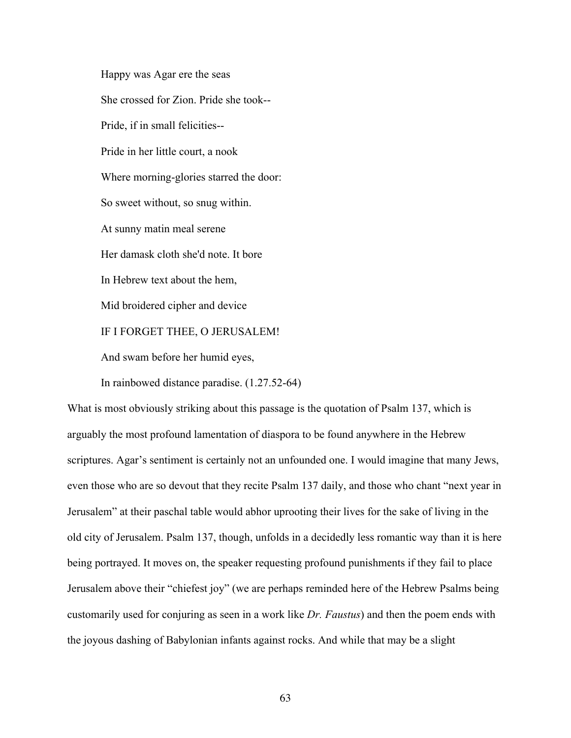> Happy was Agar ere the seas
>
> She crossed for Zion. Pride she took--
>
> Pride, if in small felicities--
>
> Pride in her little court, a nook
>
> Where morning-glories starred the door:
>
> So sweet without, so snug within.
>
> At sunny matin meal serene
>
> Her damask cloth she'd note. It bore
>
> In Hebrew text about the hem,
>
> Mid broidered cipher and device
>
> IF I FORGET THEE, O JERUSALEM!
>
> And swam before her humid eyes,
>
> In rainbowed distance paradise. (1.27.52-64)

What is most obviously striking about this passage is the quotation of Psalm 137, which is arguably the most profound lamentation of diaspora to be found anywhere in the Hebrew scriptures. Agar's sentiment is certainly not an unfounded one. I would imagine that many Jews, even those who are so devout that they recite Psalm 137 daily, and those who chant "next year in Jerusalem" at their paschal table would abhor uprooting their lives for the sake of living in the old city of Jerusalem. Psalm 137, though, unfolds in a decidedly less romantic way than it is here being portrayed. It moves on, the speaker requesting profound punishments if they fail to place Jerusalem above their "chiefest joy" (we are perhaps reminded here of the Hebrew Psalms being customarily used for conjuring as seen in a work like *Dr. Faustus*) and then the poem ends with the joyous dashing of Babylonian infants against rocks. And while that may be a slight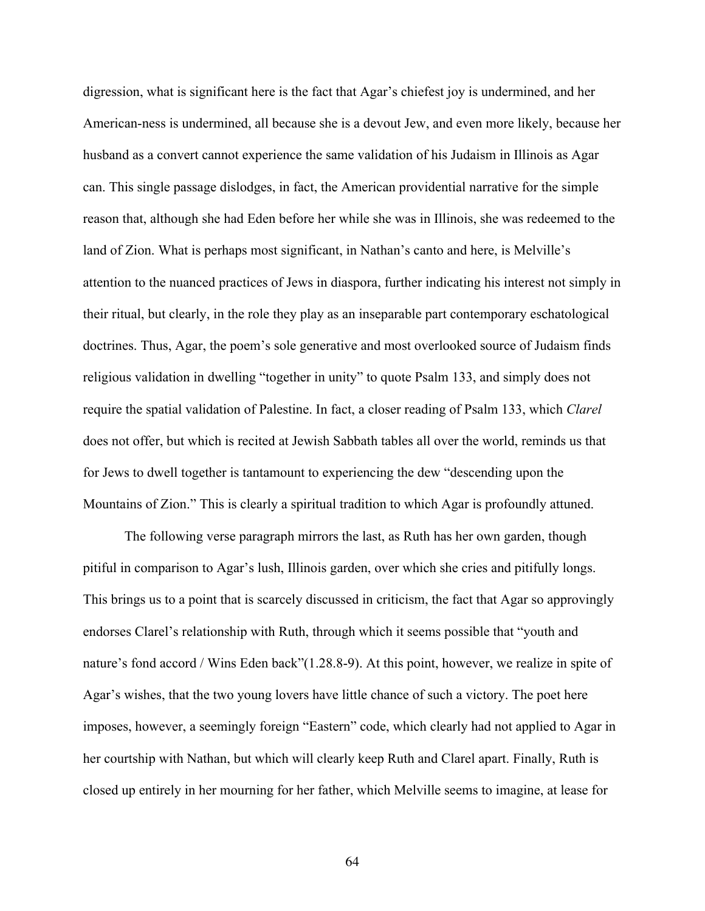digression, what is significant here is the fact that Agar's chiefest joy is undermined, and her American-ness is undermined, all because she is a devout Jew, and even more likely, because her husband as a convert cannot experience the same validation of his Judaism in Illinois as Agar can. This single passage dislodges, in fact, the American providential narrative for the simple reason that, although she had Eden before her while she was in Illinois, she was redeemed to the land of Zion. What is perhaps most significant, in Nathan's canto and here, is Melville's attention to the nuanced practices of Jews in diaspora, further indicating his interest not simply in their ritual, but clearly, in the role they play as an inseparable part contemporary eschatological doctrines. Thus, Agar, the poem's sole generative and most overlooked source of Judaism finds religious validation in dwelling "together in unity" to quote Psalm 133, and simply does not require the spatial validation of Palestine. In fact, a closer reading of Psalm 133, which *Clarel* does not offer, but which is recited at Jewish Sabbath tables all over the world, reminds us that for Jews to dwell together is tantamount to experiencing the dew "descending upon the Mountains of Zion." This is clearly a spiritual tradition to which Agar is profoundly attuned.

The following verse paragraph mirrors the last, as Ruth has her own garden, though pitiful in comparison to Agar's lush, Illinois garden, over which she cries and pitifully longs. This brings us to a point that is scarcely discussed in criticism, the fact that Agar so approvingly endorses Clarel's relationship with Ruth, through which it seems possible that "youth and nature's fond accord / Wins Eden back"(1.28.8-9). At this point, however, we realize in spite of Agar's wishes, that the two young lovers have little chance of such a victory. The poet here imposes, however, a seemingly foreign "Eastern" code, which clearly had not applied to Agar in her courtship with Nathan, but which will clearly keep Ruth and Clarel apart. Finally, Ruth is closed up entirely in her mourning for her father, which Melville seems to imagine, at lease for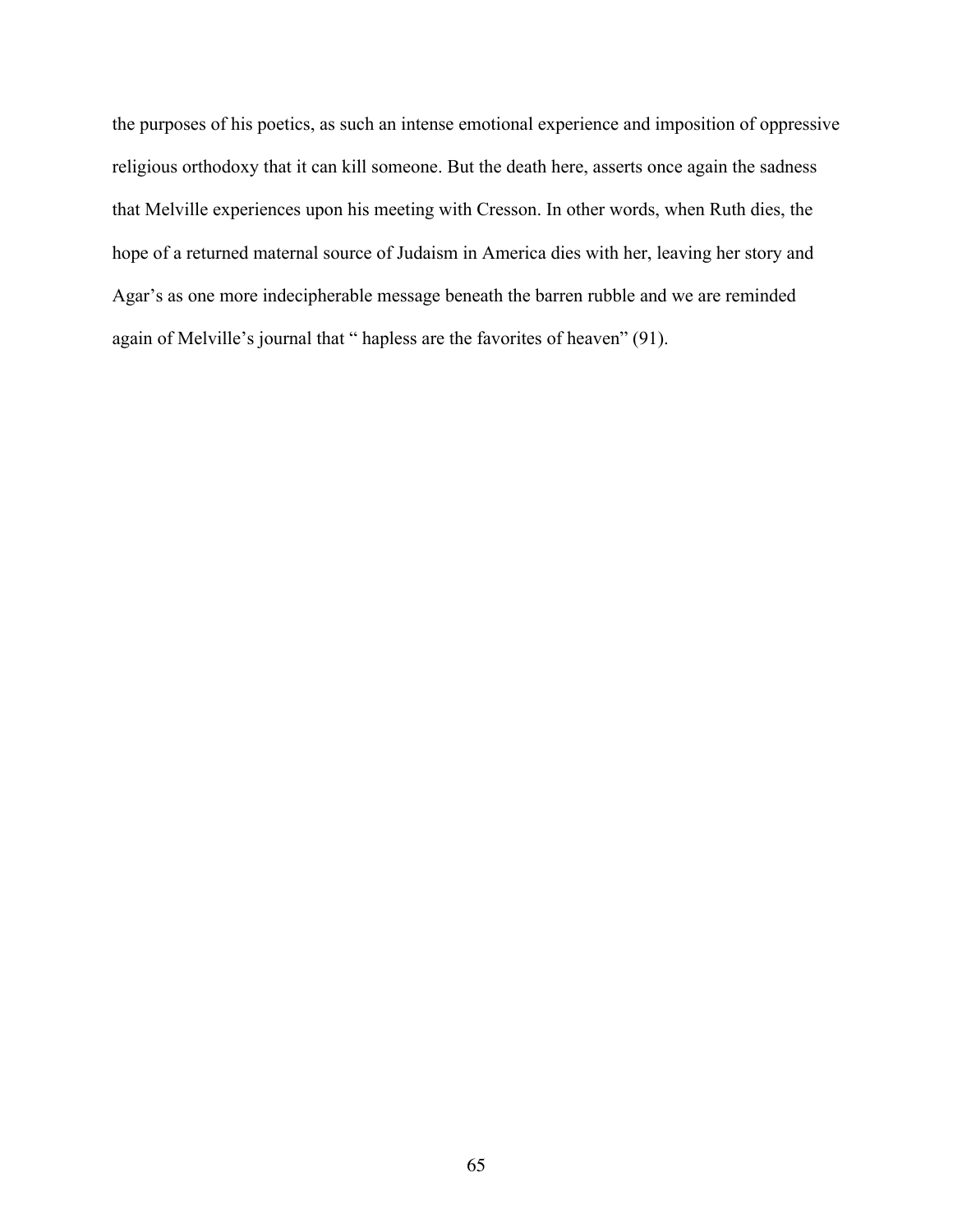the purposes of his poetics, as such an intense emotional experience and imposition of oppressive religious orthodoxy that it can kill someone. But the death here, asserts once again the sadness that Melville experiences upon his meeting with Cresson. In other words, when Ruth dies, the hope of a returned maternal source of Judaism in America dies with her, leaving her story and Agar's as one more indecipherable message beneath the barren rubble and we are reminded again of Melville's journal that " hapless are the favorites of heaven" (91).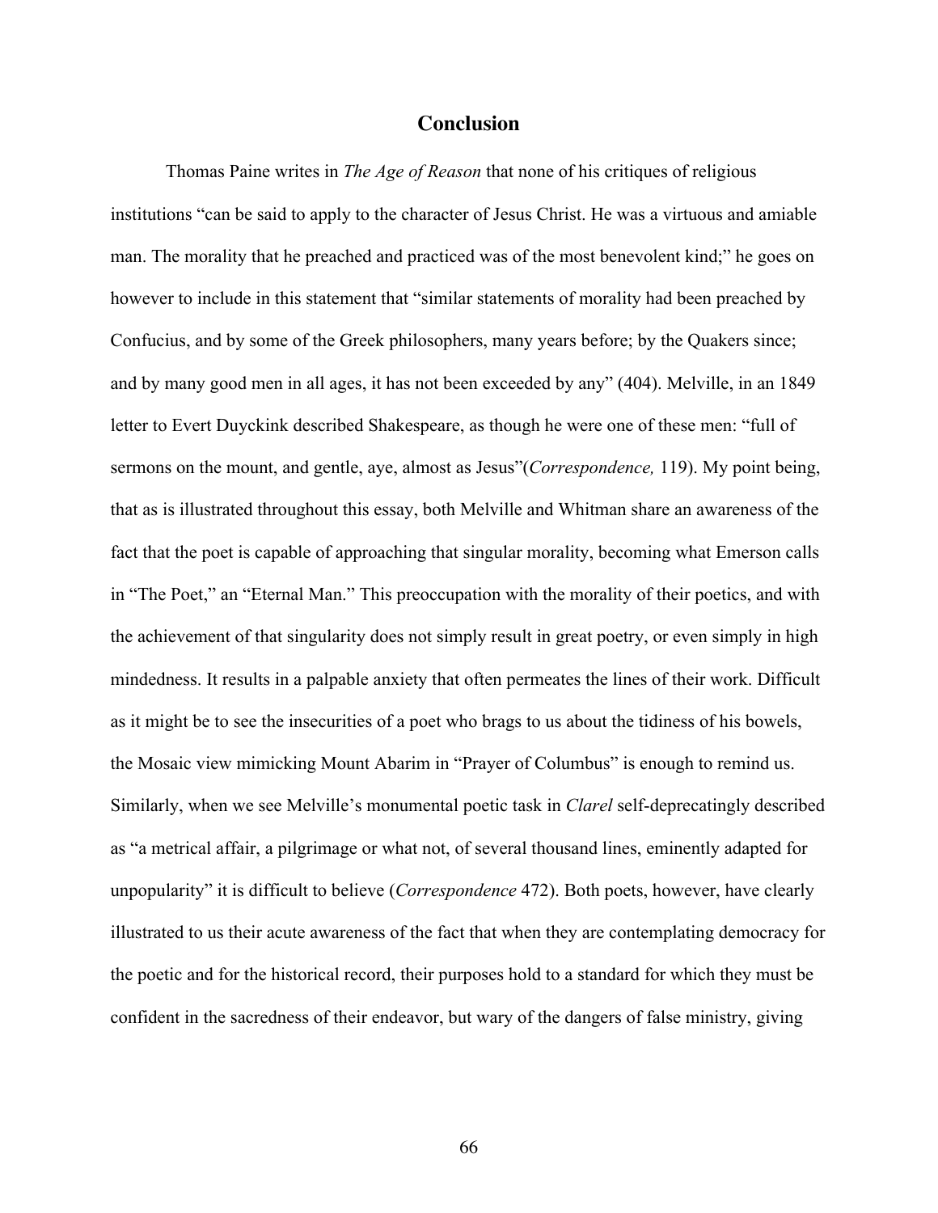# Conclusion

Thomas Paine writes in *The Age of Reason* that none of his critiques of religious institutions "can be said to apply to the character of Jesus Christ. He was a virtuous and amiable man. The morality that he preached and practiced was of the most benevolent kind;" he goes on however to include in this statement that "similar statements of morality had been preached by Confucius, and by some of the Greek philosophers, many years before; by the Quakers since; and by many good men in all ages, it has not been exceeded by any" (404). Melville, in an 1849 letter to Evert Duyckink described Shakespeare, as though he were one of these men: "full of sermons on the mount, and gentle, aye, almost as Jesus"(*Correspondence,* 119). My point being, that as is illustrated throughout this essay, both Melville and Whitman share an awareness of the fact that the poet is capable of approaching that singular morality, becoming what Emerson calls in "The Poet," an "Eternal Man." This preoccupation with the morality of their poetics, and with the achievement of that singularity does not simply result in great poetry, or even simply in high mindedness. It results in a palpable anxiety that often permeates the lines of their work. Difficult as it might be to see the insecurities of a poet who brags to us about the tidiness of his bowels, the Mosaic view mimicking Mount Abarim in "Prayer of Columbus" is enough to remind us. Similarly, when we see Melville's monumental poetic task in *Clarel* self-deprecatingly described as "a metrical affair, a pilgrimage or what not, of several thousand lines, eminently adapted for unpopularity" it is difficult to believe (*Correspondence* 472). Both poets, however, have clearly illustrated to us their acute awareness of the fact that when they are contemplating democracy for the poetic and for the historical record, their purposes hold to a standard for which they must be confident in the sacredness of their endeavor, but wary of the dangers of false ministry, giving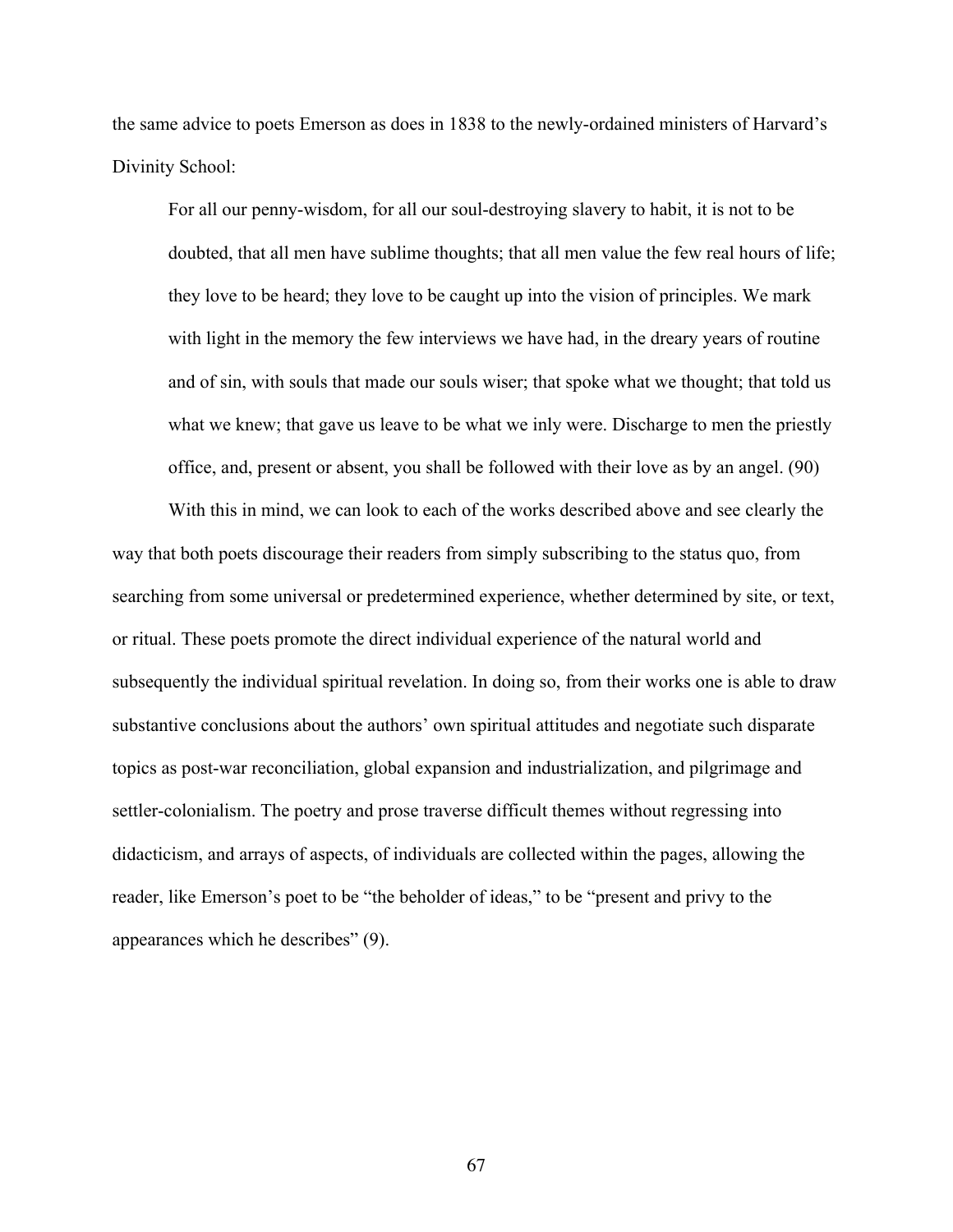the same advice to poets Emerson as does in 1838 to the newly-ordained ministers of Harvard's Divinity School:

> For all our penny-wisdom, for all our soul-destroying slavery to habit, it is not to be doubted, that all men have sublime thoughts; that all men value the few real hours of life; they love to be heard; they love to be caught up into the vision of principles. We mark with light in the memory the few interviews we have had, in the dreary years of routine and of sin, with souls that made our souls wiser; that spoke what we thought; that told us what we knew; that gave us leave to be what we inly were. Discharge to men the priestly office, and, present or absent, you shall be followed with their love as by an angel. (90)

With this in mind, we can look to each of the works described above and see clearly the way that both poets discourage their readers from simply subscribing to the status quo, from searching from some universal or predetermined experience, whether determined by site, or text, or ritual. These poets promote the direct individual experience of the natural world and subsequently the individual spiritual revelation. In doing so, from their works one is able to draw substantive conclusions about the authors' own spiritual attitudes and negotiate such disparate topics as post-war reconciliation, global expansion and industrialization, and pilgrimage and settler-colonialism. The poetry and prose traverse difficult themes without regressing into didacticism, and arrays of aspects, of individuals are collected within the pages, allowing the reader, like Emerson's poet to be "the beholder of ideas," to be "present and privy to the appearances which he describes" (9).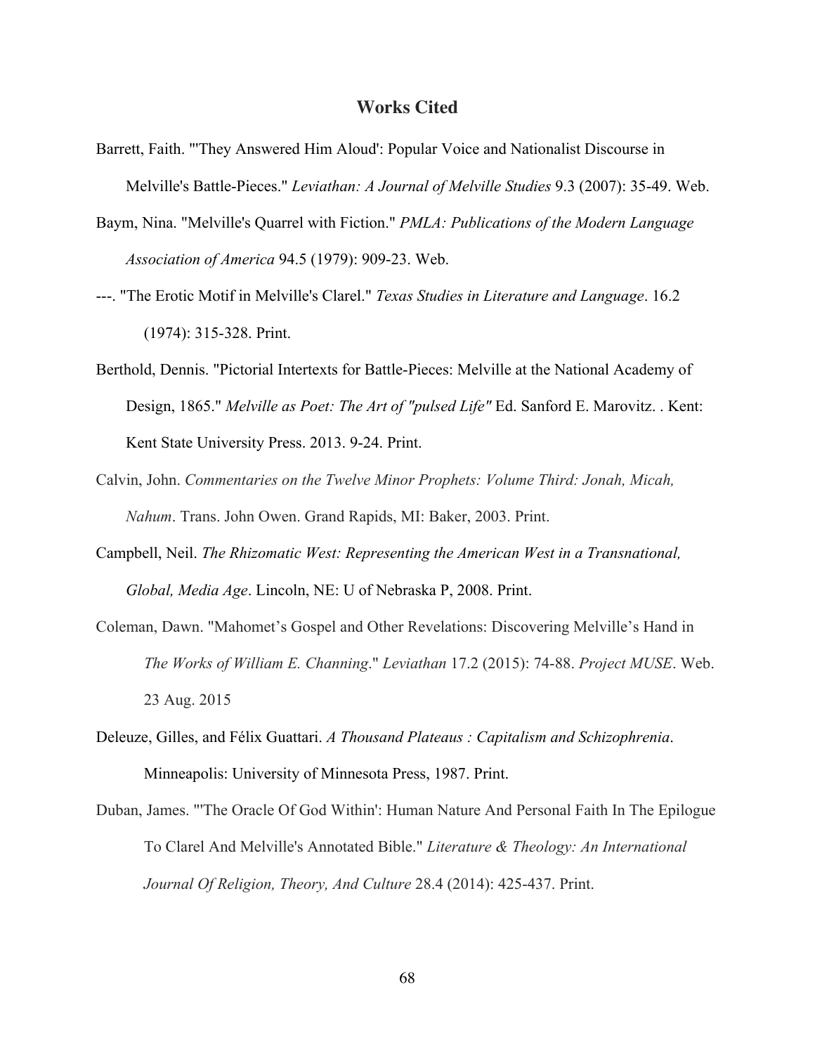## Works Cited

Barrett, Faith. "'They Answered Him Aloud': Popular Voice and Nationalist Discourse in Melville's Battle-Pieces." *Leviathan: A Journal of Melville Studies* 9.3 (2007): 35-49. Web.

Baym, Nina. "Melville's Quarrel with Fiction." *PMLA: Publications of the Modern Language Association of America* 94.5 (1979): 909-23. Web.

---. "The Erotic Motif in Melville's Clarel." *Texas Studies in Literature and Language*. 16.2 (1974): 315-328. Print.

Berthold, Dennis. "Pictorial Intertexts for Battle-Pieces: Melville at the National Academy of Design, 1865." *Melville as Poet: The Art of "pulsed Life"* Ed. Sanford E. Marovitz. . Kent: Kent State University Press. 2013. 9-24. Print.

Calvin, John. *Commentaries on the Twelve Minor Prophets: Volume Third: Jonah, Micah, Nahum*. Trans. John Owen. Grand Rapids, MI: Baker, 2003. Print.

Campbell, Neil. *The Rhizomatic West: Representing the American West in a Transnational, Global, Media Age*. Lincoln, NE: U of Nebraska P, 2008. Print.

Coleman, Dawn. "Mahomet's Gospel and Other Revelations: Discovering Melville's Hand in *The Works of William E. Channing*." *Leviathan* 17.2 (2015): 74-88. *Project MUSE*. Web. 23 Aug. 2015

Deleuze, Gilles, and Félix Guattari. *A Thousand Plateaus : Capitalism and Schizophrenia*. Minneapolis: University of Minnesota Press, 1987. Print.

Duban, James. "'The Oracle Of God Within': Human Nature And Personal Faith In The Epilogue To Clarel And Melville's Annotated Bible." *Literature & Theology: An International Journal Of Religion, Theory, And Culture* 28.4 (2014): 425-437. Print.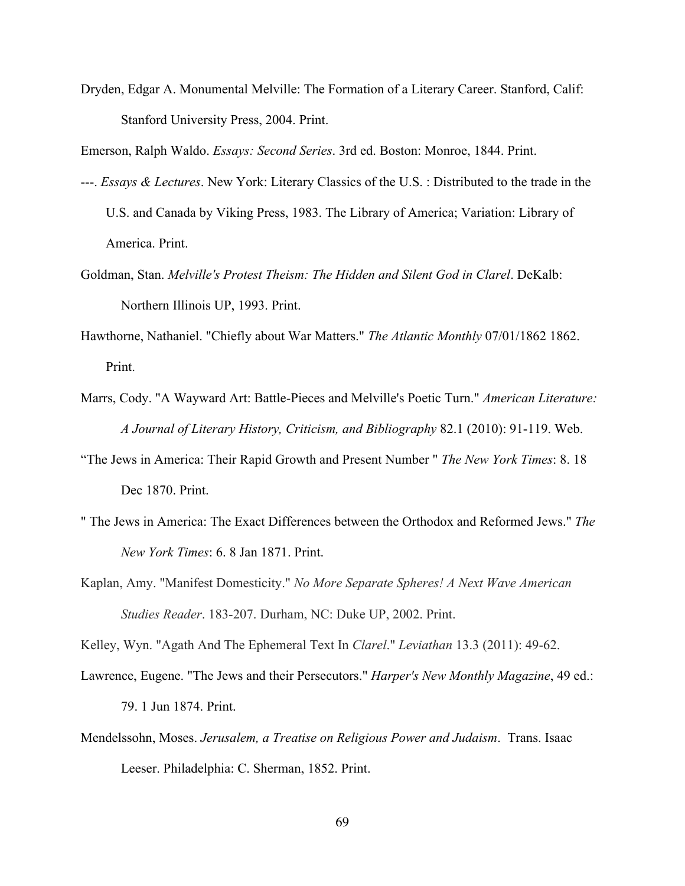Dryden, Edgar A. Monumental Melville: The Formation of a Literary Career. Stanford, Calif: Stanford University Press, 2004. Print.

Emerson, Ralph Waldo. *Essays: Second Series*. 3rd ed. Boston: Monroe, 1844. Print.

---. *Essays & Lectures*. New York: Literary Classics of the U.S. : Distributed to the trade in the U.S. and Canada by Viking Press, 1983. The Library of America; Variation: Library of America. Print.

Goldman, Stan. *Melville's Protest Theism: The Hidden and Silent God in Clarel*. DeKalb: Northern Illinois UP, 1993. Print.

Hawthorne, Nathaniel. "Chiefly about War Matters." *The Atlantic Monthly* 07/01/1862 1862. Print.

Marrs, Cody. "A Wayward Art: Battle-Pieces and Melville's Poetic Turn." *American Literature: A Journal of Literary History, Criticism, and Bibliography* 82.1 (2010): 91-119. Web.

"The Jews in America: Their Rapid Growth and Present Number " *The New York Times*: 8. 18 Dec 1870. Print.

" The Jews in America: The Exact Differences between the Orthodox and Reformed Jews." *The New York Times*: 6. 8 Jan 1871. Print.

Kaplan, Amy. "Manifest Domesticity." *No More Separate Spheres! A Next Wave American Studies Reader*. 183-207. Durham, NC: Duke UP, 2002. Print.

Kelley, Wyn. "Agath And The Ephemeral Text In *Clarel*." *Leviathan* 13.3 (2011): 49-62.

Lawrence, Eugene. "The Jews and their Persecutors." *Harper's New Monthly Magazine*, 49 ed.: 79. 1 Jun 1874. Print.

Mendelssohn, Moses. *Jerusalem, a Treatise on Religious Power and Judaism*. Trans. Isaac Leeser. Philadelphia: C. Sherman, 1852. Print.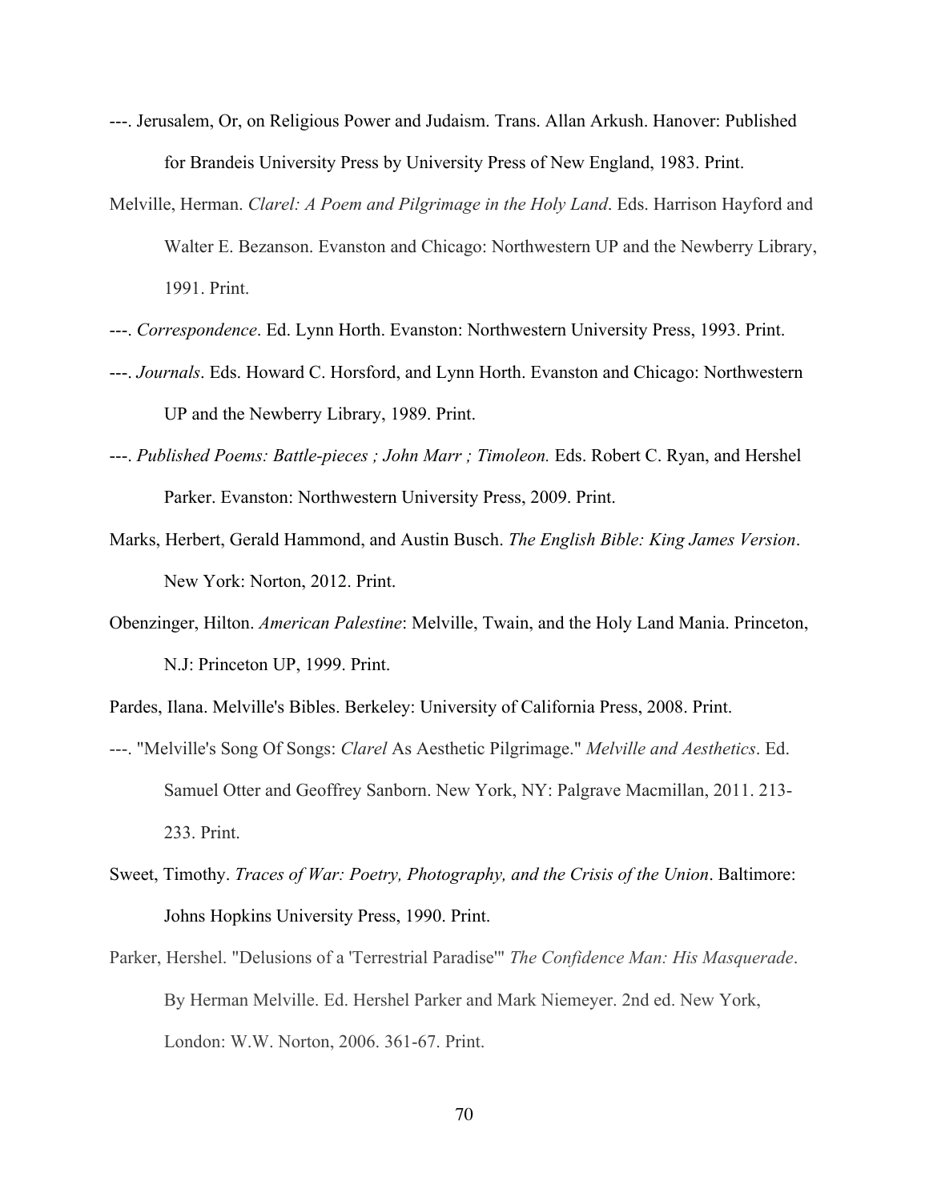---. Jerusalem, Or, on Religious Power and Judaism. Trans. Allan Arkush. Hanover: Published for Brandeis University Press by University Press of New England, 1983. Print.

Melville, Herman. *Clarel: A Poem and Pilgrimage in the Holy Land*. Eds. Harrison Hayford and Walter E. Bezanson. Evanston and Chicago: Northwestern UP and the Newberry Library, 1991. Print.

---. *Correspondence*. Ed. Lynn Horth. Evanston: Northwestern University Press, 1993. Print.

---. *Journals*. Eds. Howard C. Horsford, and Lynn Horth. Evanston and Chicago: Northwestern UP and the Newberry Library, 1989. Print.

---. *Published Poems: Battle-pieces ; John Marr ; Timoleon.* Eds. Robert C. Ryan, and Hershel Parker. Evanston: Northwestern University Press, 2009. Print.

Marks, Herbert, Gerald Hammond, and Austin Busch. *The English Bible: King James Version*. New York: Norton, 2012. Print.

Obenzinger, Hilton. *American Palestine*: Melville, Twain, and the Holy Land Mania. Princeton, N.J: Princeton UP, 1999. Print.

Pardes, Ilana. Melville's Bibles. Berkeley: University of California Press, 2008. Print.

---. "Melville's Song Of Songs: *Clarel* As Aesthetic Pilgrimage." *Melville and Aesthetics*. Ed. Samuel Otter and Geoffrey Sanborn. New York, NY: Palgrave Macmillan, 2011. 213-233. Print.

Sweet, Timothy. *Traces of War: Poetry, Photography, and the Crisis of the Union*. Baltimore: Johns Hopkins University Press, 1990. Print.

Parker, Hershel. "Delusions of a 'Terrestrial Paradise'" *The Confidence Man: His Masquerade*. By Herman Melville. Ed. Hershel Parker and Mark Niemeyer. 2nd ed. New York, London: W.W. Norton, 2006. 361-67. Print.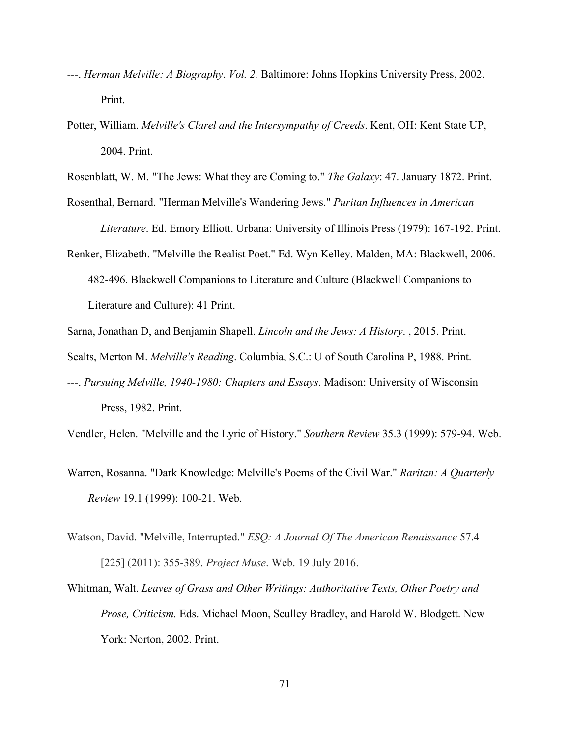---. *Herman Melville: A Biography*. *Vol. 2.* Baltimore: Johns Hopkins University Press, 2002. Print.

Potter, William. *Melville's Clarel and the Intersympathy of Creeds*. Kent, OH: Kent State UP, 2004. Print.

Rosenblatt, W. M. "The Jews: What they are Coming to." *The Galaxy*: 47. January 1872. Print.

Rosenthal, Bernard. "Herman Melville's Wandering Jews." *Puritan Influences in American Literature*. Ed. Emory Elliott. Urbana: University of Illinois Press (1979): 167-192. Print.

Renker, Elizabeth. "Melville the Realist Poet." Ed. Wyn Kelley. Malden, MA: Blackwell, 2006. 482-496. Blackwell Companions to Literature and Culture (Blackwell Companions to Literature and Culture): 41 Print.

Sarna, Jonathan D, and Benjamin Shapell. *Lincoln and the Jews: A History*. , 2015. Print.

Sealts, Merton M. *Melville's Reading*. Columbia, S.C.: U of South Carolina P, 1988. Print.

---. *Pursuing Melville, 1940-1980: Chapters and Essays*. Madison: University of Wisconsin Press, 1982. Print.

Vendler, Helen. "Melville and the Lyric of History." *Southern Review* 35.3 (1999): 579-94. Web.

Warren, Rosanna. "Dark Knowledge: Melville's Poems of the Civil War." *Raritan: A Quarterly Review* 19.1 (1999): 100-21. Web.

Watson, David. "Melville, Interrupted." *ESQ: A Journal Of The American Renaissance* 57.4 [225] (2011): 355-389. *Project Muse*. Web. 19 July 2016.

Whitman, Walt. *Leaves of Grass and Other Writings: Authoritative Texts, Other Poetry and Prose, Criticism.* Eds. Michael Moon, Sculley Bradley, and Harold W. Blodgett. New York: Norton, 2002. Print.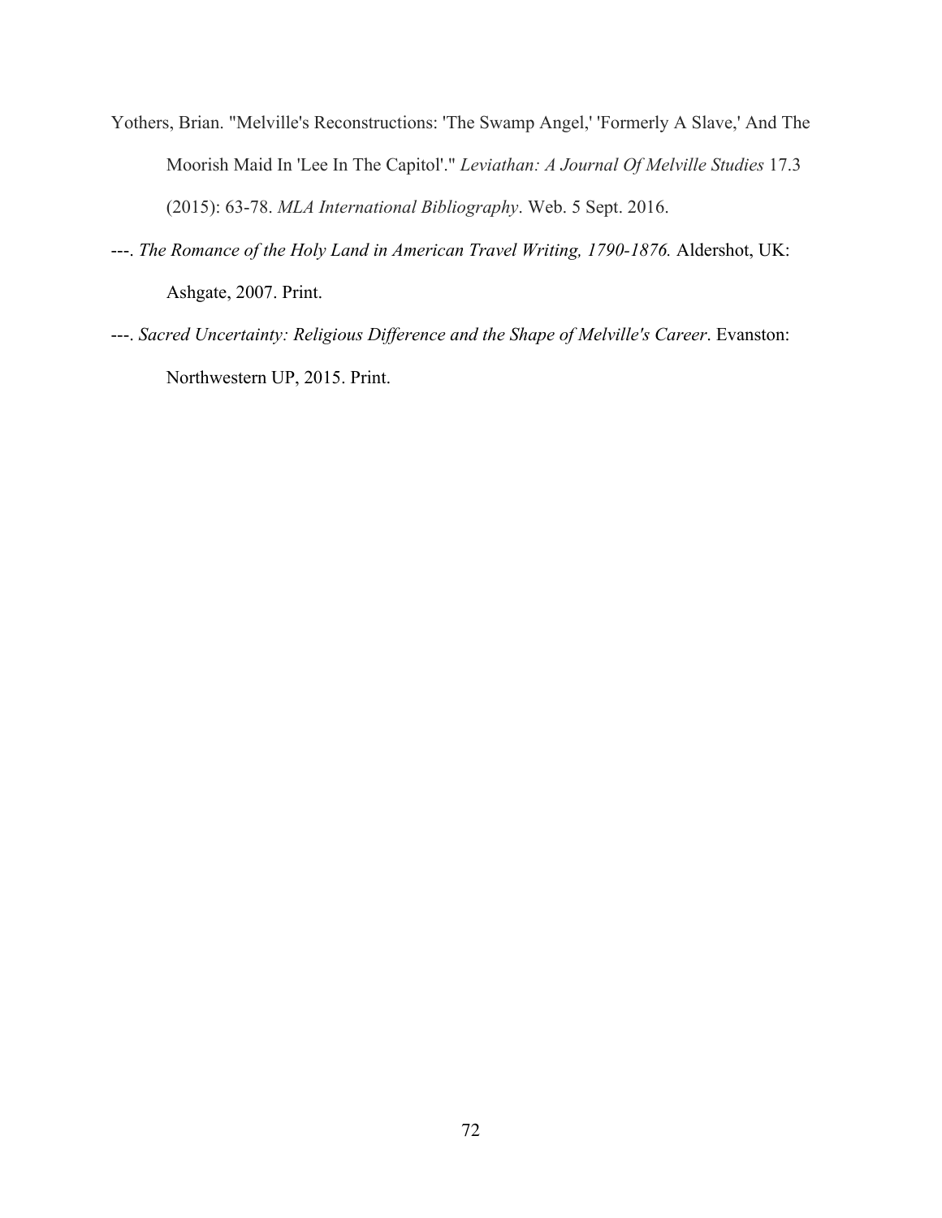Yothers, Brian. "Melville's Reconstructions: 'The Swamp Angel,' 'Formerly A Slave,' And The Moorish Maid In 'Lee In The Capitol'." *Leviathan: A Journal Of Melville Studies* 17.3 (2015): 63-78. *MLA International Bibliography*. Web. 5 Sept. 2016.

---. *The Romance of the Holy Land in American Travel Writing, 1790-1876.* Aldershot, UK: Ashgate, 2007. Print.

---. *Sacred Uncertainty: Religious Difference and the Shape of Melville's Career*. Evanston: Northwestern UP, 2015. Print.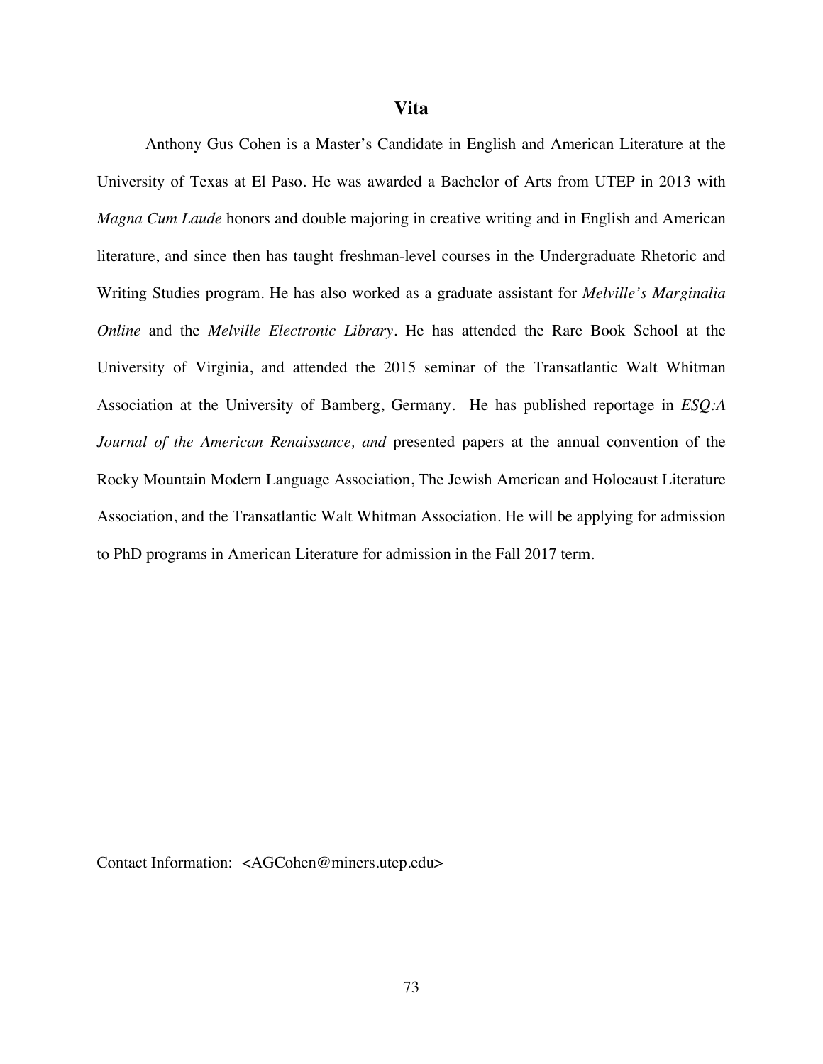# Vita

Anthony Gus Cohen is a Master's Candidate in English and American Literature at the University of Texas at El Paso. He was awarded a Bachelor of Arts from UTEP in 2013 with *Magna Cum Laude* honors and double majoring in creative writing and in English and American literature, and since then has taught freshman-level courses in the Undergraduate Rhetoric and Writing Studies program. He has also worked as a graduate assistant for *Melville's Marginalia Online* and the *Melville Electronic Library*. He has attended the Rare Book School at the University of Virginia, and attended the 2015 seminar of the Transatlantic Walt Whitman Association at the University of Bamberg, Germany. He has published reportage in *ESQ:A Journal of the American Renaissance, and* presented papers at the annual convention of the Rocky Mountain Modern Language Association, The Jewish American and Holocaust Literature Association, and the Transatlantic Walt Whitman Association. He will be applying for admission to PhD programs in American Literature for admission in the Fall 2017 term.

Contact Information: <AGCohen@miners.utep.edu>